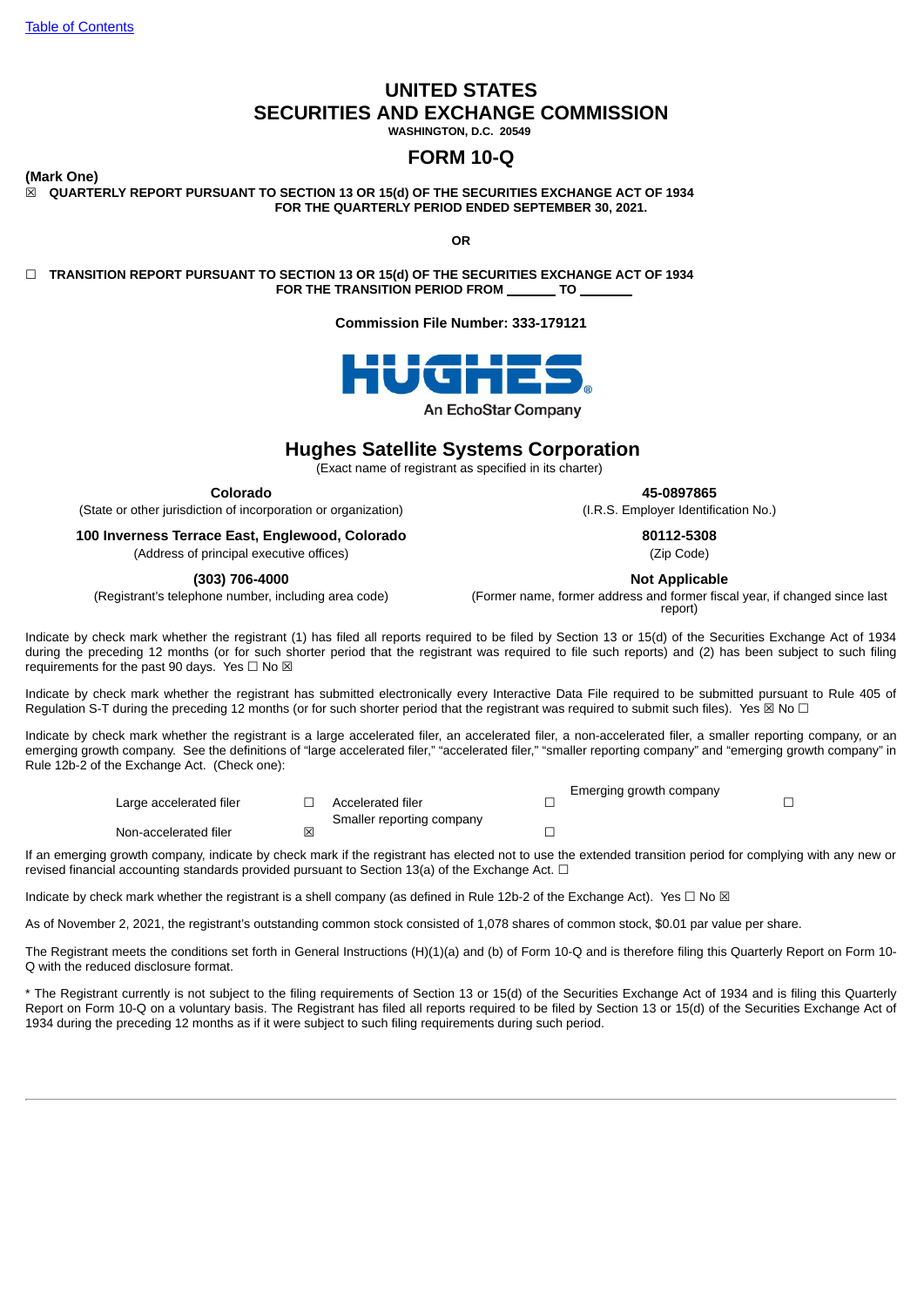Table of Contents

# UNITED STATES
# SECURITIES AND EXCHANGE COMMISSION

**WASHINGTON, D.C. 20549**

## FORM 10-Q

**(Mark One)**

☒ **QUARTERLY REPORT PURSUANT TO SECTION 13 OR 15(d) OF THE SECURITIES EXCHANGE ACT OF 1934**
**FOR THE QUARTERLY PERIOD ENDED SEPTEMBER 30, 2021.**

**OR**

☐ **TRANSITION REPORT PURSUANT TO SECTION 13 OR 15(d) OF THE SECURITIES EXCHANGE ACT OF 1934**
**FOR THE TRANSITION PERIOD FROM _______ TO _______**

**Commission File Number: 333-179121**

HUGHES®
An EchoStar Company

## Hughes Satellite Systems Corporation

(Exact name of registrant as specified in its charter)

| | |
|---|---|
| **Colorado** | **45-0897865** |
| (State or other jurisdiction of incorporation or organization) | (I.R.S. Employer Identification No.) |
| **100 Inverness Terrace East, Englewood, Colorado** | **80112-5308** |
| (Address of principal executive offices) | (Zip Code) |
| **(303) 706-4000** | **Not Applicable** |
| (Registrant's telephone number, including area code) | (Former name, former address and former fiscal year, if changed since last report) |

Indicate by check mark whether the registrant (1) has filed all reports required to be filed by Section 13 or 15(d) of the Securities Exchange Act of 1934 during the preceding 12 months (or for such shorter period that the registrant was required to file such reports) and (2) has been subject to such filing requirements for the past 90 days. Yes ☐ No ☒

Indicate by check mark whether the registrant has submitted electronically every Interactive Data File required to be submitted pursuant to Rule 405 of Regulation S-T during the preceding 12 months (or for such shorter period that the registrant was required to submit such files). Yes ☒ No ☐

Indicate by check mark whether the registrant is a large accelerated filer, an accelerated filer, a non-accelerated filer, a smaller reporting company, or an emerging growth company. See the definitions of "large accelerated filer," "accelerated filer," "smaller reporting company" and "emerging growth company" in Rule 12b-2 of the Exchange Act. (Check one):

| | | | | | |
|---|---|---|---|---|---|
| Large accelerated filer | ☐ | Accelerated filer | ☐ | Emerging growth company | ☐ |
| Non-accelerated filer | ☒ | Smaller reporting company | ☐ | | |

If an emerging growth company, indicate by check mark if the registrant has elected not to use the extended transition period for complying with any new or revised financial accounting standards provided pursuant to Section 13(a) of the Exchange Act. ☐

Indicate by check mark whether the registrant is a shell company (as defined in Rule 12b-2 of the Exchange Act). Yes ☐ No ☒

As of November 2, 2021, the registrant's outstanding common stock consisted of 1,078 shares of common stock, $0.01 par value per share.

The Registrant meets the conditions set forth in General Instructions (H)(1)(a) and (b) of Form 10-Q and is therefore filing this Quarterly Report on Form 10-Q with the reduced disclosure format.

* The Registrant currently is not subject to the filing requirements of Section 13 or 15(d) of the Securities Exchange Act of 1934 and is filing this Quarterly Report on Form 10-Q on a voluntary basis. The Registrant has filed all reports required to be filed by Section 13 or 15(d) of the Securities Exchange Act of 1934 during the preceding 12 months as if it were subject to such filing requirements during such period.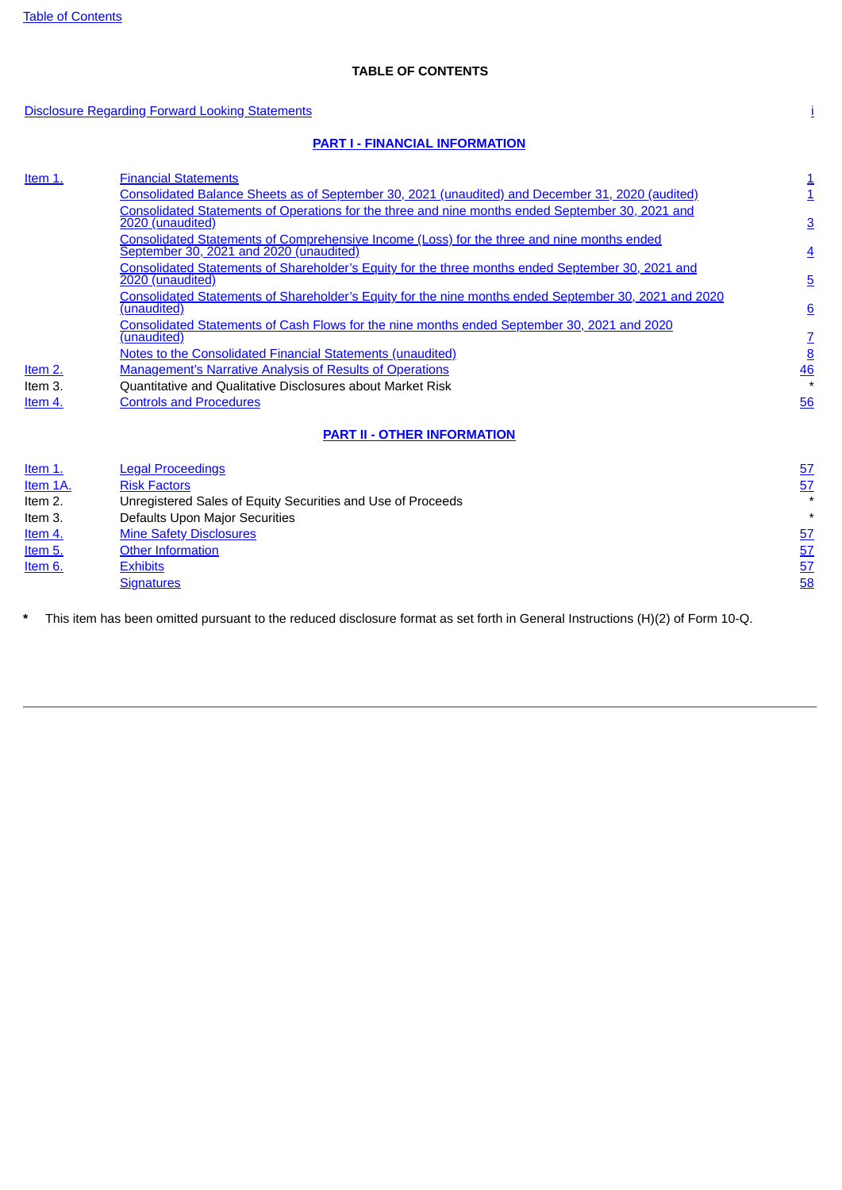## TABLE OF CONTENTS

| | | |
|---|---|---|
| Disclosure Regarding Forward Looking Statements | | i |

**PART I - FINANCIAL INFORMATION**

| | | |
|---|---|---|
| Item 1. | Financial Statements | 1 |
| | Consolidated Balance Sheets as of September 30, 2021 (unaudited) and December 31, 2020 (audited) | 1 |
| | Consolidated Statements of Operations for the three and nine months ended September 30, 2021 and 2020 (unaudited) | 3 |
| | Consolidated Statements of Comprehensive Income (Loss) for the three and nine months ended September 30, 2021 and 2020 (unaudited) | 4 |
| | Consolidated Statements of Shareholder's Equity for the three months ended September 30, 2021 and 2020 (unaudited) | 5 |
| | Consolidated Statements of Shareholder's Equity for the nine months ended September 30, 2021 and 2020 (unaudited) | 6 |
| | Consolidated Statements of Cash Flows for the nine months ended September 30, 2021 and 2020 (unaudited) | 7 |
| | Notes to the Consolidated Financial Statements (unaudited) | 8 |
| Item 2. | Management's Narrative Analysis of Results of Operations | 46 |
| Item 3. | Quantitative and Qualitative Disclosures about Market Risk | * |
| Item 4. | Controls and Procedures | 56 |

**PART II - OTHER INFORMATION**

| | | |
|---|---|---|
| Item 1. | Legal Proceedings | 57 |
| Item 1A. | Risk Factors | 57 |
| Item 2. | Unregistered Sales of Equity Securities and Use of Proceeds | * |
| Item 3. | Defaults Upon Major Securities | * |
| Item 4. | Mine Safety Disclosures | 57 |
| Item 5. | Other Information | 57 |
| Item 6. | Exhibits | 57 |
| | Signatures | 58 |

**\*** This item has been omitted pursuant to the reduced disclosure format as set forth in General Instructions (H)(2) of Form 10-Q.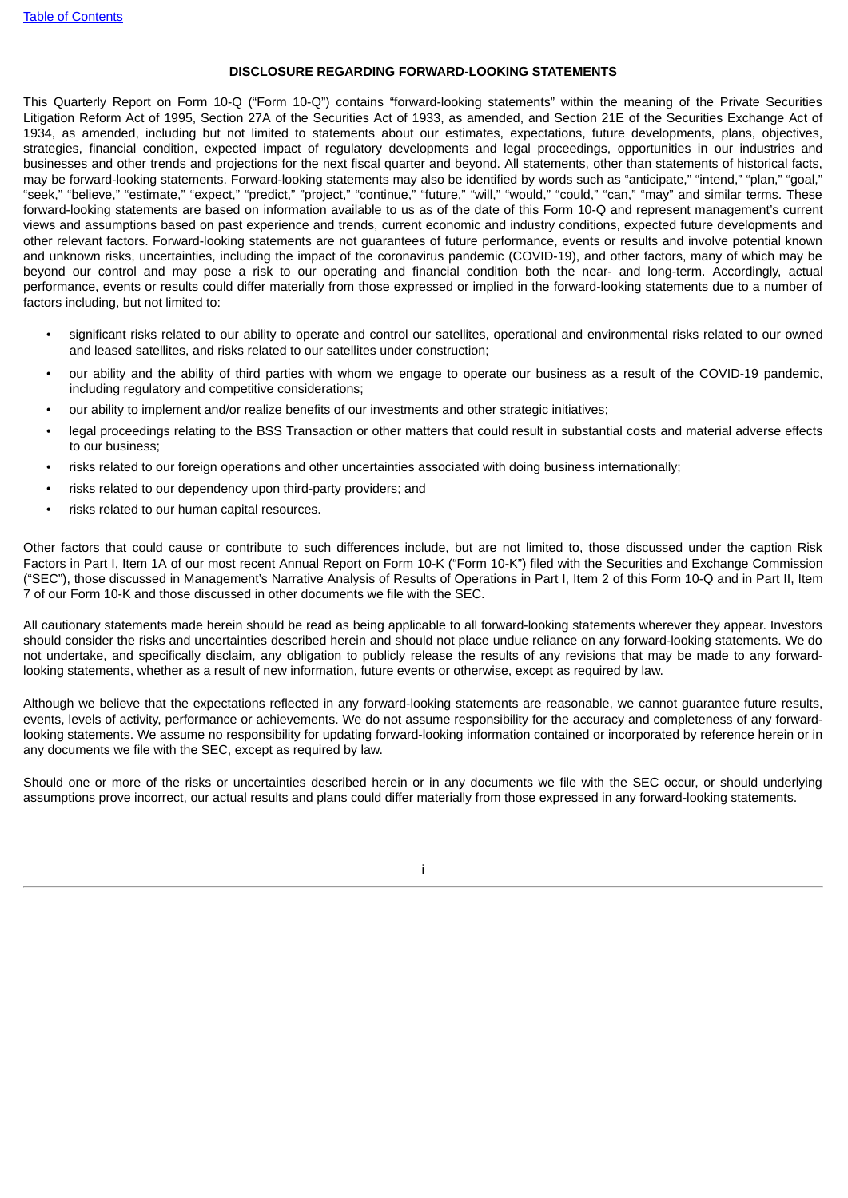**DISCLOSURE REGARDING FORWARD-LOOKING STATEMENTS**

This Quarterly Report on Form 10-Q ("Form 10-Q") contains "forward-looking statements" within the meaning of the Private Securities Litigation Reform Act of 1995, Section 27A of the Securities Act of 1933, as amended, and Section 21E of the Securities Exchange Act of 1934, as amended, including but not limited to statements about our estimates, expectations, future developments, plans, objectives, strategies, financial condition, expected impact of regulatory developments and legal proceedings, opportunities in our industries and businesses and other trends and projections for the next fiscal quarter and beyond. All statements, other than statements of historical facts, may be forward-looking statements. Forward-looking statements may also be identified by words such as "anticipate," "intend," "plan," "goal," "seek," "believe," "estimate," "expect," "predict," "project," "continue," "future," "will," "would," "could," "can," "may" and similar terms. These forward-looking statements are based on information available to us as of the date of this Form 10-Q and represent management's current views and assumptions based on past experience and trends, current economic and industry conditions, expected future developments and other relevant factors. Forward-looking statements are not guarantees of future performance, events or results and involve potential known and unknown risks, uncertainties, including the impact of the coronavirus pandemic (COVID-19), and other factors, many of which may be beyond our control and may pose a risk to our operating and financial condition both the near- and long-term. Accordingly, actual performance, events or results could differ materially from those expressed or implied in the forward-looking statements due to a number of factors including, but not limited to:

- significant risks related to our ability to operate and control our satellites, operational and environmental risks related to our owned and leased satellites, and risks related to our satellites under construction;
- our ability and the ability of third parties with whom we engage to operate our business as a result of the COVID-19 pandemic, including regulatory and competitive considerations;
- our ability to implement and/or realize benefits of our investments and other strategic initiatives;
- legal proceedings relating to the BSS Transaction or other matters that could result in substantial costs and material adverse effects to our business;
- risks related to our foreign operations and other uncertainties associated with doing business internationally;
- risks related to our dependency upon third-party providers; and
- risks related to our human capital resources.

Other factors that could cause or contribute to such differences include, but are not limited to, those discussed under the caption Risk Factors in Part I, Item 1A of our most recent Annual Report on Form 10-K ("Form 10-K") filed with the Securities and Exchange Commission ("SEC"), those discussed in Management's Narrative Analysis of Results of Operations in Part I, Item 2 of this Form 10-Q and in Part II, Item 7 of our Form 10-K and those discussed in other documents we file with the SEC.

All cautionary statements made herein should be read as being applicable to all forward-looking statements wherever they appear. Investors should consider the risks and uncertainties described herein and should not place undue reliance on any forward-looking statements. We do not undertake, and specifically disclaim, any obligation to publicly release the results of any revisions that may be made to any forward-looking statements, whether as a result of new information, future events or otherwise, except as required by law.

Although we believe that the expectations reflected in any forward-looking statements are reasonable, we cannot guarantee future results, events, levels of activity, performance or achievements. We do not assume responsibility for the accuracy and completeness of any forward-looking statements. We assume no responsibility for updating forward-looking information contained or incorporated by reference herein or in any documents we file with the SEC, except as required by law.

Should one or more of the risks or uncertainties described herein or in any documents we file with the SEC occur, or should underlying assumptions prove incorrect, our actual results and plans could differ materially from those expressed in any forward-looking statements.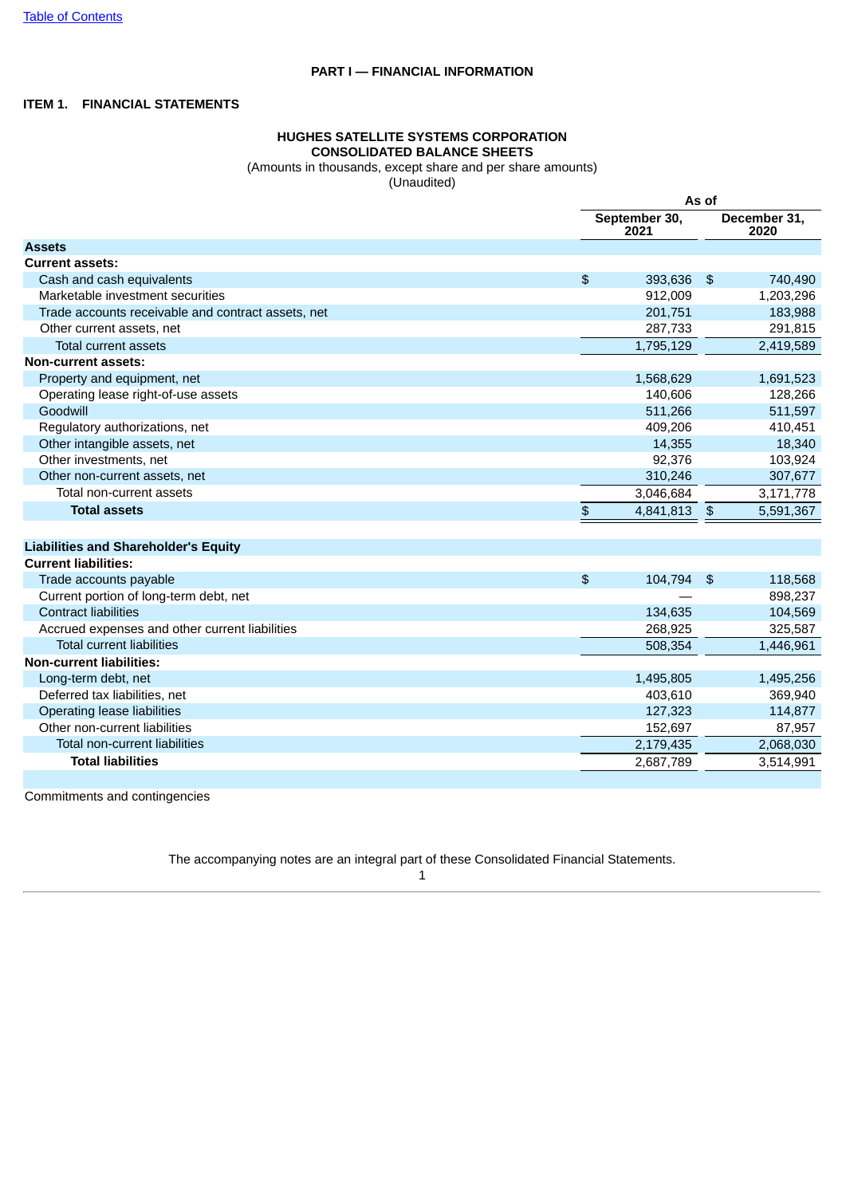[Table of Contents](#)

## PART I — FINANCIAL INFORMATION

### ITEM 1. FINANCIAL STATEMENTS

**HUGHES SATELLITE SYSTEMS CORPORATION**
**CONSOLIDATED BALANCE SHEETS**
(Amounts in thousands, except share and per share amounts)
(Unaudited)

| | As of | |
|---|---|---|
| | September 30, 2021 | December 31, 2020 |
| **Assets** | | |
| **Current assets:** | | |
| Cash and cash equivalents | $ 393,636 | $ 740,490 |
| Marketable investment securities | 912,009 | 1,203,296 |
| Trade accounts receivable and contract assets, net | 201,751 | 183,988 |
| Other current assets, net | 287,733 | 291,815 |
| Total current assets | 1,795,129 | 2,419,589 |
| **Non-current assets:** | | |
| Property and equipment, net | 1,568,629 | 1,691,523 |
| Operating lease right-of-use assets | 140,606 | 128,266 |
| Goodwill | 511,266 | 511,597 |
| Regulatory authorizations, net | 409,206 | 410,451 |
| Other intangible assets, net | 14,355 | 18,340 |
| Other investments, net | 92,376 | 103,924 |
| Other non-current assets, net | 310,246 | 307,677 |
| Total non-current assets | 3,046,684 | 3,171,778 |
| **Total assets** | $ 4,841,813 | $ 5,591,367 |
| | | |
| **Liabilities and Shareholder's Equity** | | |
| **Current liabilities:** | | |
| Trade accounts payable | $ 104,794 | $ 118,568 |
| Current portion of long-term debt, net | — | 898,237 |
| Contract liabilities | 134,635 | 104,569 |
| Accrued expenses and other current liabilities | 268,925 | 325,587 |
| Total current liabilities | 508,354 | 1,446,961 |
| **Non-current liabilities:** | | |
| Long-term debt, net | 1,495,805 | 1,495,256 |
| Deferred tax liabilities, net | 403,610 | 369,940 |
| Operating lease liabilities | 127,323 | 114,877 |
| Other non-current liabilities | 152,697 | 87,957 |
| Total non-current liabilities | 2,179,435 | 2,068,030 |
| **Total liabilities** | 2,687,789 | 3,514,991 |
| | | |
| Commitments and contingencies | | |

The accompanying notes are an integral part of these Consolidated Financial Statements.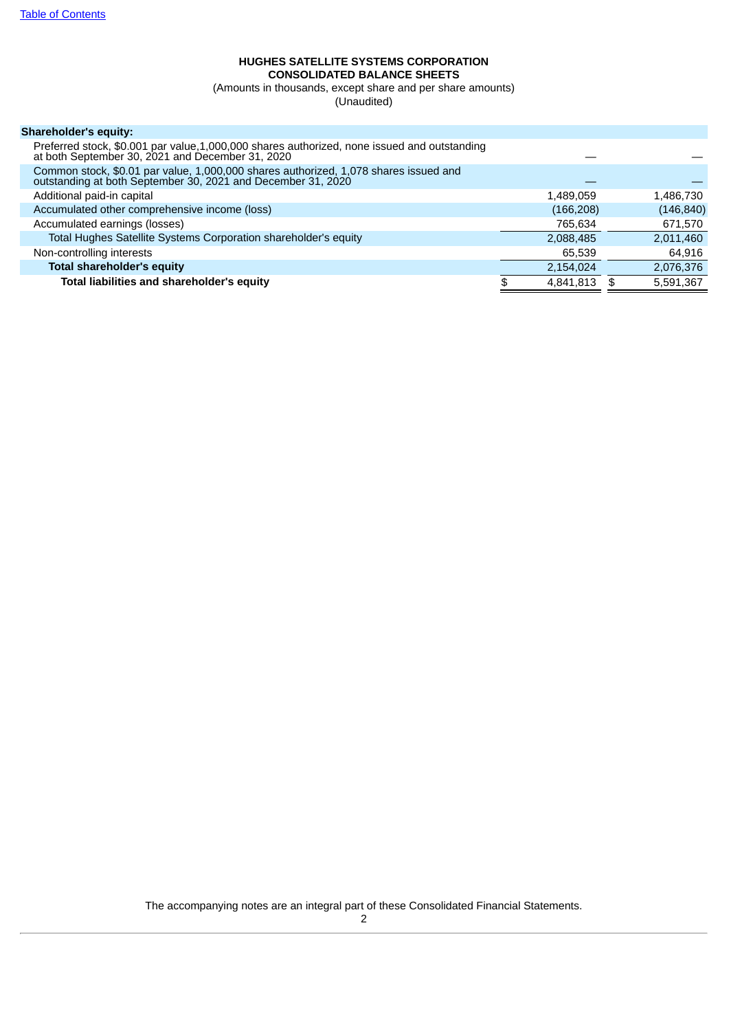**HUGHES SATELLITE SYSTEMS CORPORATION**
**CONSOLIDATED BALANCE SHEETS**
(Amounts in thousands, except share and per share amounts)
(Unaudited)

| | September 30, 2021 | December 31, 2020 |
|---|---|---|
| **Shareholder's equity:** | | |
| Preferred stock, $0.001 par value,1,000,000 shares authorized, none issued and outstanding at both September 30, 2021 and December 31, 2020 | — | — |
| Common stock, $0.01 par value, 1,000,000 shares authorized, 1,078 shares issued and outstanding at both September 30, 2021 and December 31, 2020 | — | — |
| Additional paid-in capital | 1,489,059 | 1,486,730 |
| Accumulated other comprehensive income (loss) | (166,208) | (146,840) |
| Accumulated earnings (losses) | 765,634 | 671,570 |
| Total Hughes Satellite Systems Corporation shareholder's equity | 2,088,485 | 2,011,460 |
| Non-controlling interests | 65,539 | 64,916 |
| **Total shareholder's equity** | 2,154,024 | 2,076,376 |
| **Total liabilities and shareholder's equity** | $ 4,841,813 | $ 5,591,367 |

The accompanying notes are an integral part of these Consolidated Financial Statements.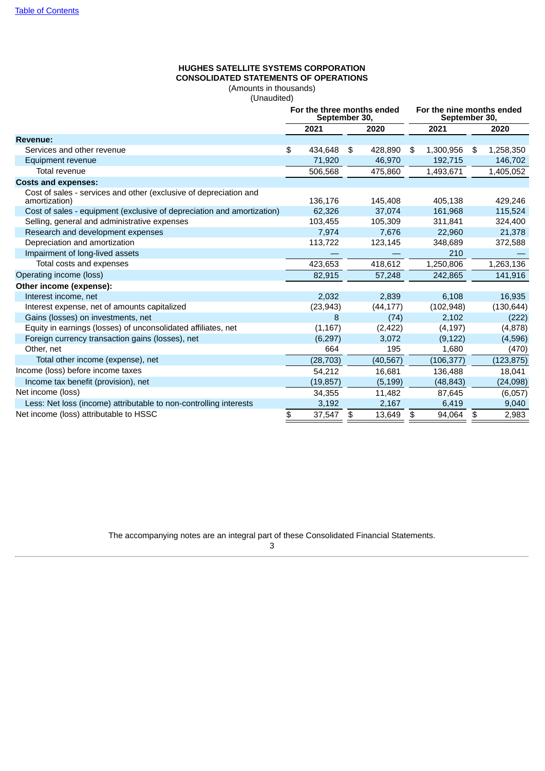[Table of Contents](#)

**HUGHES SATELLITE SYSTEMS CORPORATION**
**CONSOLIDATED STATEMENTS OF OPERATIONS**
(Amounts in thousands)
(Unaudited)

| | For the three months ended September 30, | | For the nine months ended September 30, | |
|---|---|---|---|---|
| | 2021 | 2020 | 2021 | 2020 |
| **Revenue:** | | | | |
| Services and other revenue | $ 434,648 | $ 428,890 | $ 1,300,956 | $ 1,258,350 |
| Equipment revenue | 71,920 | 46,970 | 192,715 | 146,702 |
| Total revenue | 506,568 | 475,860 | 1,493,671 | 1,405,052 |
| **Costs and expenses:** | | | | |
| Cost of sales - services and other (exclusive of depreciation and amortization) | 136,176 | 145,408 | 405,138 | 429,246 |
| Cost of sales - equipment (exclusive of depreciation and amortization) | 62,326 | 37,074 | 161,968 | 115,524 |
| Selling, general and administrative expenses | 103,455 | 105,309 | 311,841 | 324,400 |
| Research and development expenses | 7,974 | 7,676 | 22,960 | 21,378 |
| Depreciation and amortization | 113,722 | 123,145 | 348,689 | 372,588 |
| Impairment of long-lived assets | — | — | 210 | — |
| Total costs and expenses | 423,653 | 418,612 | 1,250,806 | 1,263,136 |
| Operating income (loss) | 82,915 | 57,248 | 242,865 | 141,916 |
| **Other income (expense):** | | | | |
| Interest income, net | 2,032 | 2,839 | 6,108 | 16,935 |
| Interest expense, net of amounts capitalized | (23,943) | (44,177) | (102,948) | (130,644) |
| Gains (losses) on investments, net | 8 | (74) | 2,102 | (222) |
| Equity in earnings (losses) of unconsolidated affiliates, net | (1,167) | (2,422) | (4,197) | (4,878) |
| Foreign currency transaction gains (losses), net | (6,297) | 3,072 | (9,122) | (4,596) |
| Other, net | 664 | 195 | 1,680 | (470) |
| Total other income (expense), net | (28,703) | (40,567) | (106,377) | (123,875) |
| Income (loss) before income taxes | 54,212 | 16,681 | 136,488 | 18,041 |
| Income tax benefit (provision), net | (19,857) | (5,199) | (48,843) | (24,098) |
| Net income (loss) | 34,355 | 11,482 | 87,645 | (6,057) |
| Less: Net loss (income) attributable to non-controlling interests | 3,192 | 2,167 | 6,419 | 9,040 |
| Net income (loss) attributable to HSSC | $ 37,547 | $ 13,649 | $ 94,064 | $ 2,983 |

The accompanying notes are an integral part of these Consolidated Financial Statements.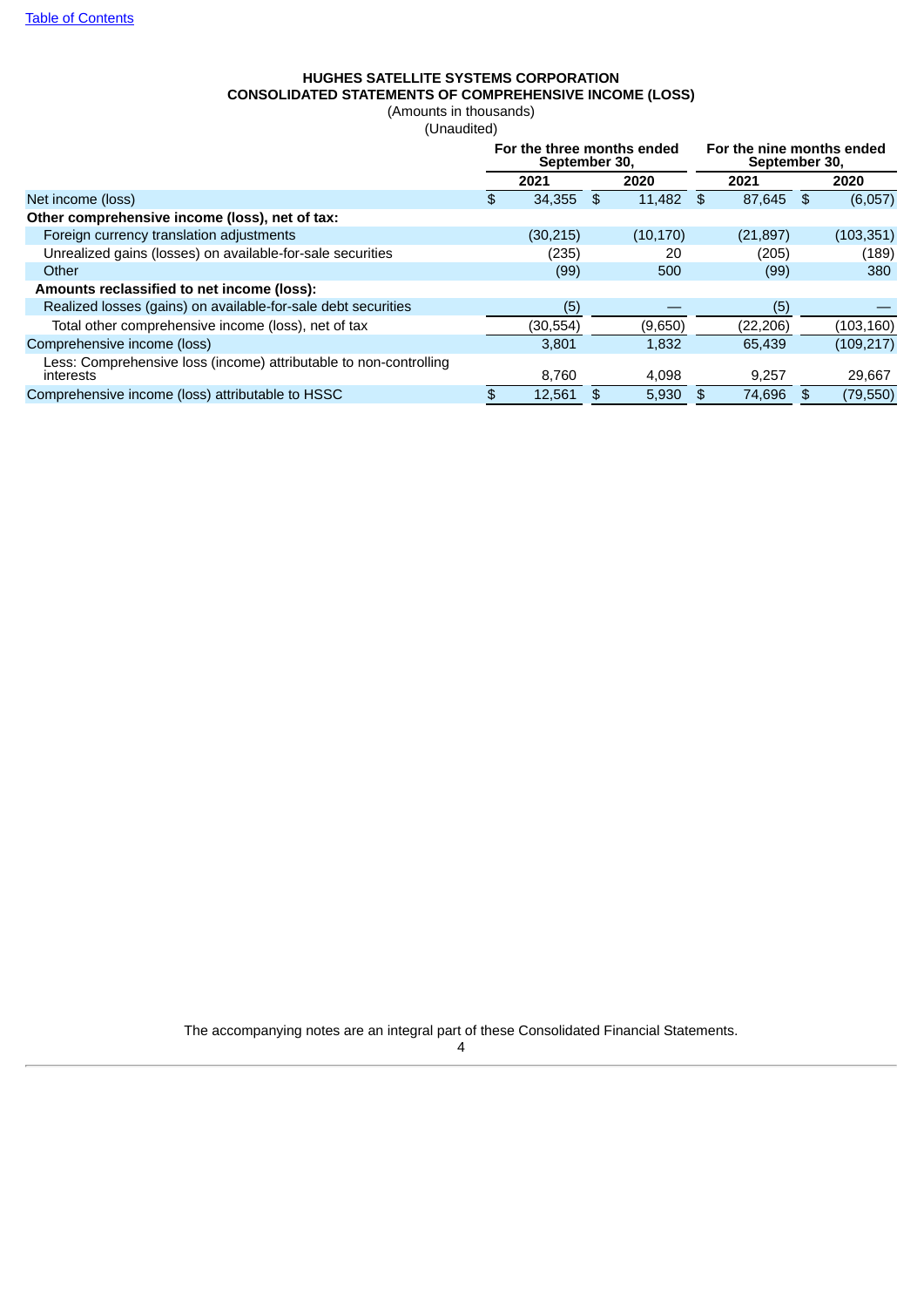# HUGHES SATELLITE SYSTEMS CORPORATION
## CONSOLIDATED STATEMENTS OF COMPREHENSIVE INCOME (LOSS)

(Amounts in thousands)
(Unaudited)

| | For the three months ended September 30, | | For the nine months ended September 30, | |
|---|---|---|---|---|
| | 2021 | 2020 | 2021 | 2020 |
| Net income (loss) | $ 34,355 | $ 11,482 | $ 87,645 | $ (6,057) |
| **Other comprehensive income (loss), net of tax:** | | | | |
| Foreign currency translation adjustments | (30,215) | (10,170) | (21,897) | (103,351) |
| Unrealized gains (losses) on available-for-sale securities | (235) | 20 | (205) | (189) |
| Other | (99) | 500 | (99) | 380 |
| **Amounts reclassified to net income (loss):** | | | | |
| Realized losses (gains) on available-for-sale debt securities | (5) | — | (5) | — |
| Total other comprehensive income (loss), net of tax | (30,554) | (9,650) | (22,206) | (103,160) |
| Comprehensive income (loss) | 3,801 | 1,832 | 65,439 | (109,217) |
| Less: Comprehensive loss (income) attributable to non-controlling interests | 8,760 | 4,098 | 9,257 | 29,667 |
| Comprehensive income (loss) attributable to HSSC | $ 12,561 | $ 5,930 | $ 74,696 | $ (79,550) |

The accompanying notes are an integral part of these Consolidated Financial Statements.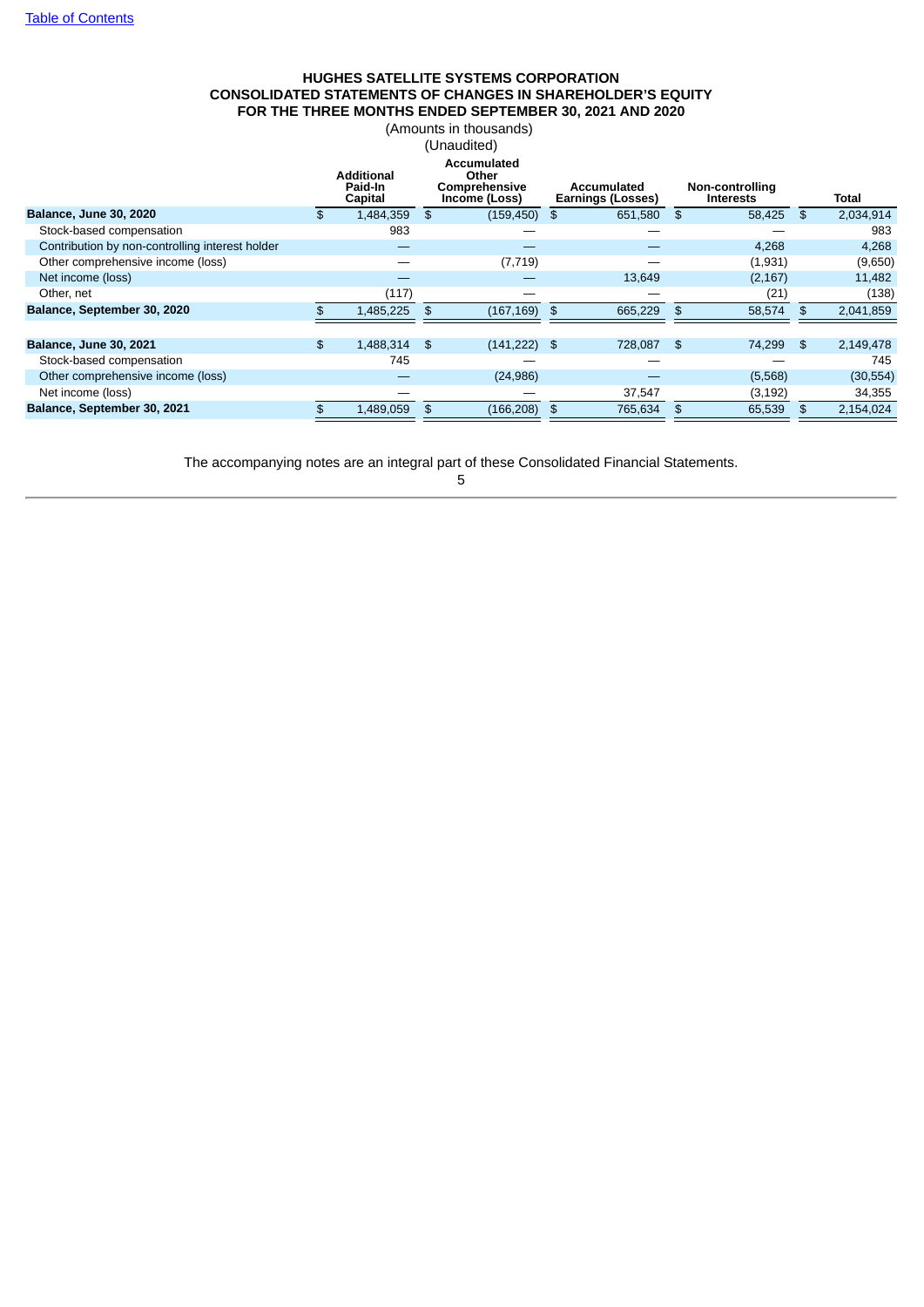# HUGHES SATELLITE SYSTEMS CORPORATION
## CONSOLIDATED STATEMENTS OF CHANGES IN SHAREHOLDER'S EQUITY
## FOR THE THREE MONTHS ENDED SEPTEMBER 30, 2021 AND 2020

(Amounts in thousands)
(Unaudited)

| | Additional Paid-In Capital | Accumulated Other Comprehensive Income (Loss) | Accumulated Earnings (Losses) | Non-controlling Interests | Total |
|---|---|---|---|---|---|
| **Balance, June 30, 2020** | $ 1,484,359 | $ (159,450) | $ 651,580 | $ 58,425 | $ 2,034,914 |
| Stock-based compensation | 983 | — | — | — | 983 |
| Contribution by non-controlling interest holder | — | — | — | 4,268 | 4,268 |
| Other comprehensive income (loss) | — | (7,719) | — | (1,931) | (9,650) |
| Net income (loss) | — | — | 13,649 | (2,167) | 11,482 |
| Other, net | (117) | — | — | (21) | (138) |
| **Balance, September 30, 2020** | $ 1,485,225 | $ (167,169) | $ 665,229 | $ 58,574 | $ 2,041,859 |
| | | | | | |
| **Balance, June 30, 2021** | $ 1,488,314 | $ (141,222) | $ 728,087 | $ 74,299 | $ 2,149,478 |
| Stock-based compensation | 745 | — | — | — | 745 |
| Other comprehensive income (loss) | — | (24,986) | — | (5,568) | (30,554) |
| Net income (loss) | — | — | 37,547 | (3,192) | 34,355 |
| **Balance, September 30, 2021** | $ 1,489,059 | $ (166,208) | $ 765,634 | $ 65,539 | $ 2,154,024 |

The accompanying notes are an integral part of these Consolidated Financial Statements.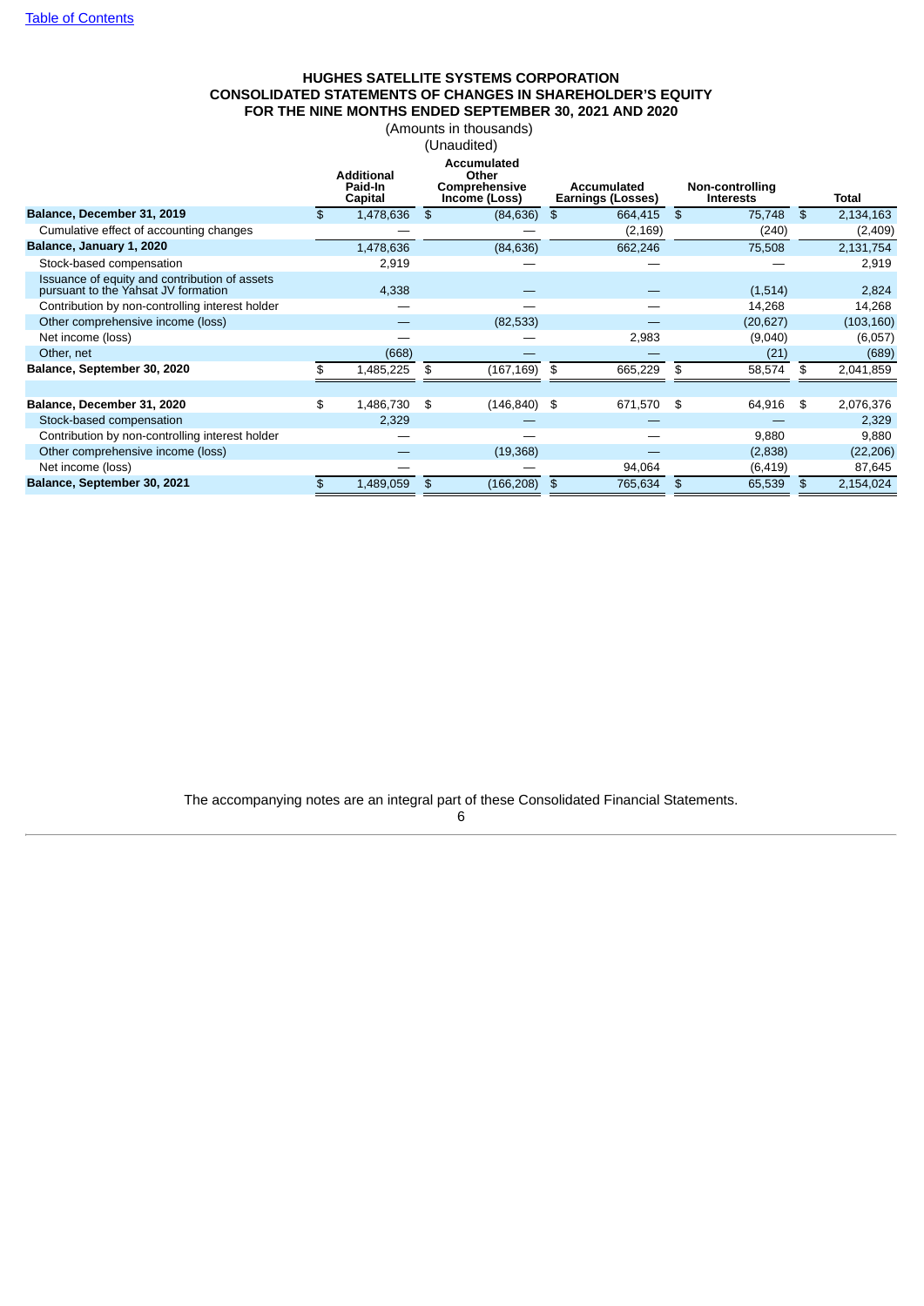Table of Contents

# HUGHES SATELLITE SYSTEMS CORPORATION
## CONSOLIDATED STATEMENTS OF CHANGES IN SHAREHOLDER'S EQUITY
## FOR THE NINE MONTHS ENDED SEPTEMBER 30, 2021 AND 2020

(Amounts in thousands)

(Unaudited)

| | Additional Paid-In Capital | Accumulated Other Comprehensive Income (Loss) | Accumulated Earnings (Losses) | Non-controlling Interests | Total |
|---|---|---|---|---|---|
| **Balance, December 31, 2019** | $ 1,478,636 | $ (84,636) | $ 664,415 | $ 75,748 | $ 2,134,163 |
| Cumulative effect of accounting changes | — | — | (2,169) | (240) | (2,409) |
| **Balance, January 1, 2020** | 1,478,636 | (84,636) | 662,246 | 75,508 | 2,131,754 |
| Stock-based compensation | 2,919 | — | — | — | 2,919 |
| Issuance of equity and contribution of assets pursuant to the Yahsat JV formation | 4,338 | — | — | (1,514) | 2,824 |
| Contribution by non-controlling interest holder | — | — | — | 14,268 | 14,268 |
| Other comprehensive income (loss) | — | (82,533) | — | (20,627) | (103,160) |
| Net income (loss) | — | — | 2,983 | (9,040) | (6,057) |
| Other, net | (668) | — | — | (21) | (689) |
| **Balance, September 30, 2020** | $ 1,485,225 | $ (167,169) | $ 665,229 | $ 58,574 | $ 2,041,859 |
| | | | | | |
| **Balance, December 31, 2020** | $ 1,486,730 | $ (146,840) | $ 671,570 | $ 64,916 | $ 2,076,376 |
| Stock-based compensation | 2,329 | — | — | — | 2,329 |
| Contribution by non-controlling interest holder | — | — | — | 9,880 | 9,880 |
| Other comprehensive income (loss) | — | (19,368) | — | (2,838) | (22,206) |
| Net income (loss) | — | — | 94,064 | (6,419) | 87,645 |
| **Balance, September 30, 2021** | $ 1,489,059 | $ (166,208) | $ 765,634 | $ 65,539 | $ 2,154,024 |

The accompanying notes are an integral part of these Consolidated Financial Statements.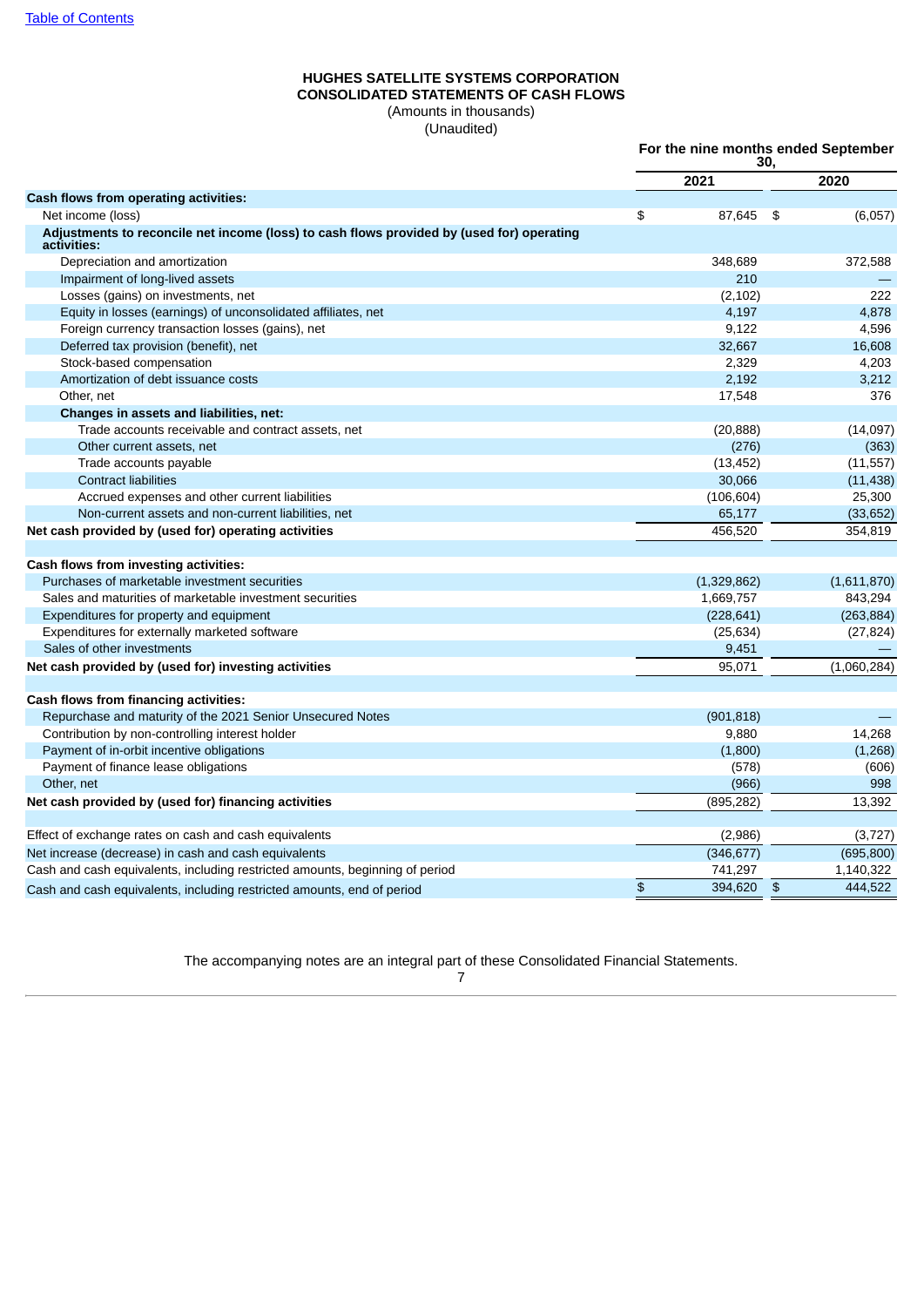[Table of Contents](#)

**HUGHES SATELLITE SYSTEMS CORPORATION**
**CONSOLIDATED STATEMENTS OF CASH FLOWS**
(Amounts in thousands)
(Unaudited)

| | For the nine months ended September 30, | |
|---|---|---|
| | 2021 | 2020 |
| **Cash flows from operating activities:** | | |
| Net income (loss) | $ 87,645 | $ (6,057) |
| **Adjustments to reconcile net income (loss) to cash flows provided by (used for) operating activities:** | | |
| Depreciation and amortization | 348,689 | 372,588 |
| Impairment of long-lived assets | 210 | — |
| Losses (gains) on investments, net | (2,102) | 222 |
| Equity in losses (earnings) of unconsolidated affiliates, net | 4,197 | 4,878 |
| Foreign currency transaction losses (gains), net | 9,122 | 4,596 |
| Deferred tax provision (benefit), net | 32,667 | 16,608 |
| Stock-based compensation | 2,329 | 4,203 |
| Amortization of debt issuance costs | 2,192 | 3,212 |
| Other, net | 17,548 | 376 |
| **Changes in assets and liabilities, net:** | | |
| Trade accounts receivable and contract assets, net | (20,888) | (14,097) |
| Other current assets, net | (276) | (363) |
| Trade accounts payable | (13,452) | (11,557) |
| Contract liabilities | 30,066 | (11,438) |
| Accrued expenses and other current liabilities | (106,604) | 25,300 |
| Non-current assets and non-current liabilities, net | 65,177 | (33,652) |
| **Net cash provided by (used for) operating activities** | 456,520 | 354,819 |
| | | |
| **Cash flows from investing activities:** | | |
| Purchases of marketable investment securities | (1,329,862) | (1,611,870) |
| Sales and maturities of marketable investment securities | 1,669,757 | 843,294 |
| Expenditures for property and equipment | (228,641) | (263,884) |
| Expenditures for externally marketed software | (25,634) | (27,824) |
| Sales of other investments | 9,451 | — |
| **Net cash provided by (used for) investing activities** | 95,071 | (1,060,284) |
| | | |
| **Cash flows from financing activities:** | | |
| Repurchase and maturity of the 2021 Senior Unsecured Notes | (901,818) | — |
| Contribution by non-controlling interest holder | 9,880 | 14,268 |
| Payment of in-orbit incentive obligations | (1,800) | (1,268) |
| Payment of finance lease obligations | (578) | (606) |
| Other, net | (966) | 998 |
| **Net cash provided by (used for) financing activities** | (895,282) | 13,392 |
| | | |
| Effect of exchange rates on cash and cash equivalents | (2,986) | (3,727) |
| Net increase (decrease) in cash and cash equivalents | (346,677) | (695,800) |
| Cash and cash equivalents, including restricted amounts, beginning of period | 741,297 | 1,140,322 |
| Cash and cash equivalents, including restricted amounts, end of period | $ 394,620 | $ 444,522 |

The accompanying notes are an integral part of these Consolidated Financial Statements.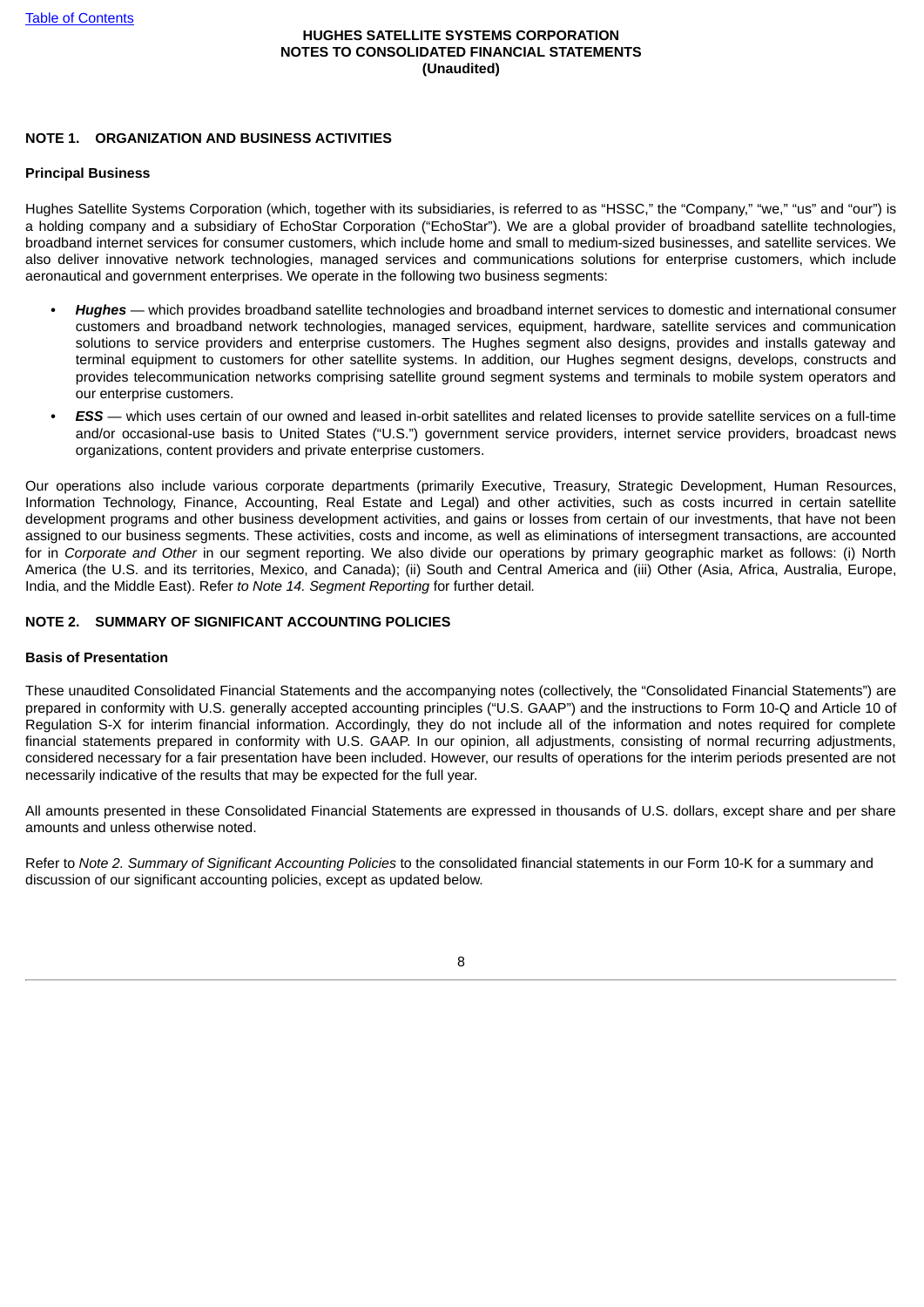**HUGHES SATELLITE SYSTEMS CORPORATION**
**NOTES TO CONSOLIDATED FINANCIAL STATEMENTS**
**(Unaudited)**

## NOTE 1. ORGANIZATION AND BUSINESS ACTIVITIES

### Principal Business

Hughes Satellite Systems Corporation (which, together with its subsidiaries, is referred to as "HSSC," the "Company," "we," "us" and "our") is a holding company and a subsidiary of EchoStar Corporation ("EchoStar"). We are a global provider of broadband satellite technologies, broadband internet services for consumer customers, which include home and small to medium-sized businesses, and satellite services. We also deliver innovative network technologies, managed services and communications solutions for enterprise customers, which include aeronautical and government enterprises. We operate in the following two business segments:

- ***Hughes*** — which provides broadband satellite technologies and broadband internet services to domestic and international consumer customers and broadband network technologies, managed services, equipment, hardware, satellite services and communication solutions to service providers and enterprise customers. The Hughes segment also designs, provides and installs gateway and terminal equipment to customers for other satellite systems. In addition, our Hughes segment designs, develops, constructs and provides telecommunication networks comprising satellite ground segment systems and terminals to mobile system operators and our enterprise customers.
- ***ESS*** — which uses certain of our owned and leased in-orbit satellites and related licenses to provide satellite services on a full-time and/or occasional-use basis to United States ("U.S.") government service providers, internet service providers, broadcast news organizations, content providers and private enterprise customers.

Our operations also include various corporate departments (primarily Executive, Treasury, Strategic Development, Human Resources, Information Technology, Finance, Accounting, Real Estate and Legal) and other activities, such as costs incurred in certain satellite development programs and other business development activities, and gains or losses from certain of our investments, that have not been assigned to our business segments. These activities, costs and income, as well as eliminations of intersegment transactions, are accounted for in *Corporate and Other* in our segment reporting. We also divide our operations by primary geographic market as follows: (i) North America (the U.S. and its territories, Mexico, and Canada); (ii) South and Central America and (iii) Other (Asia, Africa, Australia, Europe, India, and the Middle East). Refer *to Note 14. Segment Reporting* for further detail*.*

## NOTE 2. SUMMARY OF SIGNIFICANT ACCOUNTING POLICIES

### Basis of Presentation

These unaudited Consolidated Financial Statements and the accompanying notes (collectively, the "Consolidated Financial Statements") are prepared in conformity with U.S. generally accepted accounting principles ("U.S. GAAP") and the instructions to Form 10-Q and Article 10 of Regulation S-X for interim financial information. Accordingly, they do not include all of the information and notes required for complete financial statements prepared in conformity with U.S. GAAP. In our opinion, all adjustments, consisting of normal recurring adjustments, considered necessary for a fair presentation have been included. However, our results of operations for the interim periods presented are not necessarily indicative of the results that may be expected for the full year.

All amounts presented in these Consolidated Financial Statements are expressed in thousands of U.S. dollars, except share and per share amounts and unless otherwise noted.

Refer to *Note 2. Summary of Significant Accounting Policies* to the consolidated financial statements in our Form 10-K for a summary and discussion of our significant accounting policies, except as updated below.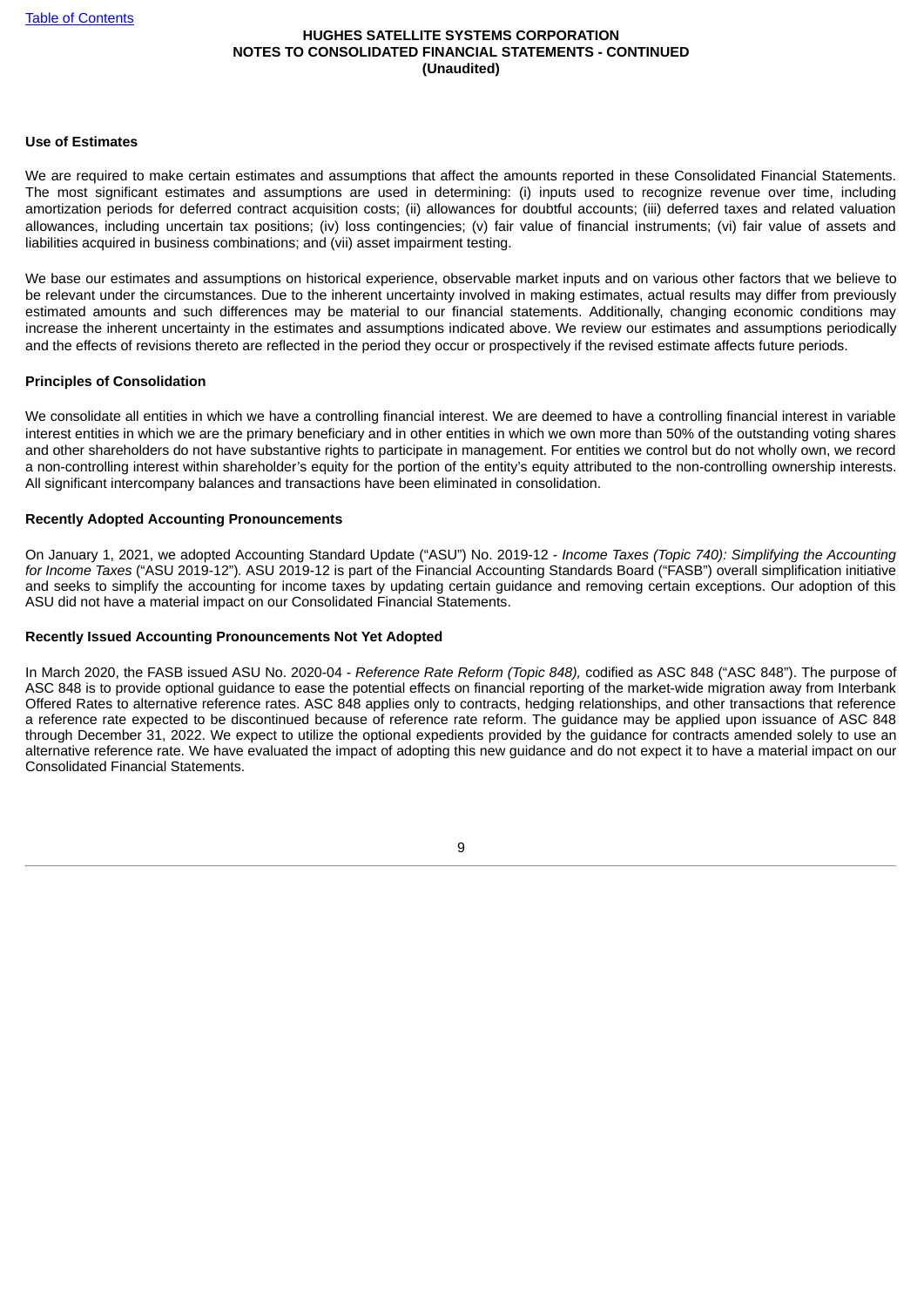**Use of Estimates**

We are required to make certain estimates and assumptions that affect the amounts reported in these Consolidated Financial Statements. The most significant estimates and assumptions are used in determining: (i) inputs used to recognize revenue over time, including amortization periods for deferred contract acquisition costs; (ii) allowances for doubtful accounts; (iii) deferred taxes and related valuation allowances, including uncertain tax positions; (iv) loss contingencies; (v) fair value of financial instruments; (vi) fair value of assets and liabilities acquired in business combinations; and (vii) asset impairment testing.

We base our estimates and assumptions on historical experience, observable market inputs and on various other factors that we believe to be relevant under the circumstances. Due to the inherent uncertainty involved in making estimates, actual results may differ from previously estimated amounts and such differences may be material to our financial statements. Additionally, changing economic conditions may increase the inherent uncertainty in the estimates and assumptions indicated above. We review our estimates and assumptions periodically and the effects of revisions thereto are reflected in the period they occur or prospectively if the revised estimate affects future periods.

**Principles of Consolidation**

We consolidate all entities in which we have a controlling financial interest. We are deemed to have a controlling financial interest in variable interest entities in which we are the primary beneficiary and in other entities in which we own more than 50% of the outstanding voting shares and other shareholders do not have substantive rights to participate in management. For entities we control but do not wholly own, we record a non-controlling interest within shareholder's equity for the portion of the entity's equity attributed to the non-controlling ownership interests. All significant intercompany balances and transactions have been eliminated in consolidation.

**Recently Adopted Accounting Pronouncements**

On January 1, 2021, we adopted Accounting Standard Update ("ASU") No. 2019-12 - *Income Taxes (Topic 740): Simplifying the Accounting for Income Taxes* ("ASU 2019-12"). ASU 2019-12 is part of the Financial Accounting Standards Board ("FASB") overall simplification initiative and seeks to simplify the accounting for income taxes by updating certain guidance and removing certain exceptions. Our adoption of this ASU did not have a material impact on our Consolidated Financial Statements.

**Recently Issued Accounting Pronouncements Not Yet Adopted**

In March 2020, the FASB issued ASU No. 2020-04 - *Reference Rate Reform (Topic 848),* codified as ASC 848 ("ASC 848"). The purpose of ASC 848 is to provide optional guidance to ease the potential effects on financial reporting of the market-wide migration away from Interbank Offered Rates to alternative reference rates. ASC 848 applies only to contracts, hedging relationships, and other transactions that reference a reference rate expected to be discontinued because of reference rate reform. The guidance may be applied upon issuance of ASC 848 through December 31, 2022. We expect to utilize the optional expedients provided by the guidance for contracts amended solely to use an alternative reference rate. We have evaluated the impact of adopting this new guidance and do not expect it to have a material impact on our Consolidated Financial Statements.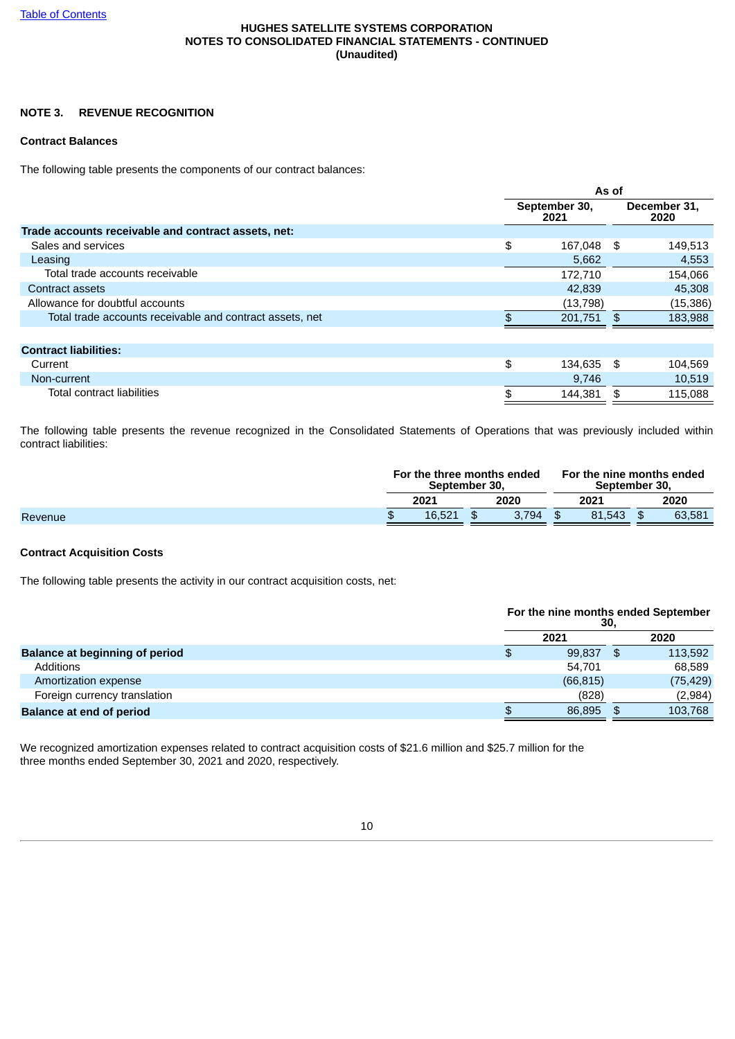HUGHES SATELLITE SYSTEMS CORPORATION
NOTES TO CONSOLIDATED FINANCIAL STATEMENTS - CONTINUED
(Unaudited)

## NOTE 3. REVENUE RECOGNITION

### Contract Balances

The following table presents the components of our contract balances:

| | As of | |
|---|---|---|
| | September 30, 2021 | December 31, 2020 |
| **Trade accounts receivable and contract assets, net:** | | |
| Sales and services | $ 167,048 | $ 149,513 |
| Leasing | 5,662 | 4,553 |
| Total trade accounts receivable | 172,710 | 154,066 |
| Contract assets | 42,839 | 45,308 |
| Allowance for doubtful accounts | (13,798) | (15,386) |
| Total trade accounts receivable and contract assets, net | $ 201,751 | $ 183,988 |
| | | |
| **Contract liabilities:** | | |
| Current | $ 134,635 | $ 104,569 |
| Non-current | 9,746 | 10,519 |
| Total contract liabilities | $ 144,381 | $ 115,088 |

The following table presents the revenue recognized in the Consolidated Statements of Operations that was previously included within contract liabilities:

| | For the three months ended September 30, | | For the nine months ended September 30, | |
|---|---|---|---|---|
| | 2021 | 2020 | 2021 | 2020 |
| Revenue | $ 16,521 | $ 3,794 | $ 81,543 | $ 63,581 |

### Contract Acquisition Costs

The following table presents the activity in our contract acquisition costs, net:

| | For the nine months ended September 30, | |
|---|---|---|
| | 2021 | 2020 |
| **Balance at beginning of period** | $ 99,837 | $ 113,592 |
| Additions | 54,701 | 68,589 |
| Amortization expense | (66,815) | (75,429) |
| Foreign currency translation | (828) | (2,984) |
| **Balance at end of period** | $ 86,895 | $ 103,768 |

We recognized amortization expenses related to contract acquisition costs of $21.6 million and $25.7 million for the three months ended September 30, 2021 and 2020, respectively.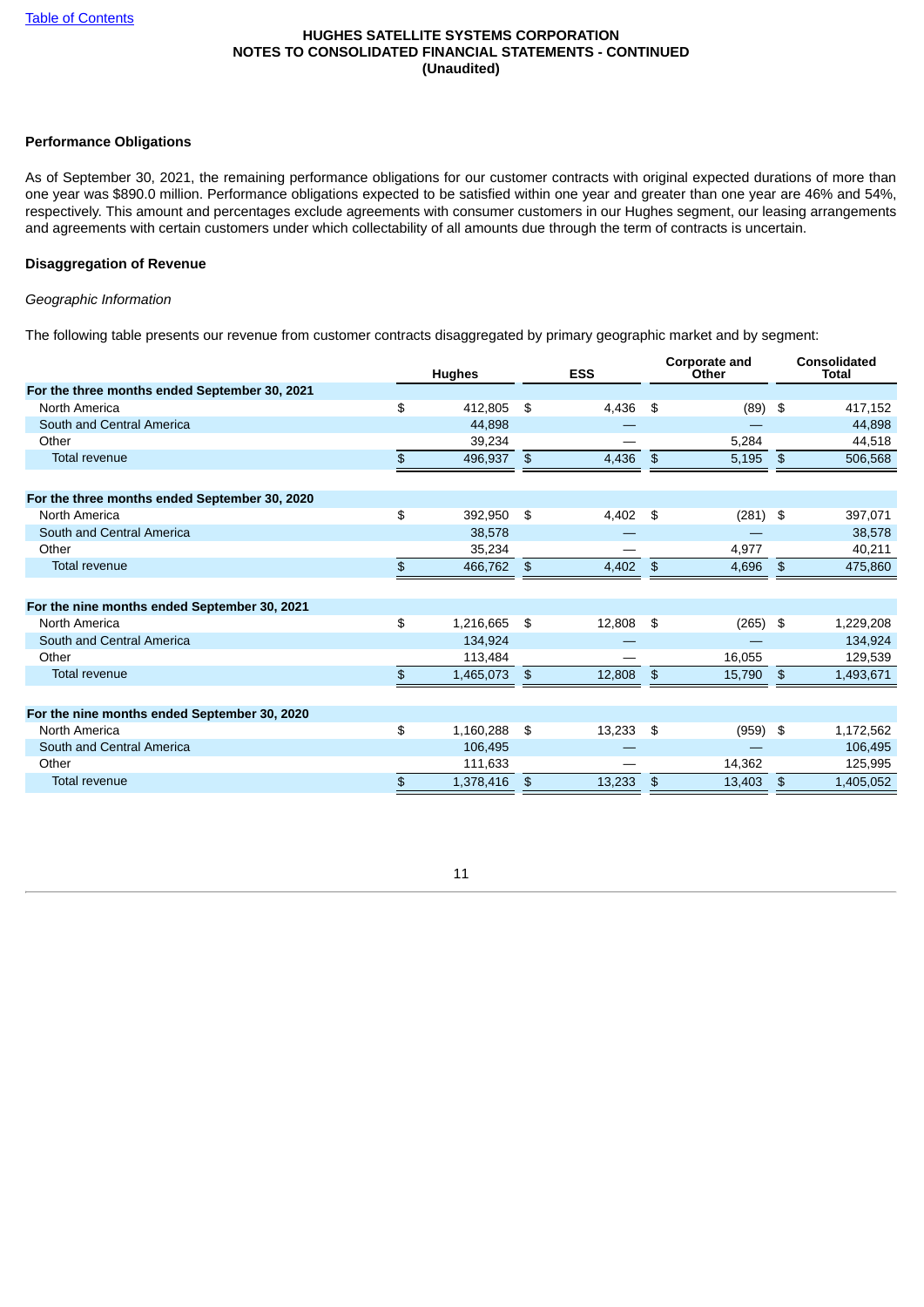HUGHES SATELLITE SYSTEMS CORPORATION
NOTES TO CONSOLIDATED FINANCIAL STATEMENTS - CONTINUED
(Unaudited)

**Performance Obligations**

As of September 30, 2021, the remaining performance obligations for our customer contracts with original expected durations of more than one year was $890.0 million. Performance obligations expected to be satisfied within one year and greater than one year are 46% and 54%, respectively. This amount and percentages exclude agreements with consumer customers in our Hughes segment, our leasing arrangements and agreements with certain customers under which collectability of all amounts due through the term of contracts is uncertain.

**Disaggregation of Revenue**

*Geographic Information*

The following table presents our revenue from customer contracts disaggregated by primary geographic market and by segment:

| | Hughes | ESS | Corporate and Other | Consolidated Total |
|---|---|---|---|---|
| **For the three months ended September 30, 2021** | | | | |
| North America | $ 412,805 | $ 4,436 | $ (89) | $ 417,152 |
| South and Central America | 44,898 | — | — | 44,898 |
| Other | 39,234 | — | 5,284 | 44,518 |
| Total revenue | $ 496,937 | $ 4,436 | $ 5,195 | $ 506,568 |
| **For the three months ended September 30, 2020** | | | | |
| North America | $ 392,950 | $ 4,402 | $ (281) | $ 397,071 |
| South and Central America | 38,578 | — | — | 38,578 |
| Other | 35,234 | — | 4,977 | 40,211 |
| Total revenue | $ 466,762 | $ 4,402 | $ 4,696 | $ 475,860 |
| **For the nine months ended September 30, 2021** | | | | |
| North America | $ 1,216,665 | $ 12,808 | $ (265) | $ 1,229,208 |
| South and Central America | 134,924 | — | — | 134,924 |
| Other | 113,484 | — | 16,055 | 129,539 |
| Total revenue | $ 1,465,073 | $ 12,808 | $ 15,790 | $ 1,493,671 |
| **For the nine months ended September 30, 2020** | | | | |
| North America | $ 1,160,288 | $ 13,233 | $ (959) | $ 1,172,562 |
| South and Central America | 106,495 | — | — | 106,495 |
| Other | 111,633 | — | 14,362 | 125,995 |
| Total revenue | $ 1,378,416 | $ 13,233 | $ 13,403 | $ 1,405,052 |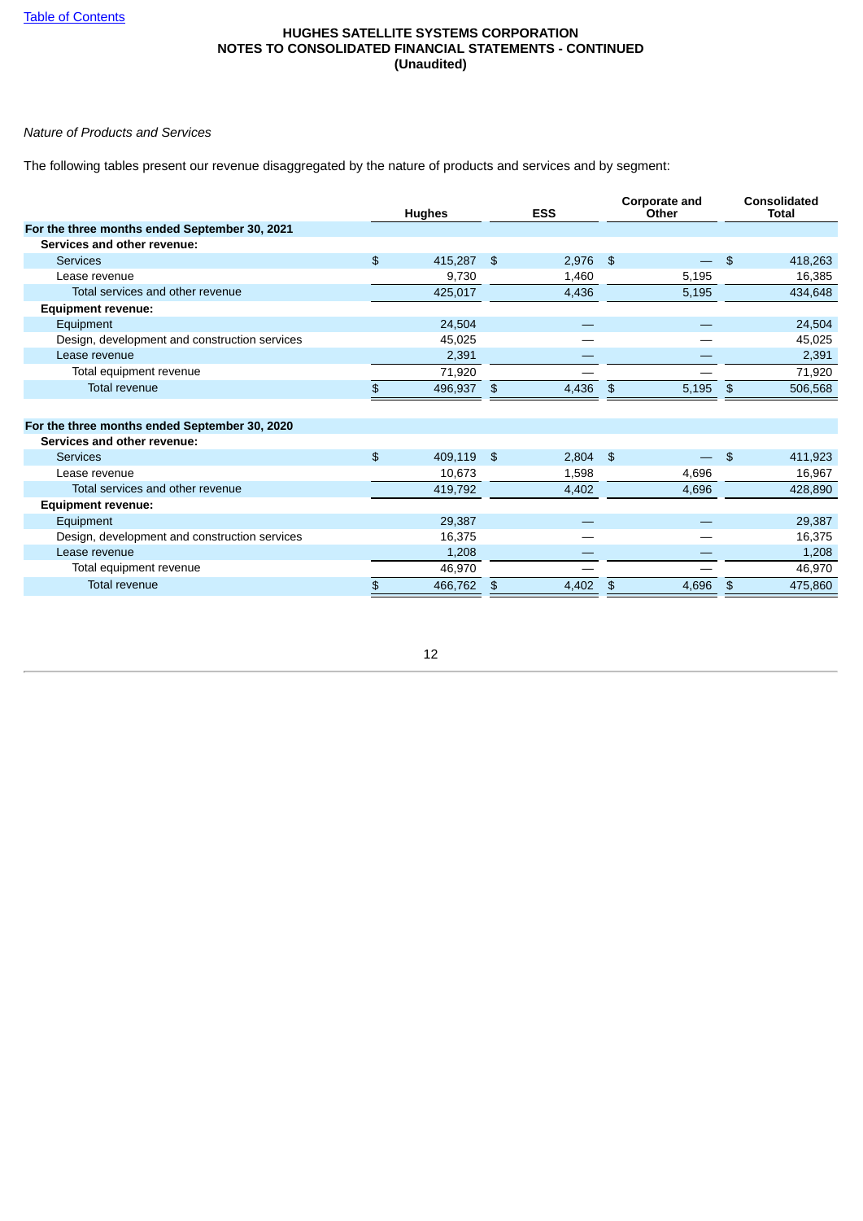HUGHES SATELLITE SYSTEMS CORPORATION
NOTES TO CONSOLIDATED FINANCIAL STATEMENTS - CONTINUED
(Unaudited)

*Nature of Products and Services*

The following tables present our revenue disaggregated by the nature of products and services and by segment:

| | Hughes | ESS | Corporate and Other | Consolidated Total |
|---|---|---|---|---|
| **For the three months ended September 30, 2021** | | | | |
| **Services and other revenue:** | | | | |
| Services | $ 415,287 | $ 2,976 | $ — | $ 418,263 |
| Lease revenue | 9,730 | 1,460 | 5,195 | 16,385 |
| Total services and other revenue | 425,017 | 4,436 | 5,195 | 434,648 |
| **Equipment revenue:** | | | | |
| Equipment | 24,504 | — | — | 24,504 |
| Design, development and construction services | 45,025 | — | — | 45,025 |
| Lease revenue | 2,391 | — | — | 2,391 |
| Total equipment revenue | 71,920 | — | — | 71,920 |
| Total revenue | $ 496,937 | $ 4,436 | $ 5,195 | $ 506,568 |
| | | | | |
| **For the three months ended September 30, 2020** | | | | |
| **Services and other revenue:** | | | | |
| Services | $ 409,119 | $ 2,804 | $ — | $ 411,923 |
| Lease revenue | 10,673 | 1,598 | 4,696 | 16,967 |
| Total services and other revenue | 419,792 | 4,402 | 4,696 | 428,890 |
| **Equipment revenue:** | | | | |
| Equipment | 29,387 | — | — | 29,387 |
| Design, development and construction services | 16,375 | — | — | 16,375 |
| Lease revenue | 1,208 | — | — | 1,208 |
| Total equipment revenue | 46,970 | — | — | 46,970 |
| Total revenue | $ 466,762 | $ 4,402 | $ 4,696 | $ 475,860 |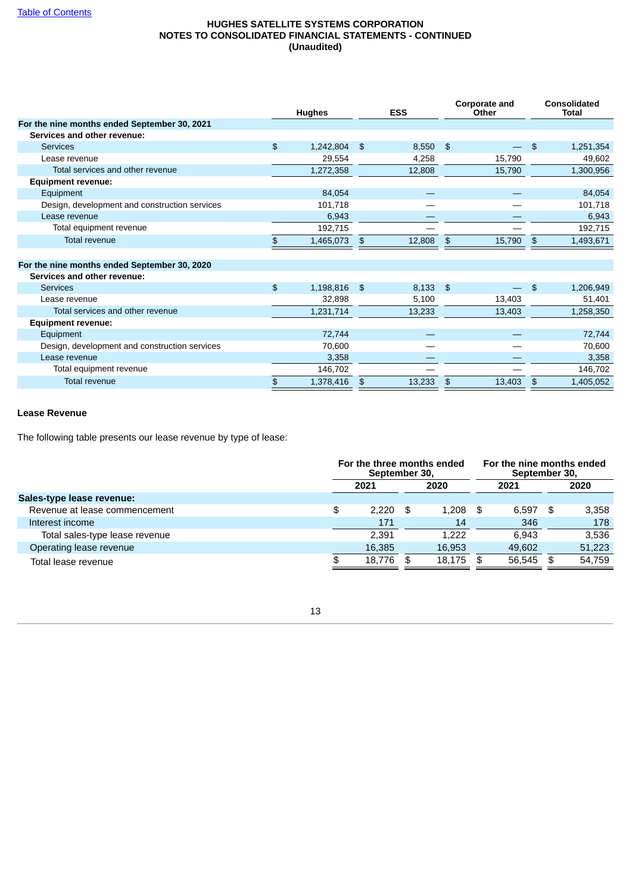HUGHES SATELLITE SYSTEMS CORPORATION
NOTES TO CONSOLIDATED FINANCIAL STATEMENTS - CONTINUED
(Unaudited)

| | Hughes | ESS | Corporate and Other | Consolidated Total |
|---|---|---|---|---|
| **For the nine months ended September 30, 2021** | | | | |
| **Services and other revenue:** | | | | |
| Services | $ 1,242,804 | $ 8,550 | $ — | $ 1,251,354 |
| Lease revenue | 29,554 | 4,258 | 15,790 | 49,602 |
| Total services and other revenue | 1,272,358 | 12,808 | 15,790 | 1,300,956 |
| **Equipment revenue:** | | | | |
| Equipment | 84,054 | — | — | 84,054 |
| Design, development and construction services | 101,718 | — | — | 101,718 |
| Lease revenue | 6,943 | — | — | 6,943 |
| Total equipment revenue | 192,715 | — | — | 192,715 |
| Total revenue | $ 1,465,073 | $ 12,808 | $ 15,790 | $ 1,493,671 |
| | | | | |
| **For the nine months ended September 30, 2020** | | | | |
| **Services and other revenue:** | | | | |
| Services | $ 1,198,816 | $ 8,133 | $ — | $ 1,206,949 |
| Lease revenue | 32,898 | 5,100 | 13,403 | 51,401 |
| Total services and other revenue | 1,231,714 | 13,233 | 13,403 | 1,258,350 |
| **Equipment revenue:** | | | | |
| Equipment | 72,744 | — | — | 72,744 |
| Design, development and construction services | 70,600 | — | — | 70,600 |
| Lease revenue | 3,358 | — | — | 3,358 |
| Total equipment revenue | 146,702 | — | — | 146,702 |
| Total revenue | $ 1,378,416 | $ 13,233 | $ 13,403 | $ 1,405,052 |

**Lease Revenue**

The following table presents our lease revenue by type of lease:

| | For the three months ended September 30, | | For the nine months ended September 30, | |
|---|---|---|---|---|
| | 2021 | 2020 | 2021 | 2020 |
| **Sales-type lease revenue:** | | | | |
| Revenue at lease commencement | $ 2,220 | $ 1,208 | $ 6,597 | $ 3,358 |
| Interest income | 171 | 14 | 346 | 178 |
| Total sales-type lease revenue | 2,391 | 1,222 | 6,943 | 3,536 |
| Operating lease revenue | 16,385 | 16,953 | 49,602 | 51,223 |
| Total lease revenue | $ 18,776 | $ 18,175 | $ 56,545 | $ 54,759 |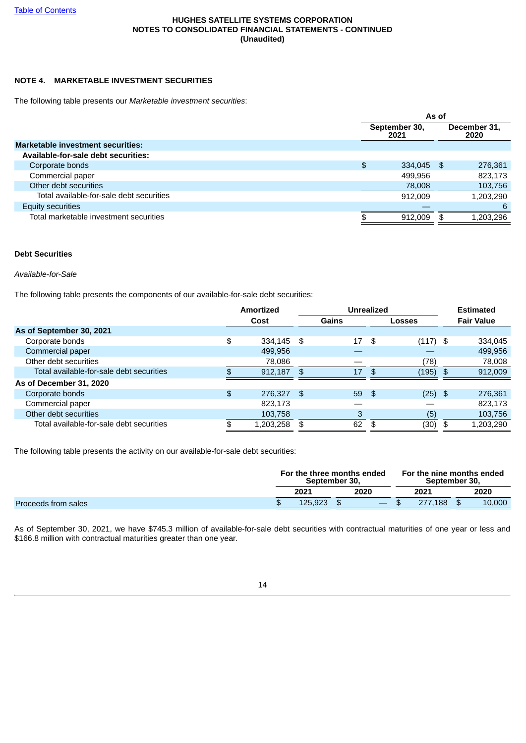HUGHES SATELLITE SYSTEMS CORPORATION
NOTES TO CONSOLIDATED FINANCIAL STATEMENTS - CONTINUED
(Unaudited)

### NOTE 4. MARKETABLE INVESTMENT SECURITIES

The following table presents our *Marketable investment securities*:

| | As of | |
|---|---|---|
| | September 30, 2021 | December 31, 2020 |
| **Marketable investment securities:** | | |
| **Available-for-sale debt securities:** | | |
| Corporate bonds | $ 334,045 | $ 276,361 |
| Commercial paper | 499,956 | 823,173 |
| Other debt securities | 78,008 | 103,756 |
| Total available-for-sale debt securities | 912,009 | 1,203,290 |
| Equity securities | — | 6 |
| Total marketable investment securities | $ 912,009 | $ 1,203,296 |

#### Debt Securities

*Available-for-Sale*

The following table presents the components of our available-for-sale debt securities:

| | Amortized | Unrealized | | Estimated |
|---|---|---|---|---|
| | Cost | Gains | Losses | Fair Value |
| **As of September 30, 2021** | | | | |
| Corporate bonds | $ 334,145 | $ 17 | $ (117) | $ 334,045 |
| Commercial paper | 499,956 | — | — | 499,956 |
| Other debt securities | 78,086 | — | (78) | 78,008 |
| Total available-for-sale debt securities | $ 912,187 | $ 17 | $ (195) | $ 912,009 |
| **As of December 31, 2020** | | | | |
| Corporate bonds | $ 276,327 | $ 59 | $ (25) | $ 276,361 |
| Commercial paper | 823,173 | — | — | 823,173 |
| Other debt securities | 103,758 | 3 | (5) | 103,756 |
| Total available-for-sale debt securities | $ 1,203,258 | $ 62 | $ (30) | $ 1,203,290 |

The following table presents the activity on our available-for-sale debt securities:

| | For the three months ended September 30, | | For the nine months ended September 30, | |
|---|---|---|---|---|
| | 2021 | 2020 | 2021 | 2020 |
| Proceeds from sales | $ 125,923 | $ — | $ 277,188 | $ 10,000 |

As of September 30, 2021, we have $745.3 million of available-for-sale debt securities with contractual maturities of one year or less and $166.8 million with contractual maturities greater than one year.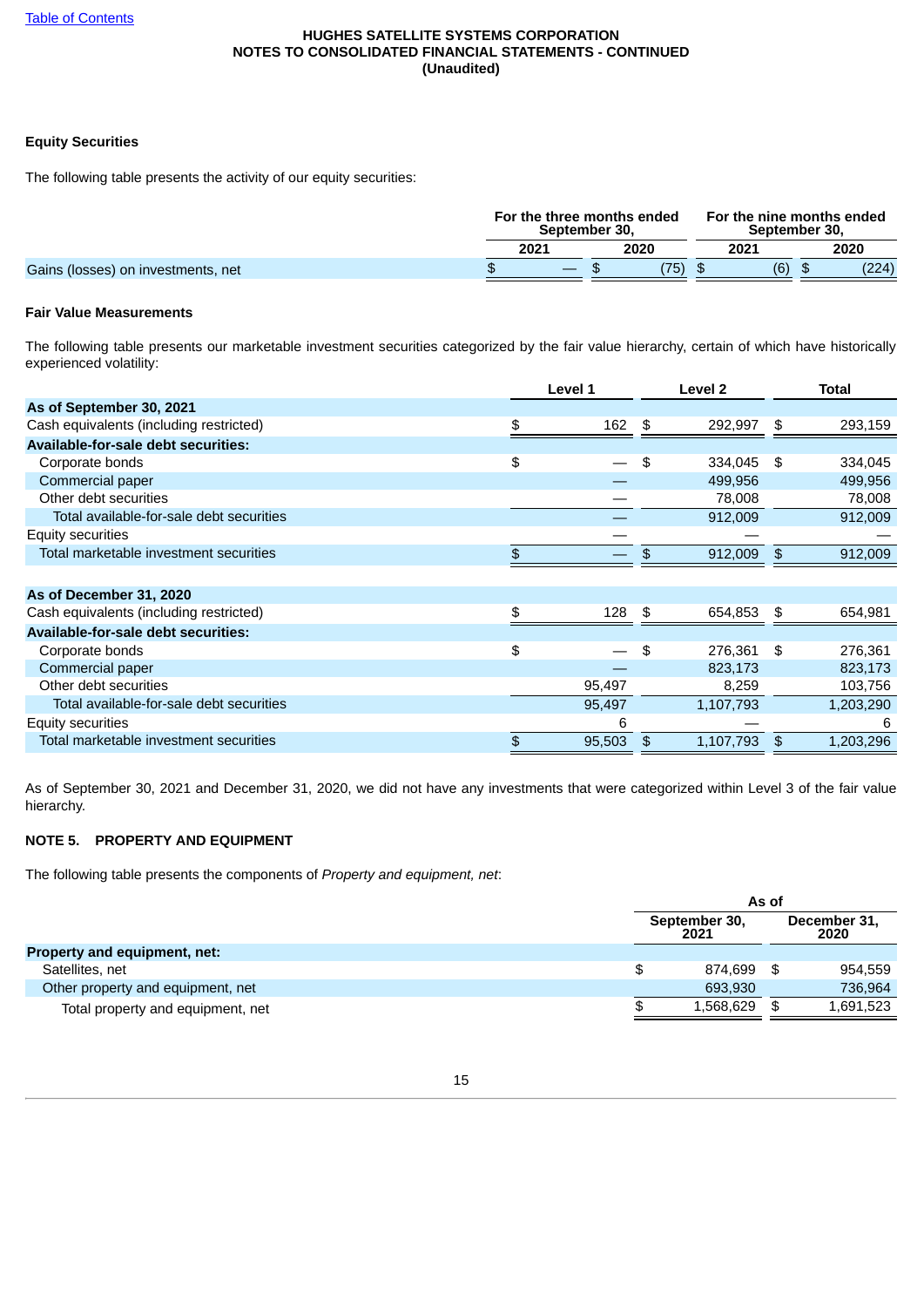**Equity Securities**

The following table presents the activity of our equity securities:

| | For the three months ended September 30, | | For the nine months ended September 30, | |
|---|---|---|---|---|
| | 2021 | 2020 | 2021 | 2020 |
| Gains (losses) on investments, net | $ — | $ (75) | $ (6) | $ (224) |

**Fair Value Measurements**

The following table presents our marketable investment securities categorized by the fair value hierarchy, certain of which have historically experienced volatility:

| | Level 1 | Level 2 | Total |
|---|---|---|---|
| **As of September 30, 2021** | | | |
| Cash equivalents (including restricted) | $ 162 | $ 292,997 | $ 293,159 |
| **Available-for-sale debt securities:** | | | |
| Corporate bonds | $ — | $ 334,045 | $ 334,045 |
| Commercial paper | — | 499,956 | 499,956 |
| Other debt securities | — | 78,008 | 78,008 |
| Total available-for-sale debt securities | — | 912,009 | 912,009 |
| Equity securities | — | — | — |
| Total marketable investment securities | $ — | $ 912,009 | $ 912,009 |
| | | | |
| **As of December 31, 2020** | | | |
| Cash equivalents (including restricted) | $ 128 | $ 654,853 | $ 654,981 |
| **Available-for-sale debt securities:** | | | |
| Corporate bonds | $ — | $ 276,361 | $ 276,361 |
| Commercial paper | — | 823,173 | 823,173 |
| Other debt securities | 95,497 | 8,259 | 103,756 |
| Total available-for-sale debt securities | 95,497 | 1,107,793 | 1,203,290 |
| Equity securities | 6 | — | 6 |
| Total marketable investment securities | $ 95,503 | $ 1,107,793 | $ 1,203,296 |

As of September 30, 2021 and December 31, 2020, we did not have any investments that were categorized within Level 3 of the fair value hierarchy.

**NOTE 5. PROPERTY AND EQUIPMENT**

The following table presents the components of *Property and equipment, net*:

| | As of | |
|---|---|---|
| | September 30, 2021 | December 31, 2020 |
| **Property and equipment, net:** | | |
| Satellites, net | $ 874,699 | $ 954,559 |
| Other property and equipment, net | 693,930 | 736,964 |
| Total property and equipment, net | $ 1,568,629 | $ 1,691,523 |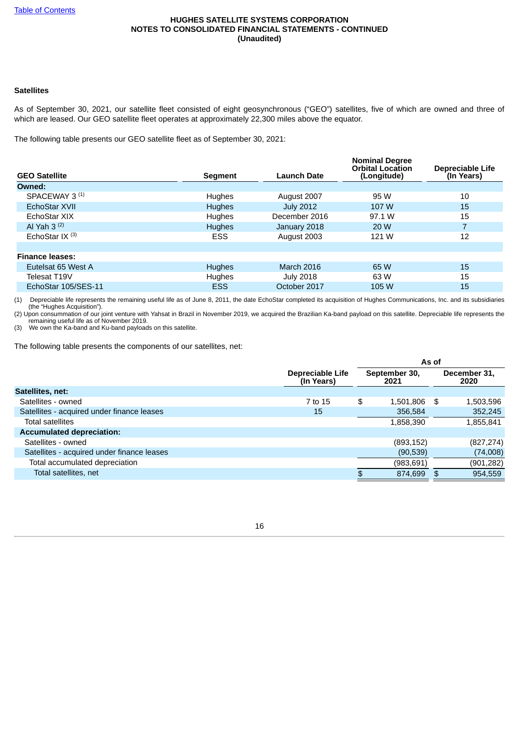HUGHES SATELLITE SYSTEMS CORPORATION
NOTES TO CONSOLIDATED FINANCIAL STATEMENTS - CONTINUED
(Unaudited)

**Satellites**

As of September 30, 2021, our satellite fleet consisted of eight geosynchronous ("GEO") satellites, five of which are owned and three of which are leased. Our GEO satellite fleet operates at approximately 22,300 miles above the equator.

The following table presents our GEO satellite fleet as of September 30, 2021:

| GEO Satellite | Segment | Launch Date | Nominal Degree Orbital Location (Longitude) | Depreciable Life (In Years) |
|---|---|---|---|---|
| **Owned:** | | | | |
| SPACEWAY 3 [(1)] | Hughes | August 2007 | 95 W | 10 |
| EchoStar XVII | Hughes | July 2012 | 107 W | 15 |
| EchoStar XIX | Hughes | December 2016 | 97.1 W | 15 |
| Al Yah 3 [(2)] | Hughes | January 2018 | 20 W | 7 |
| EchoStar IX [(3)] | ESS | August 2003 | 121 W | 12 |
| | | | | |
| **Finance leases:** | | | | |
| Eutelsat 65 West A | Hughes | March 2016 | 65 W | 15 |
| Telesat T19V | Hughes | July 2018 | 63 W | 15 |
| EchoStar 105/SES-11 | ESS | October 2017 | 105 W | 15 |

(1) Depreciable life represents the remaining useful life as of June 8, 2011, the date EchoStar completed its acquisition of Hughes Communications, Inc. and its subsidiaries (the "Hughes Acquisition").
(2) Upon consummation of our joint venture with Yahsat in Brazil in November 2019, we acquired the Brazilian Ka-band payload on this satellite. Depreciable life represents the remaining useful life as of November 2019.
(3) We own the Ka-band and Ku-band payloads on this satellite.

The following table presents the components of our satellites, net:

| | Depreciable Life (In Years) | As of September 30, 2021 | As of December 31, 2020 |
|---|---|---|---|
| **Satellites, net:** | | | |
| Satellites - owned | 7 to 15 | $ 1,501,806 | $ 1,503,596 |
| Satellites - acquired under finance leases | 15 | 356,584 | 352,245 |
| Total satellites | | 1,858,390 | 1,855,841 |
| **Accumulated depreciation:** | | | |
| Satellites - owned | | (893,152) | (827,274) |
| Satellites - acquired under finance leases | | (90,539) | (74,008) |
| Total accumulated depreciation | | (983,691) | (901,282) |
| Total satellites, net | | $ 874,699 | $ 954,559 |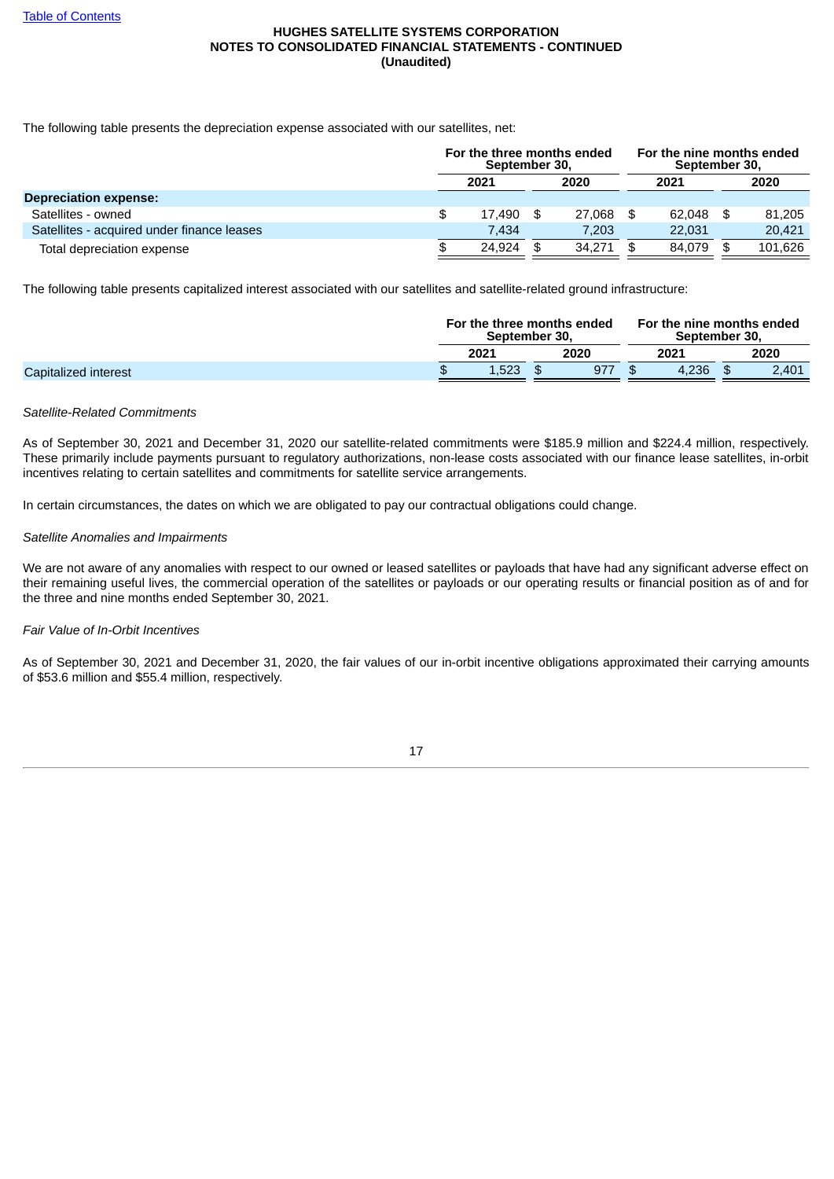HUGHES SATELLITE SYSTEMS CORPORATION
NOTES TO CONSOLIDATED FINANCIAL STATEMENTS - CONTINUED
(Unaudited)

The following table presents the depreciation expense associated with our satellites, net:

| | For the three months ended September 30, | | For the nine months ended September 30, | |
|---|---|---|---|---|
| | 2021 | 2020 | 2021 | 2020 |
| **Depreciation expense:** | | | | |
| Satellites - owned | $ 17,490 | $ 27,068 | $ 62,048 | $ 81,205 |
| Satellites - acquired under finance leases | 7,434 | 7,203 | 22,031 | 20,421 |
| Total depreciation expense | $ 24,924 | $ 34,271 | $ 84,079 | $ 101,626 |

The following table presents capitalized interest associated with our satellites and satellite-related ground infrastructure:

| | For the three months ended September 30, | | For the nine months ended September 30, | |
|---|---|---|---|---|
| | 2021 | 2020 | 2021 | 2020 |
| Capitalized interest | $ 1,523 | $ 977 | $ 4,236 | $ 2,401 |

*Satellite-Related Commitments*

As of September 30, 2021 and December 31, 2020 our satellite-related commitments were $185.9 million and $224.4 million, respectively. These primarily include payments pursuant to regulatory authorizations, non-lease costs associated with our finance lease satellites, in-orbit incentives relating to certain satellites and commitments for satellite service arrangements.

In certain circumstances, the dates on which we are obligated to pay our contractual obligations could change.

*Satellite Anomalies and Impairments*

We are not aware of any anomalies with respect to our owned or leased satellites or payloads that have had any significant adverse effect on their remaining useful lives, the commercial operation of the satellites or payloads or our operating results or financial position as of and for the three and nine months ended September 30, 2021.

*Fair Value of In-Orbit Incentives*

As of September 30, 2021 and December 31, 2020, the fair values of our in-orbit incentive obligations approximated their carrying amounts of $53.6 million and $55.4 million, respectively.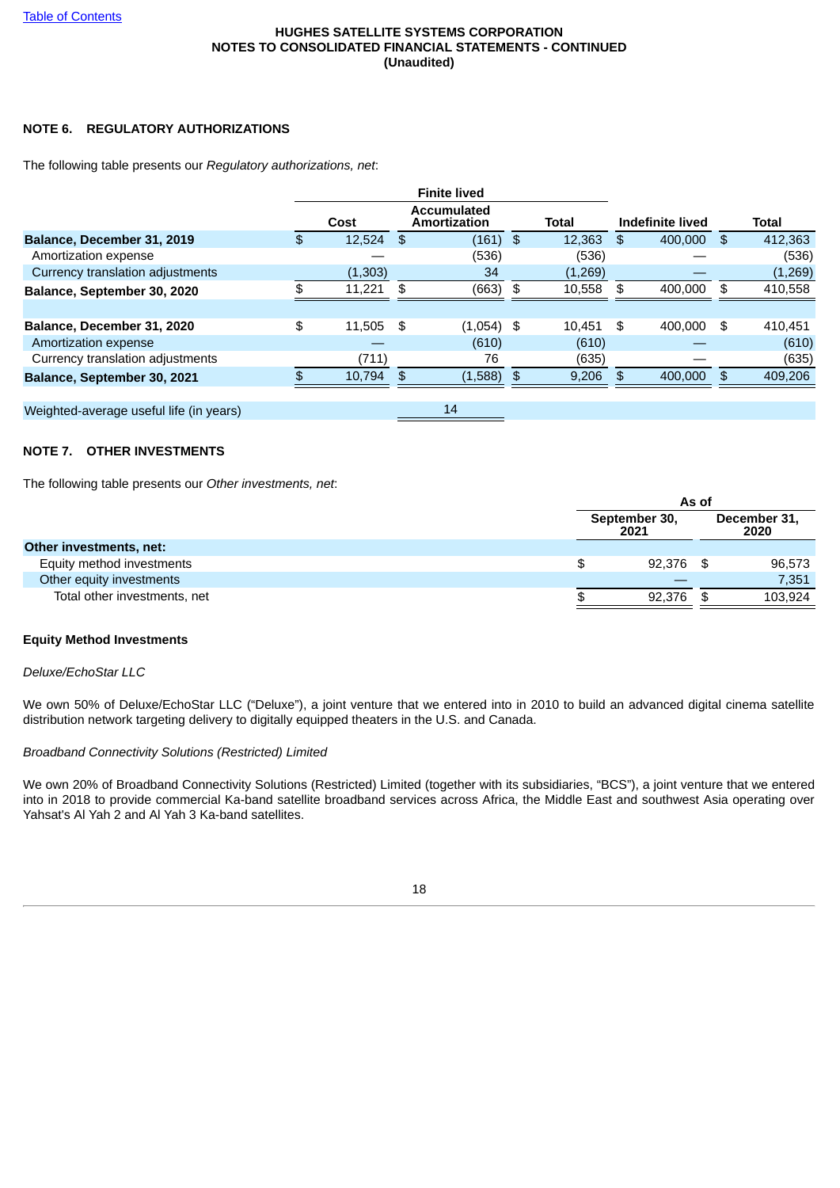## NOTE 6. REGULATORY AUTHORIZATIONS

The following table presents our *Regulatory authorizations, net*:

| | Finite lived | | | | |
|---|---|---|---|---|---|
| | Cost | Accumulated Amortization | Total | Indefinite lived | Total |
| **Balance, December 31, 2019** | $ 12,524 | $ (161) | $ 12,363 | $ 400,000 | $ 412,363 |
| Amortization expense | — | (536) | (536) | — | (536) |
| Currency translation adjustments | (1,303) | 34 | (1,269) | — | (1,269) |
| **Balance, September 30, 2020** | $ 11,221 | $ (663) | $ 10,558 | $ 400,000 | $ 410,558 |
| | | | | | |
| **Balance, December 31, 2020** | $ 11,505 | $ (1,054) | $ 10,451 | $ 400,000 | $ 410,451 |
| Amortization expense | — | (610) | (610) | — | (610) |
| Currency translation adjustments | (711) | 76 | (635) | — | (635) |
| **Balance, September 30, 2021** | $ 10,794 | $ (1,588) | $ 9,206 | $ 400,000 | $ 409,206 |
| | | | | | |
| Weighted-average useful life (in years) | | 14 | | | |

## NOTE 7. OTHER INVESTMENTS

The following table presents our *Other investments, net*:

| | As of | |
|---|---|---|
| | September 30, 2021 | December 31, 2020 |
| **Other investments, net:** | | |
| Equity method investments | $ 92,376 | $ 96,573 |
| Other equity investments | — | 7,351 |
| Total other investments, net | $ 92,376 | $ 103,924 |

### Equity Method Investments

*Deluxe/EchoStar LLC*

We own 50% of Deluxe/EchoStar LLC ("Deluxe"), a joint venture that we entered into in 2010 to build an advanced digital cinema satellite distribution network targeting delivery to digitally equipped theaters in the U.S. and Canada.

*Broadband Connectivity Solutions (Restricted) Limited*

We own 20% of Broadband Connectivity Solutions (Restricted) Limited (together with its subsidiaries, "BCS"), a joint venture that we entered into in 2018 to provide commercial Ka-band satellite broadband services across Africa, the Middle East and southwest Asia operating over Yahsat's Al Yah 2 and Al Yah 3 Ka-band satellites.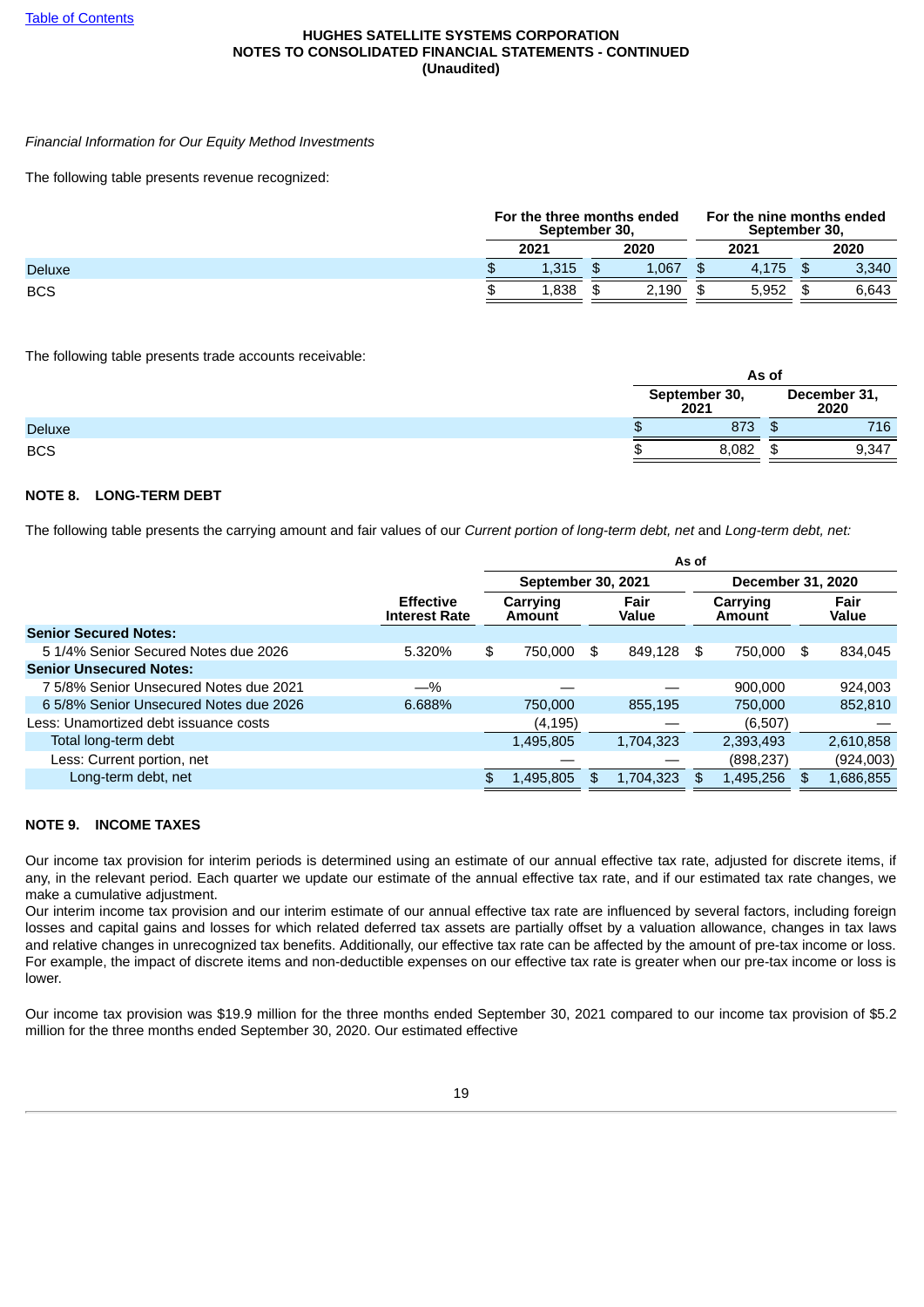*Financial Information for Our Equity Method Investments*

The following table presents revenue recognized:

| | For the three months ended September 30, | | For the nine months ended September 30, | |
|---|---|---|---|---|
| | 2021 | 2020 | 2021 | 2020 |
| Deluxe | $ 1,315 | $ 1,067 | $ 4,175 | $ 3,340 |
| BCS | $ 1,838 | $ 2,190 | $ 5,952 | $ 6,643 |

The following table presents trade accounts receivable:

| | As of | |
|---|---|---|
| | September 30, 2021 | December 31, 2020 |
| Deluxe | $ 873 | $ 716 |
| BCS | $ 8,082 | $ 9,347 |

## NOTE 8. LONG-TERM DEBT

The following table presents the carrying amount and fair values of our *Current portion of long-term debt, net* and *Long-term debt, net:*

| | | As of | | | |
|---|---|---|---|---|---|
| | | September 30, 2021 | | December 31, 2020 | |
| | Effective Interest Rate | Carrying Amount | Fair Value | Carrying Amount | Fair Value |
| **Senior Secured Notes:** | | | | | |
| 5 1/4% Senior Secured Notes due 2026 | 5.320% | $ 750,000 | $ 849,128 | $ 750,000 | $ 834,045 |
| **Senior Unsecured Notes:** | | | | | |
| 7 5/8% Senior Unsecured Notes due 2021 | —% | — | — | 900,000 | 924,003 |
| 6 5/8% Senior Unsecured Notes due 2026 | 6.688% | 750,000 | 855,195 | 750,000 | 852,810 |
| Less: Unamortized debt issuance costs | | (4,195) | — | (6,507) | — |
| Total long-term debt | | 1,495,805 | 1,704,323 | 2,393,493 | 2,610,858 |
| Less: Current portion, net | | — | — | (898,237) | (924,003) |
| Long-term debt, net | | $ 1,495,805 | $ 1,704,323 | $ 1,495,256 | $ 1,686,855 |

## NOTE 9. INCOME TAXES

Our income tax provision for interim periods is determined using an estimate of our annual effective tax rate, adjusted for discrete items, if any, in the relevant period. Each quarter we update our estimate of the annual effective tax rate, and if our estimated tax rate changes, we make a cumulative adjustment.

Our interim income tax provision and our interim estimate of our annual effective tax rate are influenced by several factors, including foreign losses and capital gains and losses for which related deferred tax assets are partially offset by a valuation allowance, changes in tax laws and relative changes in unrecognized tax benefits. Additionally, our effective tax rate can be affected by the amount of pre-tax income or loss. For example, the impact of discrete items and non-deductible expenses on our effective tax rate is greater when our pre-tax income or loss is lower.

Our income tax provision was $19.9 million for the three months ended September 30, 2021 compared to our income tax provision of $5.2 million for the three months ended September 30, 2020. Our estimated effective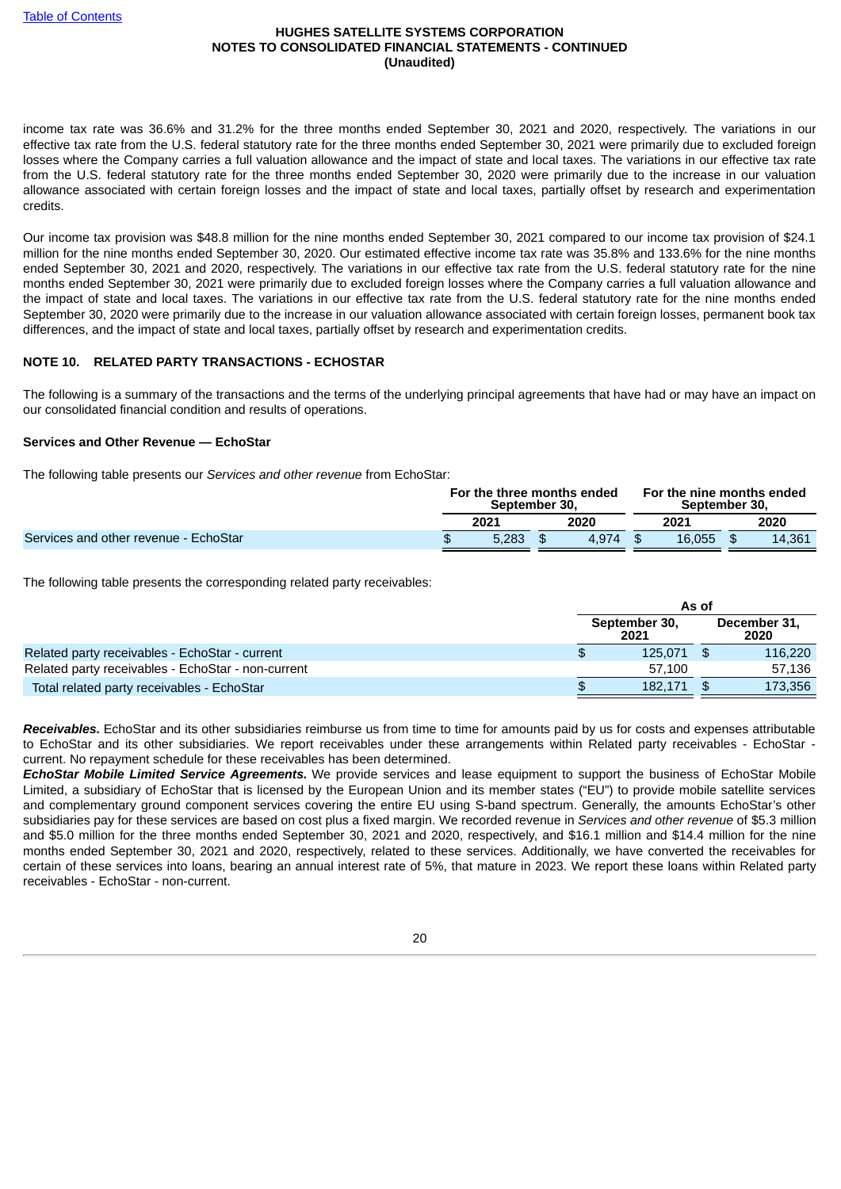income tax rate was 36.6% and 31.2% for the three months ended September 30, 2021 and 2020, respectively. The variations in our effective tax rate from the U.S. federal statutory rate for the three months ended September 30, 2021 were primarily due to excluded foreign losses where the Company carries a full valuation allowance and the impact of state and local taxes. The variations in our effective tax rate from the U.S. federal statutory rate for the three months ended September 30, 2020 were primarily due to the increase in our valuation allowance associated with certain foreign losses and the impact of state and local taxes, partially offset by research and experimentation credits.

Our income tax provision was $48.8 million for the nine months ended September 30, 2021 compared to our income tax provision of $24.1 million for the nine months ended September 30, 2020. Our estimated effective income tax rate was 35.8% and 133.6% for the nine months ended September 30, 2021 and 2020, respectively. The variations in our effective tax rate from the U.S. federal statutory rate for the nine months ended September 30, 2021 were primarily due to excluded foreign losses where the Company carries a full valuation allowance and the impact of state and local taxes. The variations in our effective tax rate from the U.S. federal statutory rate for the nine months ended September 30, 2020 were primarily due to the increase in our valuation allowance associated with certain foreign losses, permanent book tax differences, and the impact of state and local taxes, partially offset by research and experimentation credits.

## NOTE 10. RELATED PARTY TRANSACTIONS - ECHOSTAR

The following is a summary of the transactions and the terms of the underlying principal agreements that have had or may have an impact on our consolidated financial condition and results of operations.

### Services and Other Revenue — EchoStar

The following table presents our *Services and other revenue* from EchoStar:

| | For the three months ended September 30, | | For the nine months ended September 30, | |
|---|---|---|---|---|
| | 2021 | 2020 | 2021 | 2020 |
| Services and other revenue - EchoStar | $ 5,283 | $ 4,974 | $ 16,055 | $ 14,361 |

The following table presents the corresponding related party receivables:

| | As of | |
|---|---|---|
| | September 30, 2021 | December 31, 2020 |
| Related party receivables - EchoStar - current | $ 125,071 | $ 116,220 |
| Related party receivables - EchoStar - non-current | 57,100 | 57,136 |
| Total related party receivables - EchoStar | $ 182,171 | $ 173,356 |

***Receivables.*** EchoStar and its other subsidiaries reimburse us from time to time for amounts paid by us for costs and expenses attributable to EchoStar and its other subsidiaries. We report receivables under these arrangements within Related party receivables - EchoStar - current. No repayment schedule for these receivables has been determined.

***EchoStar Mobile Limited Service Agreements.*** We provide services and lease equipment to support the business of EchoStar Mobile Limited, a subsidiary of EchoStar that is licensed by the European Union and its member states ("EU") to provide mobile satellite services and complementary ground component services covering the entire EU using S-band spectrum. Generally, the amounts EchoStar's other subsidiaries pay for these services are based on cost plus a fixed margin. We recorded revenue in *Services and other revenue* of $5.3 million and $5.0 million for the three months ended September 30, 2021 and 2020, respectively, and $16.1 million and $14.4 million for the nine months ended September 30, 2021 and 2020, respectively, related to these services. Additionally, we have converted the receivables for certain of these services into loans, bearing an annual interest rate of 5%, that mature in 2023. We report these loans within Related party receivables - EchoStar - non-current.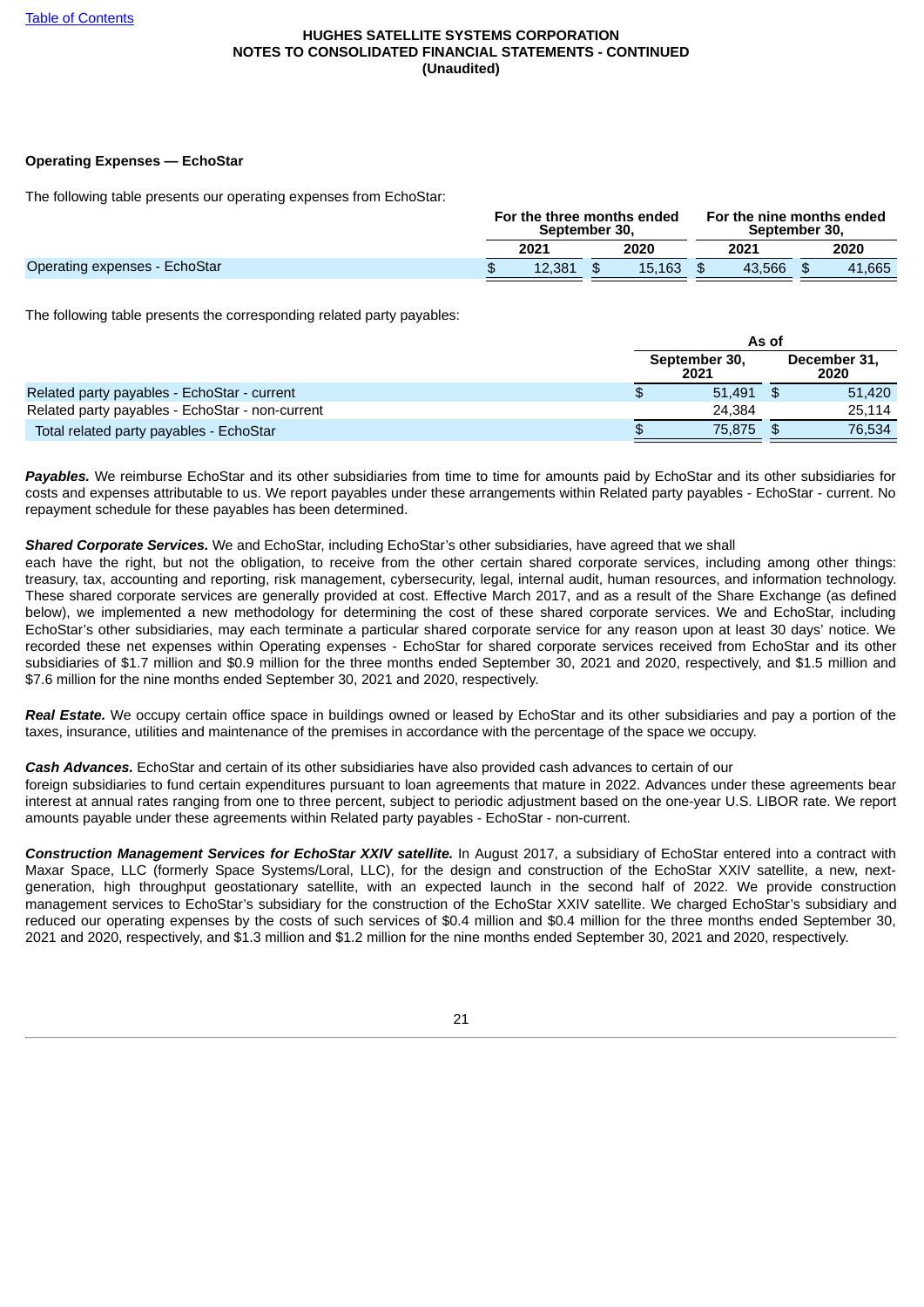HUGHES SATELLITE SYSTEMS CORPORATION
NOTES TO CONSOLIDATED FINANCIAL STATEMENTS - CONTINUED
(Unaudited)

**Operating Expenses — EchoStar**

The following table presents our operating expenses from EchoStar:

| | For the three months ended September 30, | | For the nine months ended September 30, | |
|---|---|---|---|---|
| | 2021 | 2020 | 2021 | 2020 |
| Operating expenses - EchoStar | $ 12,381 | $ 15,163 | $ 43,566 | $ 41,665 |

The following table presents the corresponding related party payables:

| | As of | |
|---|---|---|
| | September 30, 2021 | December 31, 2020 |
| Related party payables - EchoStar - current | $ 51,491 | $ 51,420 |
| Related party payables - EchoStar - non-current | 24,384 | 25,114 |
| Total related party payables - EchoStar | $ 75,875 | $ 76,534 |

***Payables.*** We reimburse EchoStar and its other subsidiaries from time to time for amounts paid by EchoStar and its other subsidiaries for costs and expenses attributable to us. We report payables under these arrangements within Related party payables - EchoStar - current. No repayment schedule for these payables has been determined.

***Shared Corporate Services.*** We and EchoStar, including EchoStar's other subsidiaries, have agreed that we shall each have the right, but not the obligation, to receive from the other certain shared corporate services, including among other things: treasury, tax, accounting and reporting, risk management, cybersecurity, legal, internal audit, human resources, and information technology. These shared corporate services are generally provided at cost. Effective March 2017, and as a result of the Share Exchange (as defined below), we implemented a new methodology for determining the cost of these shared corporate services. We and EchoStar, including EchoStar's other subsidiaries, may each terminate a particular shared corporate service for any reason upon at least 30 days' notice. We recorded these net expenses within Operating expenses - EchoStar for shared corporate services received from EchoStar and its other subsidiaries of $1.7 million and $0.9 million for the three months ended September 30, 2021 and 2020, respectively, and $1.5 million and $7.6 million for the nine months ended September 30, 2021 and 2020, respectively.

***Real Estate.*** We occupy certain office space in buildings owned or leased by EchoStar and its other subsidiaries and pay a portion of the taxes, insurance, utilities and maintenance of the premises in accordance with the percentage of the space we occupy.

***Cash Advances.*** EchoStar and certain of its other subsidiaries have also provided cash advances to certain of our foreign subsidiaries to fund certain expenditures pursuant to loan agreements that mature in 2022. Advances under these agreements bear interest at annual rates ranging from one to three percent, subject to periodic adjustment based on the one-year U.S. LIBOR rate. We report amounts payable under these agreements within Related party payables - EchoStar - non-current.

***Construction Management Services for EchoStar XXIV satellite.*** In August 2017, a subsidiary of EchoStar entered into a contract with Maxar Space, LLC (formerly Space Systems/Loral, LLC), for the design and construction of the EchoStar XXIV satellite, a new, next-generation, high throughput geostationary satellite, with an expected launch in the second half of 2022. We provide construction management services to EchoStar's subsidiary for the construction of the EchoStar XXIV satellite. We charged EchoStar's subsidiary and reduced our operating expenses by the costs of such services of $0.4 million and $0.4 million for the three months ended September 30, 2021 and 2020, respectively, and $1.3 million and $1.2 million for the nine months ended September 30, 2021 and 2020, respectively.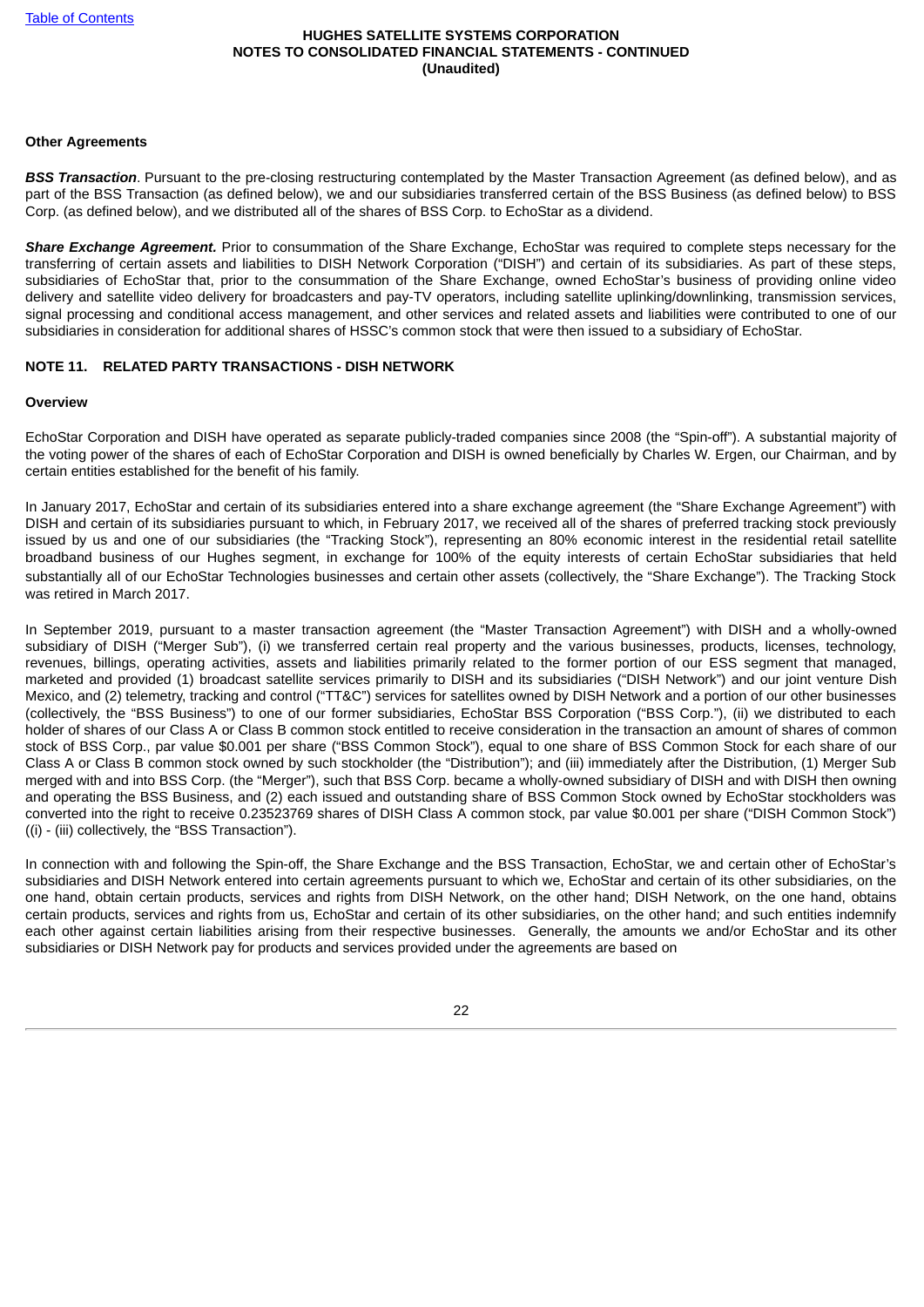### Other Agreements

***BSS Transaction***. Pursuant to the pre-closing restructuring contemplated by the Master Transaction Agreement (as defined below), and as part of the BSS Transaction (as defined below), we and our subsidiaries transferred certain of the BSS Business (as defined below) to BSS Corp. (as defined below), and we distributed all of the shares of BSS Corp. to EchoStar as a dividend.

***Share Exchange Agreement.*** Prior to consummation of the Share Exchange, EchoStar was required to complete steps necessary for the transferring of certain assets and liabilities to DISH Network Corporation ("DISH") and certain of its subsidiaries. As part of these steps, subsidiaries of EchoStar that, prior to the consummation of the Share Exchange, owned EchoStar's business of providing online video delivery and satellite video delivery for broadcasters and pay-TV operators, including satellite uplinking/downlinking, transmission services, signal processing and conditional access management, and other services and related assets and liabilities were contributed to one of our subsidiaries in consideration for additional shares of HSSC's common stock that were then issued to a subsidiary of EchoStar.

## NOTE 11. RELATED PARTY TRANSACTIONS - DISH NETWORK

### Overview

EchoStar Corporation and DISH have operated as separate publicly-traded companies since 2008 (the "Spin-off"). A substantial majority of the voting power of the shares of each of EchoStar Corporation and DISH is owned beneficially by Charles W. Ergen, our Chairman, and by certain entities established for the benefit of his family.

In January 2017, EchoStar and certain of its subsidiaries entered into a share exchange agreement (the "Share Exchange Agreement") with DISH and certain of its subsidiaries pursuant to which, in February 2017, we received all of the shares of preferred tracking stock previously issued by us and one of our subsidiaries (the "Tracking Stock"), representing an 80% economic interest in the residential retail satellite broadband business of our Hughes segment, in exchange for 100% of the equity interests of certain EchoStar subsidiaries that held substantially all of our EchoStar Technologies businesses and certain other assets (collectively, the "Share Exchange"). The Tracking Stock was retired in March 2017.

In September 2019, pursuant to a master transaction agreement (the "Master Transaction Agreement") with DISH and a wholly-owned subsidiary of DISH ("Merger Sub"), (i) we transferred certain real property and the various businesses, products, licenses, technology, revenues, billings, operating activities, assets and liabilities primarily related to the former portion of our ESS segment that managed, marketed and provided (1) broadcast satellite services primarily to DISH and its subsidiaries ("DISH Network") and our joint venture Dish Mexico, and (2) telemetry, tracking and control ("TT&C") services for satellites owned by DISH Network and a portion of our other businesses (collectively, the "BSS Business") to one of our former subsidiaries, EchoStar BSS Corporation ("BSS Corp."), (ii) we distributed to each holder of shares of our Class A or Class B common stock entitled to receive consideration in the transaction an amount of shares of common stock of BSS Corp., par value $0.001 per share ("BSS Common Stock"), equal to one share of BSS Common Stock for each share of our Class A or Class B common stock owned by such stockholder (the "Distribution"); and (iii) immediately after the Distribution, (1) Merger Sub merged with and into BSS Corp. (the "Merger"), such that BSS Corp. became a wholly-owned subsidiary of DISH and with DISH then owning and operating the BSS Business, and (2) each issued and outstanding share of BSS Common Stock owned by EchoStar stockholders was converted into the right to receive 0.23523769 shares of DISH Class A common stock, par value $0.001 per share ("DISH Common Stock") ((i) - (iii) collectively, the "BSS Transaction").

In connection with and following the Spin-off, the Share Exchange and the BSS Transaction, EchoStar, we and certain other of EchoStar's subsidiaries and DISH Network entered into certain agreements pursuant to which we, EchoStar and certain of its other subsidiaries, on the one hand, obtain certain products, services and rights from DISH Network, on the other hand; DISH Network, on the one hand, obtains certain products, services and rights from us, EchoStar and certain of its other subsidiaries, on the other hand; and such entities indemnify each other against certain liabilities arising from their respective businesses. Generally, the amounts we and/or EchoStar and its other subsidiaries or DISH Network pay for products and services provided under the agreements are based on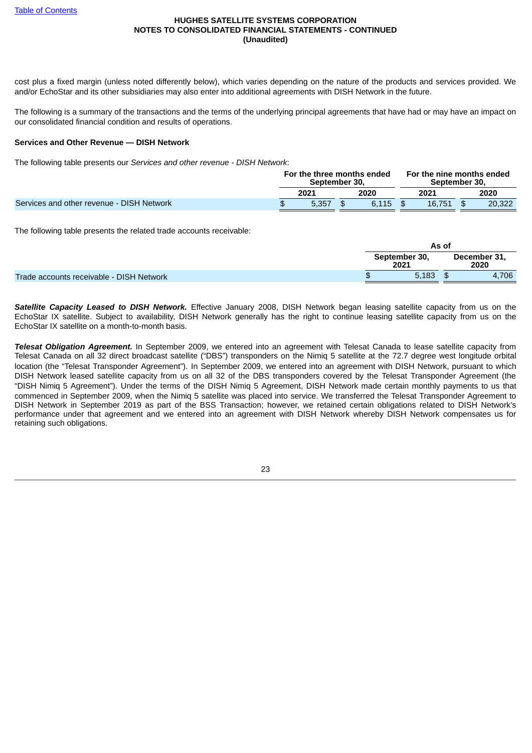cost plus a fixed margin (unless noted differently below), which varies depending on the nature of the products and services provided. We and/or EchoStar and its other subsidiaries may also enter into additional agreements with DISH Network in the future.

The following is a summary of the transactions and the terms of the underlying principal agreements that have had or may have an impact on our consolidated financial condition and results of operations.

**Services and Other Revenue — DISH Network**

The following table presents our *Services and other revenue - DISH Network*:

| | For the three months ended September 30, | | For the nine months ended September 30, | |
|---|---|---|---|---|
| | 2021 | 2020 | 2021 | 2020 |
| Services and other revenue - DISH Network | $ 5,357 | $ 6,115 | $ 16,751 | $ 20,322 |

The following table presents the related trade accounts receivable:

| | As of | |
|---|---|---|
| | September 30, 2021 | December 31, 2020 |
| Trade accounts receivable - DISH Network | $ 5,183 | $ 4,706 |

***Satellite Capacity Leased to DISH Network.*** Effective January 2008, DISH Network began leasing satellite capacity from us on the EchoStar IX satellite. Subject to availability, DISH Network generally has the right to continue leasing satellite capacity from us on the EchoStar IX satellite on a month-to-month basis.

***Telesat Obligation Agreement.*** In September 2009, we entered into an agreement with Telesat Canada to lease satellite capacity from Telesat Canada on all 32 direct broadcast satellite ("DBS") transponders on the Nimiq 5 satellite at the 72.7 degree west longitude orbital location (the "Telesat Transponder Agreement"). In September 2009, we entered into an agreement with DISH Network, pursuant to which DISH Network leased satellite capacity from us on all 32 of the DBS transponders covered by the Telesat Transponder Agreement (the "DISH Nimiq 5 Agreement"). Under the terms of the DISH Nimiq 5 Agreement, DISH Network made certain monthly payments to us that commenced in September 2009, when the Nimiq 5 satellite was placed into service. We transferred the Telesat Transponder Agreement to DISH Network in September 2019 as part of the BSS Transaction; however, we retained certain obligations related to DISH Network's performance under that agreement and we entered into an agreement with DISH Network whereby DISH Network compensates us for retaining such obligations.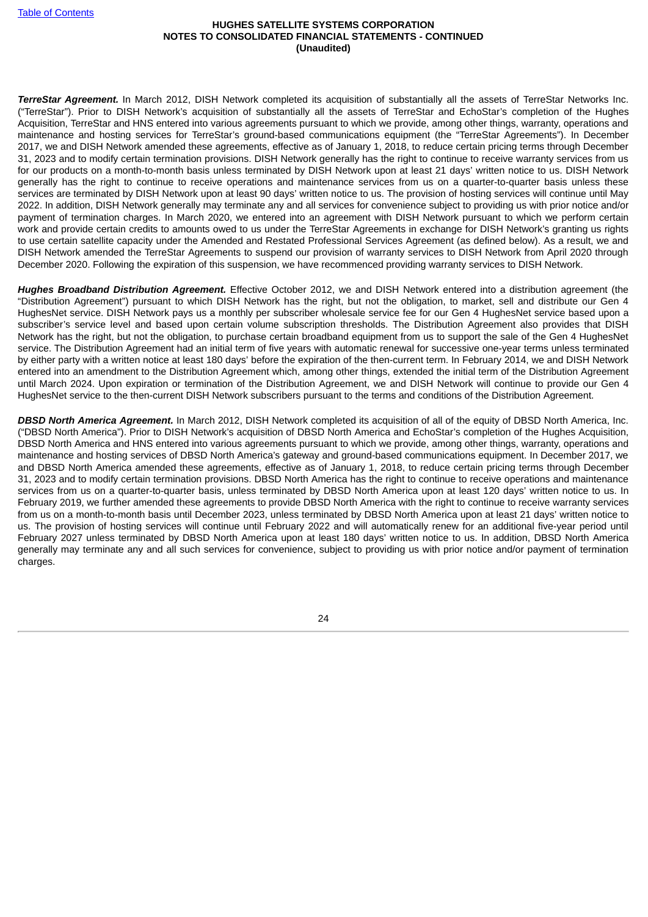***TerreStar Agreement.*** In March 2012, DISH Network completed its acquisition of substantially all the assets of TerreStar Networks Inc. ("TerreStar"). Prior to DISH Network's acquisition of substantially all the assets of TerreStar and EchoStar's completion of the Hughes Acquisition, TerreStar and HNS entered into various agreements pursuant to which we provide, among other things, warranty, operations and maintenance and hosting services for TerreStar's ground-based communications equipment (the "TerreStar Agreements"). In December 2017, we and DISH Network amended these agreements, effective as of January 1, 2018, to reduce certain pricing terms through December 31, 2023 and to modify certain termination provisions. DISH Network generally has the right to continue to receive warranty services from us for our products on a month-to-month basis unless terminated by DISH Network upon at least 21 days' written notice to us. DISH Network generally has the right to continue to receive operations and maintenance services from us on a quarter-to-quarter basis unless these services are terminated by DISH Network upon at least 90 days' written notice to us. The provision of hosting services will continue until May 2022. In addition, DISH Network generally may terminate any and all services for convenience subject to providing us with prior notice and/or payment of termination charges. In March 2020, we entered into an agreement with DISH Network pursuant to which we perform certain work and provide certain credits to amounts owed to us under the TerreStar Agreements in exchange for DISH Network's granting us rights to use certain satellite capacity under the Amended and Restated Professional Services Agreement (as defined below). As a result, we and DISH Network amended the TerreStar Agreements to suspend our provision of warranty services to DISH Network from April 2020 through December 2020. Following the expiration of this suspension, we have recommenced providing warranty services to DISH Network.

***Hughes Broadband Distribution Agreement.*** Effective October 2012, we and DISH Network entered into a distribution agreement (the "Distribution Agreement") pursuant to which DISH Network has the right, but not the obligation, to market, sell and distribute our Gen 4 HughesNet service. DISH Network pays us a monthly per subscriber wholesale service fee for our Gen 4 HughesNet service based upon a subscriber's service level and based upon certain volume subscription thresholds. The Distribution Agreement also provides that DISH Network has the right, but not the obligation, to purchase certain broadband equipment from us to support the sale of the Gen 4 HughesNet service. The Distribution Agreement had an initial term of five years with automatic renewal for successive one-year terms unless terminated by either party with a written notice at least 180 days' before the expiration of the then-current term. In February 2014, we and DISH Network entered into an amendment to the Distribution Agreement which, among other things, extended the initial term of the Distribution Agreement until March 2024. Upon expiration or termination of the Distribution Agreement, we and DISH Network will continue to provide our Gen 4 HughesNet service to the then-current DISH Network subscribers pursuant to the terms and conditions of the Distribution Agreement.

***DBSD North America Agreement.*** In March 2012, DISH Network completed its acquisition of all of the equity of DBSD North America, Inc. ("DBSD North America"). Prior to DISH Network's acquisition of DBSD North America and EchoStar's completion of the Hughes Acquisition, DBSD North America and HNS entered into various agreements pursuant to which we provide, among other things, warranty, operations and maintenance and hosting services of DBSD North America's gateway and ground-based communications equipment. In December 2017, we and DBSD North America amended these agreements, effective as of January 1, 2018, to reduce certain pricing terms through December 31, 2023 and to modify certain termination provisions. DBSD North America has the right to continue to receive operations and maintenance services from us on a quarter-to-quarter basis, unless terminated by DBSD North America upon at least 120 days' written notice to us. In February 2019, we further amended these agreements to provide DBSD North America with the right to continue to receive warranty services from us on a month-to-month basis until December 2023, unless terminated by DBSD North America upon at least 21 days' written notice to us. The provision of hosting services will continue until February 2022 and will automatically renew for an additional five-year period until February 2027 unless terminated by DBSD North America upon at least 180 days' written notice to us. In addition, DBSD North America generally may terminate any and all such services for convenience, subject to providing us with prior notice and/or payment of termination charges.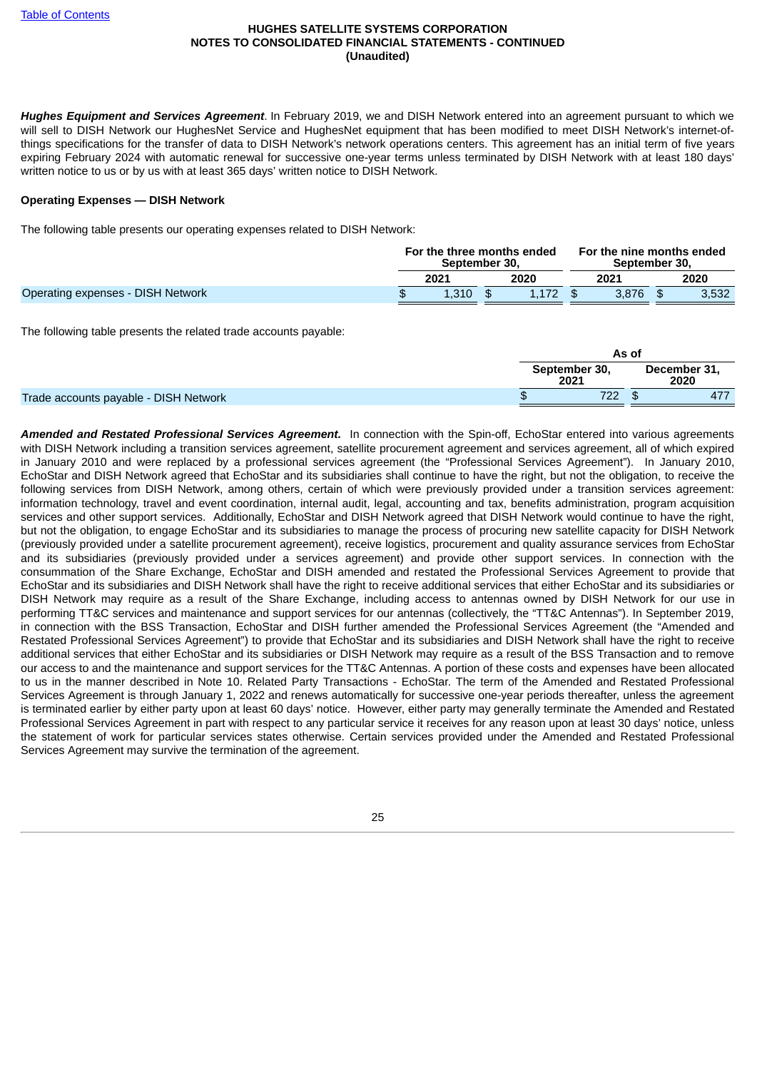***Hughes Equipment and Services Agreement***. In February 2019, we and DISH Network entered into an agreement pursuant to which we will sell to DISH Network our HughesNet Service and HughesNet equipment that has been modified to meet DISH Network's internet-of-things specifications for the transfer of data to DISH Network's network operations centers. This agreement has an initial term of five years expiring February 2024 with automatic renewal for successive one-year terms unless terminated by DISH Network with at least 180 days' written notice to us or by us with at least 365 days' written notice to DISH Network.

**Operating Expenses — DISH Network**

The following table presents our operating expenses related to DISH Network:

| | For the three months ended September 30, | | For the nine months ended September 30, | |
|---|---|---|---|---|
| | 2021 | 2020 | 2021 | 2020 |
| Operating expenses - DISH Network | $ 1,310 | $ 1,172 | $ 3,876 | $ 3,532 |

The following table presents the related trade accounts payable:

| | As of | |
|---|---|---|
| | September 30, 2021 | December 31, 2020 |
| Trade accounts payable - DISH Network | $ 722 | $ 477 |

***Amended and Restated Professional Services Agreement.*** In connection with the Spin-off, EchoStar entered into various agreements with DISH Network including a transition services agreement, satellite procurement agreement and services agreement, all of which expired in January 2010 and were replaced by a professional services agreement (the "Professional Services Agreement"). In January 2010, EchoStar and DISH Network agreed that EchoStar and its subsidiaries shall continue to have the right, but not the obligation, to receive the following services from DISH Network, among others, certain of which were previously provided under a transition services agreement: information technology, travel and event coordination, internal audit, legal, accounting and tax, benefits administration, program acquisition services and other support services. Additionally, EchoStar and DISH Network agreed that DISH Network would continue to have the right, but not the obligation, to engage EchoStar and its subsidiaries to manage the process of procuring new satellite capacity for DISH Network (previously provided under a satellite procurement agreement), receive logistics, procurement and quality assurance services from EchoStar and its subsidiaries (previously provided under a services agreement) and provide other support services. In connection with the consummation of the Share Exchange, EchoStar and DISH amended and restated the Professional Services Agreement to provide that EchoStar and its subsidiaries and DISH Network shall have the right to receive additional services that either EchoStar and its subsidiaries or DISH Network may require as a result of the Share Exchange, including access to antennas owned by DISH Network for our use in performing TT&C services and maintenance and support services for our antennas (collectively, the "TT&C Antennas"). In September 2019, in connection with the BSS Transaction, EchoStar and DISH further amended the Professional Services Agreement (the "Amended and Restated Professional Services Agreement") to provide that EchoStar and its subsidiaries and DISH Network shall have the right to receive additional services that either EchoStar and its subsidiaries or DISH Network may require as a result of the BSS Transaction and to remove our access to and the maintenance and support services for the TT&C Antennas. A portion of these costs and expenses have been allocated to us in the manner described in Note 10. Related Party Transactions - EchoStar. The term of the Amended and Restated Professional Services Agreement is through January 1, 2022 and renews automatically for successive one-year periods thereafter, unless the agreement is terminated earlier by either party upon at least 60 days' notice. However, either party may generally terminate the Amended and Restated Professional Services Agreement in part with respect to any particular service it receives for any reason upon at least 30 days' notice, unless the statement of work for particular services states otherwise. Certain services provided under the Amended and Restated Professional Services Agreement may survive the termination of the agreement.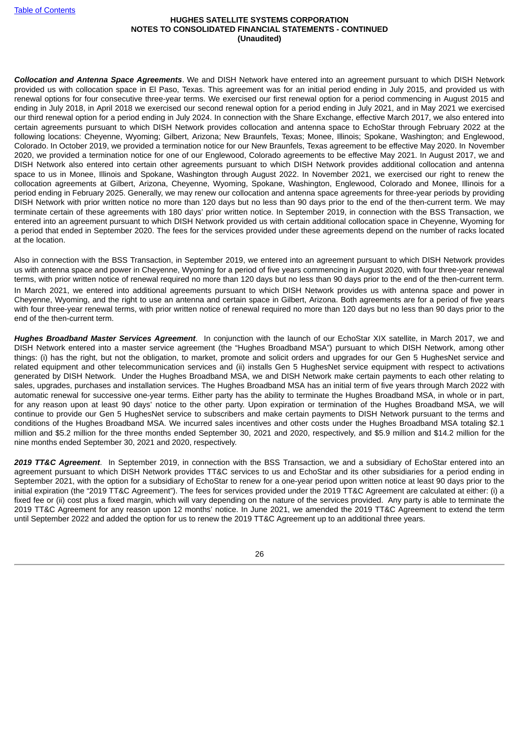***Collocation and Antenna Space Agreements***. We and DISH Network have entered into an agreement pursuant to which DISH Network provided us with collocation space in El Paso, Texas. This agreement was for an initial period ending in July 2015, and provided us with renewal options for four consecutive three-year terms. We exercised our first renewal option for a period commencing in August 2015 and ending in July 2018, in April 2018 we exercised our second renewal option for a period ending in July 2021, and in May 2021 we exercised our third renewal option for a period ending in July 2024. In connection with the Share Exchange, effective March 2017, we also entered into certain agreements pursuant to which DISH Network provides collocation and antenna space to EchoStar through February 2022 at the following locations: Cheyenne, Wyoming; Gilbert, Arizona; New Braunfels, Texas; Monee, Illinois; Spokane, Washington; and Englewood, Colorado. In October 2019, we provided a termination notice for our New Braunfels, Texas agreement to be effective May 2020. In November 2020, we provided a termination notice for one of our Englewood, Colorado agreements to be effective May 2021. In August 2017, we and DISH Network also entered into certain other agreements pursuant to which DISH Network provides additional collocation and antenna space to us in Monee, Illinois and Spokane, Washington through August 2022. In November 2021, we exercised our right to renew the collocation agreements at Gilbert, Arizona, Cheyenne, Wyoming, Spokane, Washington, Englewood, Colorado and Monee, Illinois for a period ending in February 2025. Generally, we may renew our collocation and antenna space agreements for three-year periods by providing DISH Network with prior written notice no more than 120 days but no less than 90 days prior to the end of the then-current term. We may terminate certain of these agreements with 180 days' prior written notice. In September 2019, in connection with the BSS Transaction, we entered into an agreement pursuant to which DISH Network provided us with certain additional collocation space in Cheyenne, Wyoming for a period that ended in September 2020. The fees for the services provided under these agreements depend on the number of racks located at the location.

Also in connection with the BSS Transaction, in September 2019, we entered into an agreement pursuant to which DISH Network provides us with antenna space and power in Cheyenne, Wyoming for a period of five years commencing in August 2020, with four three-year renewal terms, with prior written notice of renewal required no more than 120 days but no less than 90 days prior to the end of the then-current term. In March 2021, we entered into additional agreements pursuant to which DISH Network provides us with antenna space and power in Cheyenne, Wyoming, and the right to use an antenna and certain space in Gilbert, Arizona. Both agreements are for a period of five years with four three-year renewal terms, with prior written notice of renewal required no more than 120 days but no less than 90 days prior to the end of the then-current term.

***Hughes Broadband Master Services Agreement***. In conjunction with the launch of our EchoStar XIX satellite, in March 2017, we and DISH Network entered into a master service agreement (the "Hughes Broadband MSA") pursuant to which DISH Network, among other things: (i) has the right, but not the obligation, to market, promote and solicit orders and upgrades for our Gen 5 HughesNet service and related equipment and other telecommunication services and (ii) installs Gen 5 HughesNet service equipment with respect to activations generated by DISH Network. Under the Hughes Broadband MSA, we and DISH Network make certain payments to each other relating to sales, upgrades, purchases and installation services. The Hughes Broadband MSA has an initial term of five years through March 2022 with automatic renewal for successive one-year terms. Either party has the ability to terminate the Hughes Broadband MSA, in whole or in part, for any reason upon at least 90 days' notice to the other party. Upon expiration or termination of the Hughes Broadband MSA, we will continue to provide our Gen 5 HughesNet service to subscribers and make certain payments to DISH Network pursuant to the terms and conditions of the Hughes Broadband MSA. We incurred sales incentives and other costs under the Hughes Broadband MSA totaling $2.1 million and $5.2 million for the three months ended September 30, 2021 and 2020, respectively, and $5.9 million and $14.2 million for the nine months ended September 30, 2021 and 2020, respectively.

***2019 TT&C Agreement***. In September 2019, in connection with the BSS Transaction, we and a subsidiary of EchoStar entered into an agreement pursuant to which DISH Network provides TT&C services to us and EchoStar and its other subsidiaries for a period ending in September 2021, with the option for a subsidiary of EchoStar to renew for a one-year period upon written notice at least 90 days prior to the initial expiration (the "2019 TT&C Agreement"). The fees for services provided under the 2019 TT&C Agreement are calculated at either: (i) a fixed fee or (ii) cost plus a fixed margin, which will vary depending on the nature of the services provided. Any party is able to terminate the 2019 TT&C Agreement for any reason upon 12 months' notice. In June 2021, we amended the 2019 TT&C Agreement to extend the term until September 2022 and added the option for us to renew the 2019 TT&C Agreement up to an additional three years.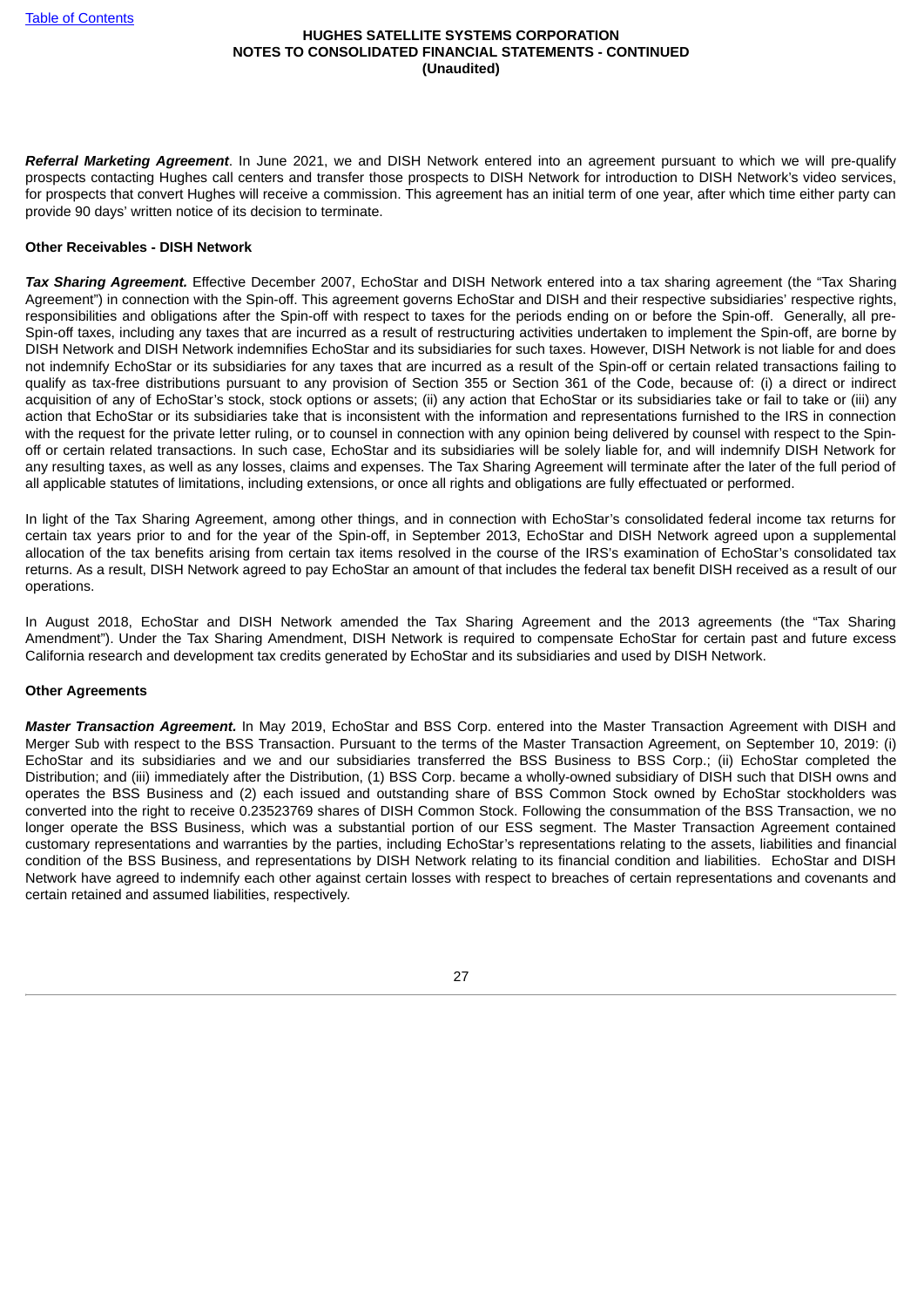***Referral Marketing Agreement***. In June 2021, we and DISH Network entered into an agreement pursuant to which we will pre-qualify prospects contacting Hughes call centers and transfer those prospects to DISH Network for introduction to DISH Network's video services, for prospects that convert Hughes will receive a commission. This agreement has an initial term of one year, after which time either party can provide 90 days' written notice of its decision to terminate.

**Other Receivables - DISH Network**

***Tax Sharing Agreement.*** Effective December 2007, EchoStar and DISH Network entered into a tax sharing agreement (the "Tax Sharing Agreement") in connection with the Spin-off. This agreement governs EchoStar and DISH and their respective subsidiaries' respective rights, responsibilities and obligations after the Spin-off with respect to taxes for the periods ending on or before the Spin-off. Generally, all pre-Spin-off taxes, including any taxes that are incurred as a result of restructuring activities undertaken to implement the Spin-off, are borne by DISH Network and DISH Network indemnifies EchoStar and its subsidiaries for such taxes. However, DISH Network is not liable for and does not indemnify EchoStar or its subsidiaries for any taxes that are incurred as a result of the Spin-off or certain related transactions failing to qualify as tax-free distributions pursuant to any provision of Section 355 or Section 361 of the Code, because of: (i) a direct or indirect acquisition of any of EchoStar's stock, stock options or assets; (ii) any action that EchoStar or its subsidiaries take or fail to take or (iii) any action that EchoStar or its subsidiaries take that is inconsistent with the information and representations furnished to the IRS in connection with the request for the private letter ruling, or to counsel in connection with any opinion being delivered by counsel with respect to the Spin-off or certain related transactions. In such case, EchoStar and its subsidiaries will be solely liable for, and will indemnify DISH Network for any resulting taxes, as well as any losses, claims and expenses. The Tax Sharing Agreement will terminate after the later of the full period of all applicable statutes of limitations, including extensions, or once all rights and obligations are fully effectuated or performed.

In light of the Tax Sharing Agreement, among other things, and in connection with EchoStar's consolidated federal income tax returns for certain tax years prior to and for the year of the Spin-off, in September 2013, EchoStar and DISH Network agreed upon a supplemental allocation of the tax benefits arising from certain tax items resolved in the course of the IRS's examination of EchoStar's consolidated tax returns. As a result, DISH Network agreed to pay EchoStar an amount of that includes the federal tax benefit DISH received as a result of our operations.

In August 2018, EchoStar and DISH Network amended the Tax Sharing Agreement and the 2013 agreements (the "Tax Sharing Amendment"). Under the Tax Sharing Amendment, DISH Network is required to compensate EchoStar for certain past and future excess California research and development tax credits generated by EchoStar and its subsidiaries and used by DISH Network.

**Other Agreements**

***Master Transaction Agreement.*** In May 2019, EchoStar and BSS Corp. entered into the Master Transaction Agreement with DISH and Merger Sub with respect to the BSS Transaction. Pursuant to the terms of the Master Transaction Agreement, on September 10, 2019: (i) EchoStar and its subsidiaries and we and our subsidiaries transferred the BSS Business to BSS Corp.; (ii) EchoStar completed the Distribution; and (iii) immediately after the Distribution, (1) BSS Corp. became a wholly-owned subsidiary of DISH such that DISH owns and operates the BSS Business and (2) each issued and outstanding share of BSS Common Stock owned by EchoStar stockholders was converted into the right to receive 0.23523769 shares of DISH Common Stock. Following the consummation of the BSS Transaction, we no longer operate the BSS Business, which was a substantial portion of our ESS segment. The Master Transaction Agreement contained customary representations and warranties by the parties, including EchoStar's representations relating to the assets, liabilities and financial condition of the BSS Business, and representations by DISH Network relating to its financial condition and liabilities. EchoStar and DISH Network have agreed to indemnify each other against certain losses with respect to breaches of certain representations and covenants and certain retained and assumed liabilities, respectively.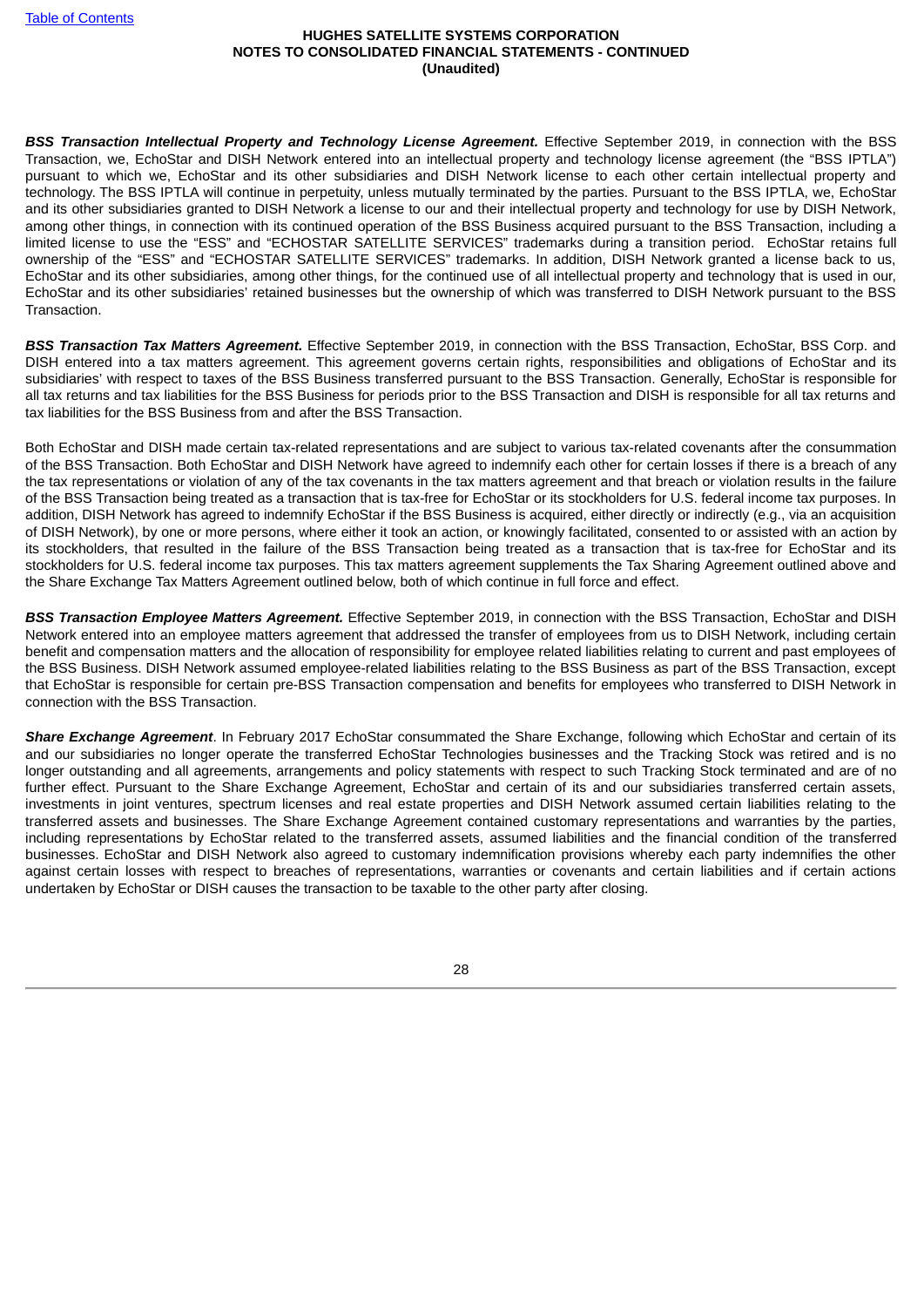***BSS Transaction Intellectual Property and Technology License Agreement.*** Effective September 2019, in connection with the BSS Transaction, we, EchoStar and DISH Network entered into an intellectual property and technology license agreement (the "BSS IPTLA") pursuant to which we, EchoStar and its other subsidiaries and DISH Network license to each other certain intellectual property and technology. The BSS IPTLA will continue in perpetuity, unless mutually terminated by the parties. Pursuant to the BSS IPTLA, we, EchoStar and its other subsidiaries granted to DISH Network a license to our and their intellectual property and technology for use by DISH Network, among other things, in connection with its continued operation of the BSS Business acquired pursuant to the BSS Transaction, including a limited license to use the "ESS" and "ECHOSTAR SATELLITE SERVICES" trademarks during a transition period. EchoStar retains full ownership of the "ESS" and "ECHOSTAR SATELLITE SERVICES" trademarks. In addition, DISH Network granted a license back to us, EchoStar and its other subsidiaries, among other things, for the continued use of all intellectual property and technology that is used in our, EchoStar and its other subsidiaries' retained businesses but the ownership of which was transferred to DISH Network pursuant to the BSS Transaction.

***BSS Transaction Tax Matters Agreement.*** Effective September 2019, in connection with the BSS Transaction, EchoStar, BSS Corp. and DISH entered into a tax matters agreement. This agreement governs certain rights, responsibilities and obligations of EchoStar and its subsidiaries' with respect to taxes of the BSS Business transferred pursuant to the BSS Transaction. Generally, EchoStar is responsible for all tax returns and tax liabilities for the BSS Business for periods prior to the BSS Transaction and DISH is responsible for all tax returns and tax liabilities for the BSS Business from and after the BSS Transaction.

Both EchoStar and DISH made certain tax-related representations and are subject to various tax-related covenants after the consummation of the BSS Transaction. Both EchoStar and DISH Network have agreed to indemnify each other for certain losses if there is a breach of any the tax representations or violation of any of the tax covenants in the tax matters agreement and that breach or violation results in the failure of the BSS Transaction being treated as a transaction that is tax-free for EchoStar or its stockholders for U.S. federal income tax purposes. In addition, DISH Network has agreed to indemnify EchoStar if the BSS Business is acquired, either directly or indirectly (e.g., via an acquisition of DISH Network), by one or more persons, where either it took an action, or knowingly facilitated, consented to or assisted with an action by its stockholders, that resulted in the failure of the BSS Transaction being treated as a transaction that is tax-free for EchoStar and its stockholders for U.S. federal income tax purposes. This tax matters agreement supplements the Tax Sharing Agreement outlined above and the Share Exchange Tax Matters Agreement outlined below, both of which continue in full force and effect.

***BSS Transaction Employee Matters Agreement.*** Effective September 2019, in connection with the BSS Transaction, EchoStar and DISH Network entered into an employee matters agreement that addressed the transfer of employees from us to DISH Network, including certain benefit and compensation matters and the allocation of responsibility for employee related liabilities relating to current and past employees of the BSS Business. DISH Network assumed employee-related liabilities relating to the BSS Business as part of the BSS Transaction, except that EchoStar is responsible for certain pre-BSS Transaction compensation and benefits for employees who transferred to DISH Network in connection with the BSS Transaction.

***Share Exchange Agreement***. In February 2017 EchoStar consummated the Share Exchange, following which EchoStar and certain of its and our subsidiaries no longer operate the transferred EchoStar Technologies businesses and the Tracking Stock was retired and is no longer outstanding and all agreements, arrangements and policy statements with respect to such Tracking Stock terminated and are of no further effect. Pursuant to the Share Exchange Agreement, EchoStar and certain of its and our subsidiaries transferred certain assets, investments in joint ventures, spectrum licenses and real estate properties and DISH Network assumed certain liabilities relating to the transferred assets and businesses. The Share Exchange Agreement contained customary representations and warranties by the parties, including representations by EchoStar related to the transferred assets, assumed liabilities and the financial condition of the transferred businesses. EchoStar and DISH Network also agreed to customary indemnification provisions whereby each party indemnifies the other against certain losses with respect to breaches of representations, warranties or covenants and certain liabilities and if certain actions undertaken by EchoStar or DISH causes the transaction to be taxable to the other party after closing.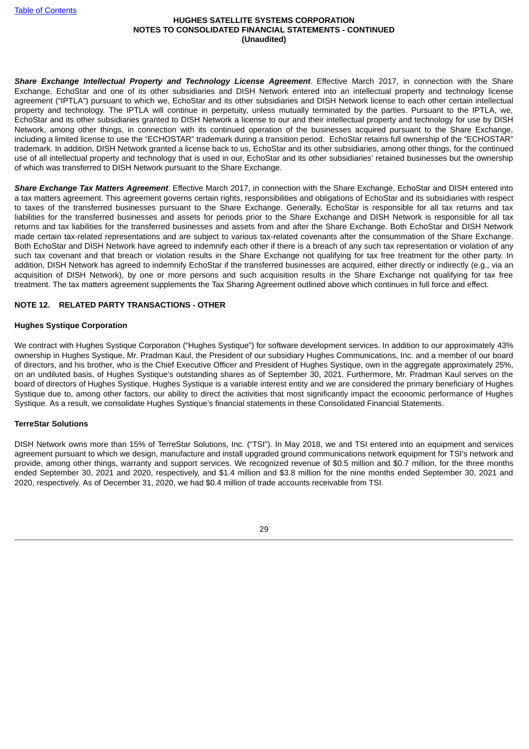***Share Exchange Intellectual Property and Technology License Agreement***. Effective March 2017, in connection with the Share Exchange, EchoStar and one of its other subsidiaries and DISH Network entered into an intellectual property and technology license agreement ("IPTLA") pursuant to which we, EchoStar and its other subsidiaries and DISH Network license to each other certain intellectual property and technology. The IPTLA will continue in perpetuity, unless mutually terminated by the parties. Pursuant to the IPTLA, we, EchoStar and its other subsidiaries granted to DISH Network a license to our and their intellectual property and technology for use by DISH Network, among other things, in connection with its continued operation of the businesses acquired pursuant to the Share Exchange, including a limited license to use the "ECHOSTAR" trademark during a transition period. EchoStar retains full ownership of the "ECHOSTAR" trademark. In addition, DISH Network granted a license back to us, EchoStar and its other subsidiaries, among other things, for the continued use of all intellectual property and technology that is used in our, EchoStar and its other subsidiaries' retained businesses but the ownership of which was transferred to DISH Network pursuant to the Share Exchange.

***Share Exchange Tax Matters Agreement***. Effective March 2017, in connection with the Share Exchange, EchoStar and DISH entered into a tax matters agreement. This agreement governs certain rights, responsibilities and obligations of EchoStar and its subsidiaries with respect to taxes of the transferred businesses pursuant to the Share Exchange. Generally, EchoStar is responsible for all tax returns and tax liabilities for the transferred businesses and assets for periods prior to the Share Exchange and DISH Network is responsible for all tax returns and tax liabilities for the transferred businesses and assets from and after the Share Exchange. Both EchoStar and DISH Network made certain tax-related representations and are subject to various tax-related covenants after the consummation of the Share Exchange. Both EchoStar and DISH Network have agreed to indemnify each other if there is a breach of any such tax representation or violation of any such tax covenant and that breach or violation results in the Share Exchange not qualifying for tax free treatment for the other party. In addition, DISH Network has agreed to indemnify EchoStar if the transferred businesses are acquired, either directly or indirectly (e.g., via an acquisition of DISH Network), by one or more persons and such acquisition results in the Share Exchange not qualifying for tax free treatment. The tax matters agreement supplements the Tax Sharing Agreement outlined above which continues in full force and effect.

## NOTE 12. RELATED PARTY TRANSACTIONS - OTHER

### Hughes Systique Corporation

We contract with Hughes Systique Corporation ("Hughes Systique") for software development services. In addition to our approximately 43% ownership in Hughes Systique, Mr. Pradman Kaul, the President of our subsidiary Hughes Communications, Inc. and a member of our board of directors, and his brother, who is the Chief Executive Officer and President of Hughes Systique, own in the aggregate approximately 25%, on an undiluted basis, of Hughes Systique's outstanding shares as of September 30, 2021. Furthermore, Mr. Pradman Kaul serves on the board of directors of Hughes Systique. Hughes Systique is a variable interest entity and we are considered the primary beneficiary of Hughes Systique due to, among other factors, our ability to direct the activities that most significantly impact the economic performance of Hughes Systique. As a result, we consolidate Hughes Systique's financial statements in these Consolidated Financial Statements.

### TerreStar Solutions

DISH Network owns more than 15% of TerreStar Solutions, Inc. ("TSI"). In May 2018, we and TSI entered into an equipment and services agreement pursuant to which we design, manufacture and install upgraded ground communications network equipment for TSI's network and provide, among other things, warranty and support services. We recognized revenue of $0.5 million and $0.7 million, for the three months ended September 30, 2021 and 2020, respectively, and $1.4 million and $3.8 million for the nine months ended September 30, 2021 and 2020, respectively. As of December 31, 2020, we had $0.4 million of trade accounts receivable from TSI.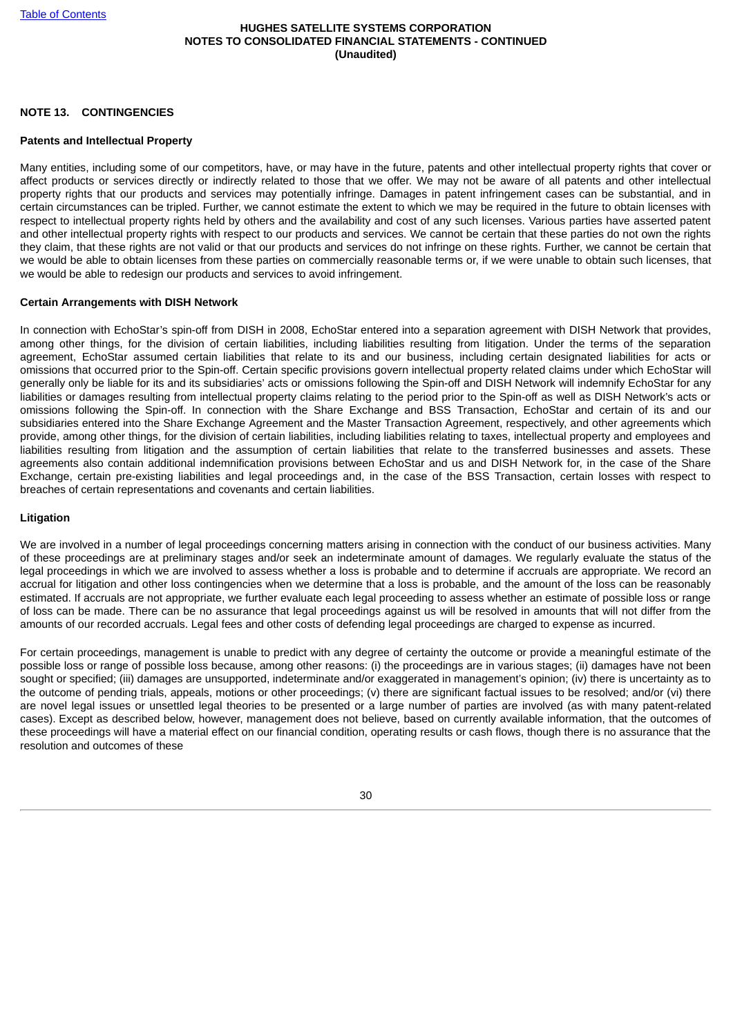## NOTE 13. CONTINGENCIES

### Patents and Intellectual Property

Many entities, including some of our competitors, have, or may have in the future, patents and other intellectual property rights that cover or affect products or services directly or indirectly related to those that we offer. We may not be aware of all patents and other intellectual property rights that our products and services may potentially infringe. Damages in patent infringement cases can be substantial, and in certain circumstances can be tripled. Further, we cannot estimate the extent to which we may be required in the future to obtain licenses with respect to intellectual property rights held by others and the availability and cost of any such licenses. Various parties have asserted patent and other intellectual property rights with respect to our products and services. We cannot be certain that these parties do not own the rights they claim, that these rights are not valid or that our products and services do not infringe on these rights. Further, we cannot be certain that we would be able to obtain licenses from these parties on commercially reasonable terms or, if we were unable to obtain such licenses, that we would be able to redesign our products and services to avoid infringement.

### Certain Arrangements with DISH Network

In connection with EchoStar's spin-off from DISH in 2008, EchoStar entered into a separation agreement with DISH Network that provides, among other things, for the division of certain liabilities, including liabilities resulting from litigation. Under the terms of the separation agreement, EchoStar assumed certain liabilities that relate to its and our business, including certain designated liabilities for acts or omissions that occurred prior to the Spin-off. Certain specific provisions govern intellectual property related claims under which EchoStar will generally only be liable for its and its subsidiaries' acts or omissions following the Spin-off and DISH Network will indemnify EchoStar for any liabilities or damages resulting from intellectual property claims relating to the period prior to the Spin-off as well as DISH Network's acts or omissions following the Spin-off. In connection with the Share Exchange and BSS Transaction, EchoStar and certain of its and our subsidiaries entered into the Share Exchange Agreement and the Master Transaction Agreement, respectively, and other agreements which provide, among other things, for the division of certain liabilities, including liabilities relating to taxes, intellectual property and employees and liabilities resulting from litigation and the assumption of certain liabilities that relate to the transferred businesses and assets. These agreements also contain additional indemnification provisions between EchoStar and us and DISH Network for, in the case of the Share Exchange, certain pre-existing liabilities and legal proceedings and, in the case of the BSS Transaction, certain losses with respect to breaches of certain representations and covenants and certain liabilities.

### Litigation

We are involved in a number of legal proceedings concerning matters arising in connection with the conduct of our business activities. Many of these proceedings are at preliminary stages and/or seek an indeterminate amount of damages. We regularly evaluate the status of the legal proceedings in which we are involved to assess whether a loss is probable and to determine if accruals are appropriate. We record an accrual for litigation and other loss contingencies when we determine that a loss is probable, and the amount of the loss can be reasonably estimated. If accruals are not appropriate, we further evaluate each legal proceeding to assess whether an estimate of possible loss or range of loss can be made. There can be no assurance that legal proceedings against us will be resolved in amounts that will not differ from the amounts of our recorded accruals. Legal fees and other costs of defending legal proceedings are charged to expense as incurred.

For certain proceedings, management is unable to predict with any degree of certainty the outcome or provide a meaningful estimate of the possible loss or range of possible loss because, among other reasons: (i) the proceedings are in various stages; (ii) damages have not been sought or specified; (iii) damages are unsupported, indeterminate and/or exaggerated in management's opinion; (iv) there is uncertainty as to the outcome of pending trials, appeals, motions or other proceedings; (v) there are significant factual issues to be resolved; and/or (vi) there are novel legal issues or unsettled legal theories to be presented or a large number of parties are involved (as with many patent-related cases). Except as described below, however, management does not believe, based on currently available information, that the outcomes of these proceedings will have a material effect on our financial condition, operating results or cash flows, though there is no assurance that the resolution and outcomes of these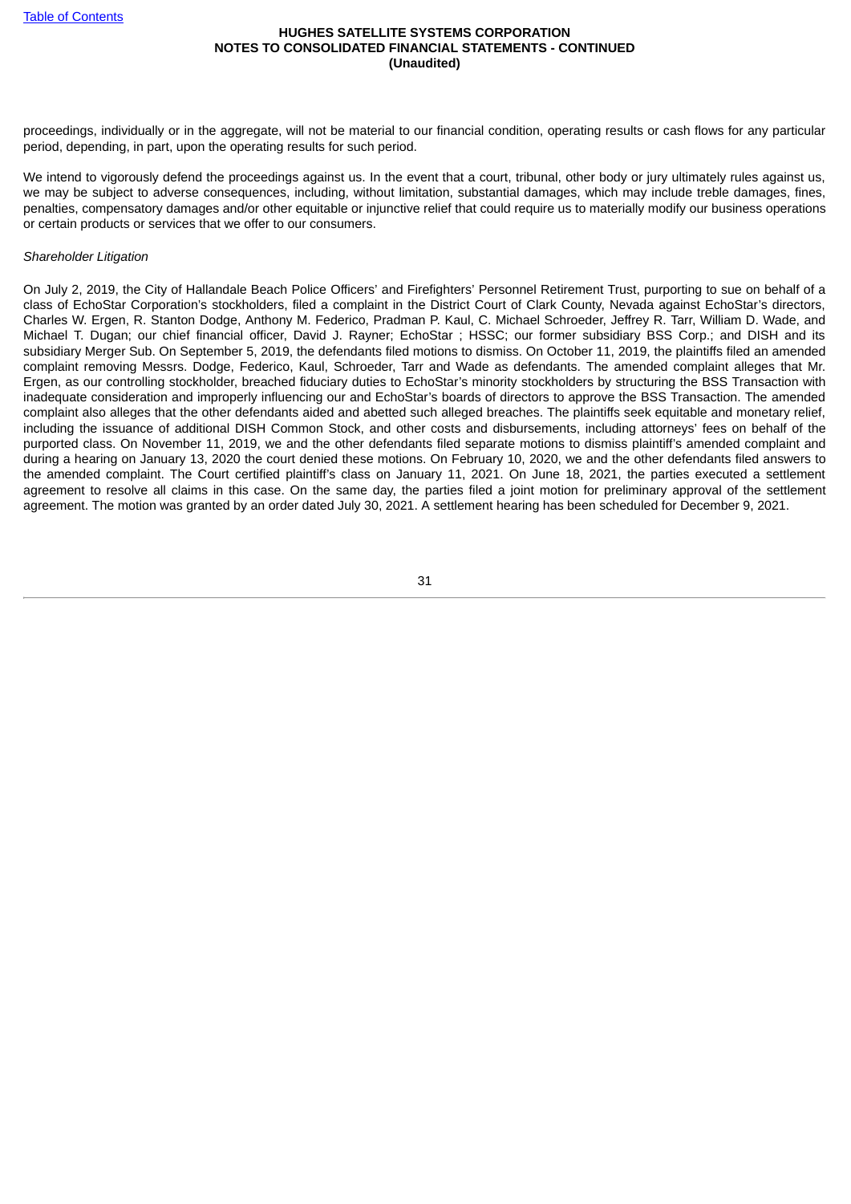proceedings, individually or in the aggregate, will not be material to our financial condition, operating results or cash flows for any particular period, depending, in part, upon the operating results for such period.

We intend to vigorously defend the proceedings against us. In the event that a court, tribunal, other body or jury ultimately rules against us, we may be subject to adverse consequences, including, without limitation, substantial damages, which may include treble damages, fines, penalties, compensatory damages and/or other equitable or injunctive relief that could require us to materially modify our business operations or certain products or services that we offer to our consumers.

*Shareholder Litigation*

On July 2, 2019, the City of Hallandale Beach Police Officers' and Firefighters' Personnel Retirement Trust, purporting to sue on behalf of a class of EchoStar Corporation's stockholders, filed a complaint in the District Court of Clark County, Nevada against EchoStar's directors, Charles W. Ergen, R. Stanton Dodge, Anthony M. Federico, Pradman P. Kaul, C. Michael Schroeder, Jeffrey R. Tarr, William D. Wade, and Michael T. Dugan; our chief financial officer, David J. Rayner; EchoStar ; HSSC; our former subsidiary BSS Corp.; and DISH and its subsidiary Merger Sub. On September 5, 2019, the defendants filed motions to dismiss. On October 11, 2019, the plaintiffs filed an amended complaint removing Messrs. Dodge, Federico, Kaul, Schroeder, Tarr and Wade as defendants. The amended complaint alleges that Mr. Ergen, as our controlling stockholder, breached fiduciary duties to EchoStar's minority stockholders by structuring the BSS Transaction with inadequate consideration and improperly influencing our and EchoStar's boards of directors to approve the BSS Transaction. The amended complaint also alleges that the other defendants aided and abetted such alleged breaches. The plaintiffs seek equitable and monetary relief, including the issuance of additional DISH Common Stock, and other costs and disbursements, including attorneys' fees on behalf of the purported class. On November 11, 2019, we and the other defendants filed separate motions to dismiss plaintiff's amended complaint and during a hearing on January 13, 2020 the court denied these motions. On February 10, 2020, we and the other defendants filed answers to the amended complaint. The Court certified plaintiff's class on January 11, 2021. On June 18, 2021, the parties executed a settlement agreement to resolve all claims in this case. On the same day, the parties filed a joint motion for preliminary approval of the settlement agreement. The motion was granted by an order dated July 30, 2021. A settlement hearing has been scheduled for December 9, 2021.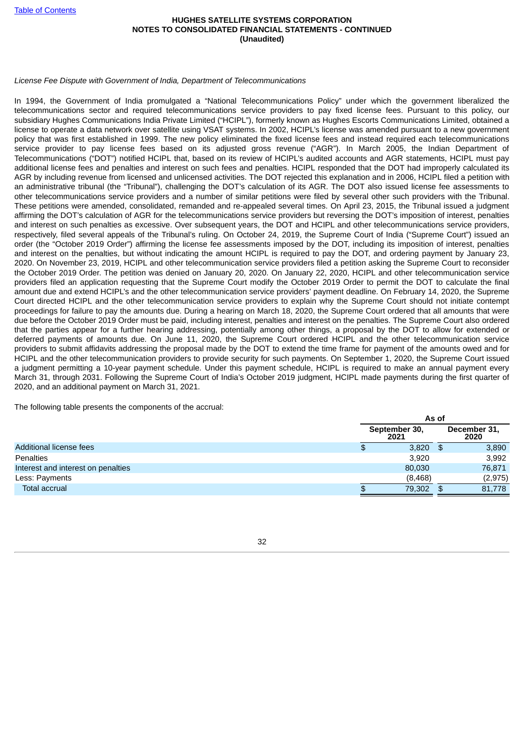*License Fee Dispute with Government of India, Department of Telecommunications*

In 1994, the Government of India promulgated a "National Telecommunications Policy" under which the government liberalized the telecommunications sector and required telecommunications service providers to pay fixed license fees. Pursuant to this policy, our subsidiary Hughes Communications India Private Limited ("HCIPL"), formerly known as Hughes Escorts Communications Limited, obtained a license to operate a data network over satellite using VSAT systems. In 2002, HCIPL's license was amended pursuant to a new government policy that was first established in 1999. The new policy eliminated the fixed license fees and instead required each telecommunications service provider to pay license fees based on its adjusted gross revenue ("AGR"). In March 2005, the Indian Department of Telecommunications ("DOT") notified HCIPL that, based on its review of HCIPL's audited accounts and AGR statements, HCIPL must pay additional license fees and penalties and interest on such fees and penalties. HCIPL responded that the DOT had improperly calculated its AGR by including revenue from licensed and unlicensed activities. The DOT rejected this explanation and in 2006, HCIPL filed a petition with an administrative tribunal (the "Tribunal"), challenging the DOT's calculation of its AGR. The DOT also issued license fee assessments to other telecommunications service providers and a number of similar petitions were filed by several other such providers with the Tribunal. These petitions were amended, consolidated, remanded and re-appealed several times. On April 23, 2015, the Tribunal issued a judgment affirming the DOT's calculation of AGR for the telecommunications service providers but reversing the DOT's imposition of interest, penalties and interest on such penalties as excessive. Over subsequent years, the DOT and HCIPL and other telecommunications service providers, respectively, filed several appeals of the Tribunal's ruling. On October 24, 2019, the Supreme Court of India ("Supreme Court") issued an order (the "October 2019 Order") affirming the license fee assessments imposed by the DOT, including its imposition of interest, penalties and interest on the penalties, but without indicating the amount HCIPL is required to pay the DOT, and ordering payment by January 23, 2020. On November 23, 2019, HCIPL and other telecommunication service providers filed a petition asking the Supreme Court to reconsider the October 2019 Order. The petition was denied on January 20, 2020. On January 22, 2020, HCIPL and other telecommunication service providers filed an application requesting that the Supreme Court modify the October 2019 Order to permit the DOT to calculate the final amount due and extend HCIPL's and the other telecommunication service providers' payment deadline. On February 14, 2020, the Supreme Court directed HCIPL and the other telecommunication service providers to explain why the Supreme Court should not initiate contempt proceedings for failure to pay the amounts due. During a hearing on March 18, 2020, the Supreme Court ordered that all amounts that were due before the October 2019 Order must be paid, including interest, penalties and interest on the penalties. The Supreme Court also ordered that the parties appear for a further hearing addressing, potentially among other things, a proposal by the DOT to allow for extended or deferred payments of amounts due. On June 11, 2020, the Supreme Court ordered HCIPL and the other telecommunication service providers to submit affidavits addressing the proposal made by the DOT to extend the time frame for payment of the amounts owed and for HCIPL and the other telecommunication providers to provide security for such payments. On September 1, 2020, the Supreme Court issued a judgment permitting a 10-year payment schedule. Under this payment schedule, HCIPL is required to make an annual payment every March 31, through 2031. Following the Supreme Court of India's October 2019 judgment, HCIPL made payments during the first quarter of 2020, and an additional payment on March 31, 2021.

The following table presents the components of the accrual:

| | As of | |
|---|---|---|
| | September 30, 2021 | December 31, 2020 |
| Additional license fees | $ 3,820 | $ 3,890 |
| Penalties | 3,920 | 3,992 |
| Interest and interest on penalties | 80,030 | 76,871 |
| Less: Payments | (8,468) | (2,975) |
| Total accrual | $ 79,302 | $ 81,778 |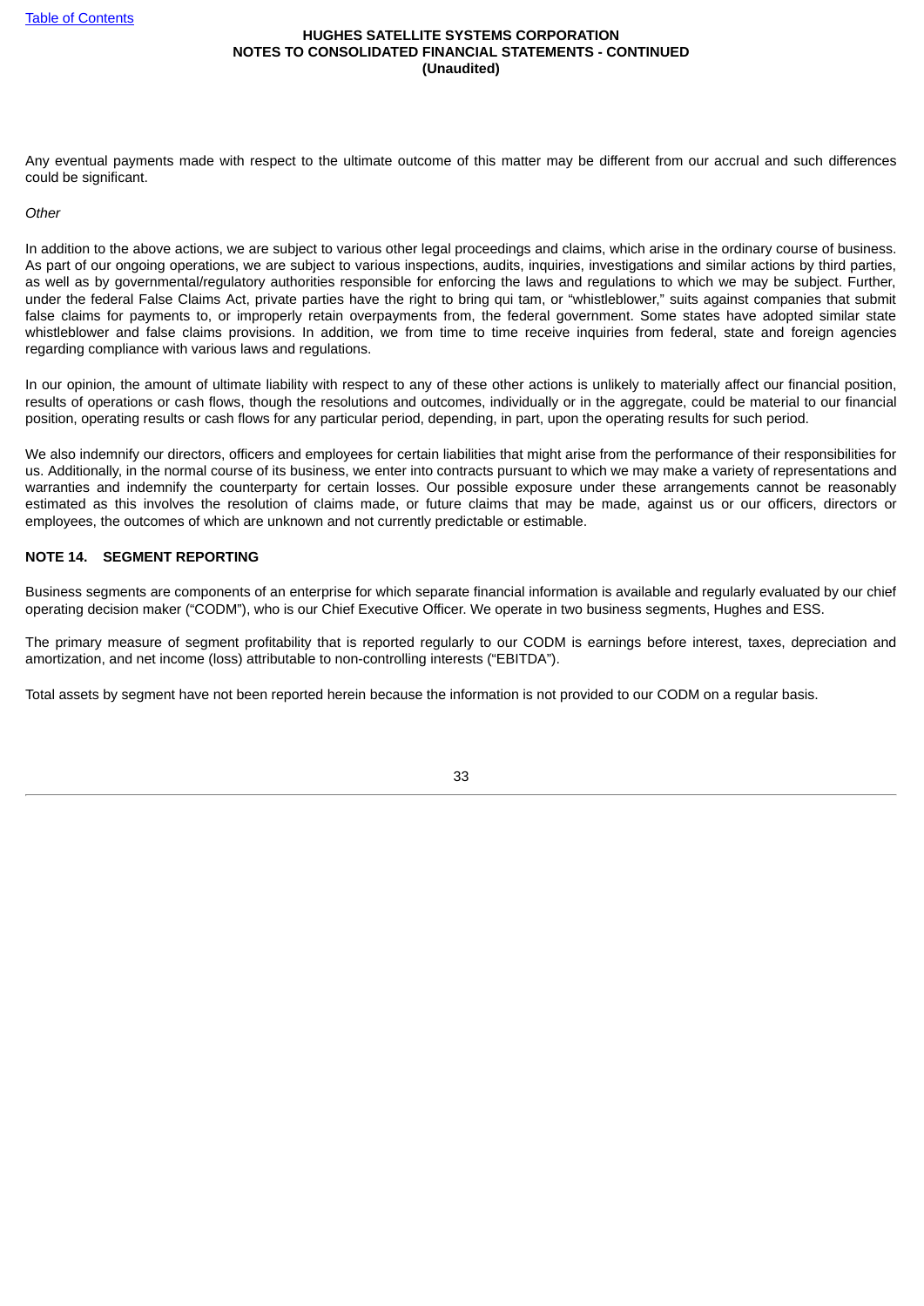Any eventual payments made with respect to the ultimate outcome of this matter may be different from our accrual and such differences could be significant.

*Other*

In addition to the above actions, we are subject to various other legal proceedings and claims, which arise in the ordinary course of business. As part of our ongoing operations, we are subject to various inspections, audits, inquiries, investigations and similar actions by third parties, as well as by governmental/regulatory authorities responsible for enforcing the laws and regulations to which we may be subject. Further, under the federal False Claims Act, private parties have the right to bring qui tam, or "whistleblower," suits against companies that submit false claims for payments to, or improperly retain overpayments from, the federal government. Some states have adopted similar state whistleblower and false claims provisions. In addition, we from time to time receive inquiries from federal, state and foreign agencies regarding compliance with various laws and regulations.

In our opinion, the amount of ultimate liability with respect to any of these other actions is unlikely to materially affect our financial position, results of operations or cash flows, though the resolutions and outcomes, individually or in the aggregate, could be material to our financial position, operating results or cash flows for any particular period, depending, in part, upon the operating results for such period.

We also indemnify our directors, officers and employees for certain liabilities that might arise from the performance of their responsibilities for us. Additionally, in the normal course of its business, we enter into contracts pursuant to which we may make a variety of representations and warranties and indemnify the counterparty for certain losses. Our possible exposure under these arrangements cannot be reasonably estimated as this involves the resolution of claims made, or future claims that may be made, against us or our officers, directors or employees, the outcomes of which are unknown and not currently predictable or estimable.

## NOTE 14. SEGMENT REPORTING

Business segments are components of an enterprise for which separate financial information is available and regularly evaluated by our chief operating decision maker ("CODM"), who is our Chief Executive Officer. We operate in two business segments, Hughes and ESS.

The primary measure of segment profitability that is reported regularly to our CODM is earnings before interest, taxes, depreciation and amortization, and net income (loss) attributable to non-controlling interests ("EBITDA").

Total assets by segment have not been reported herein because the information is not provided to our CODM on a regular basis.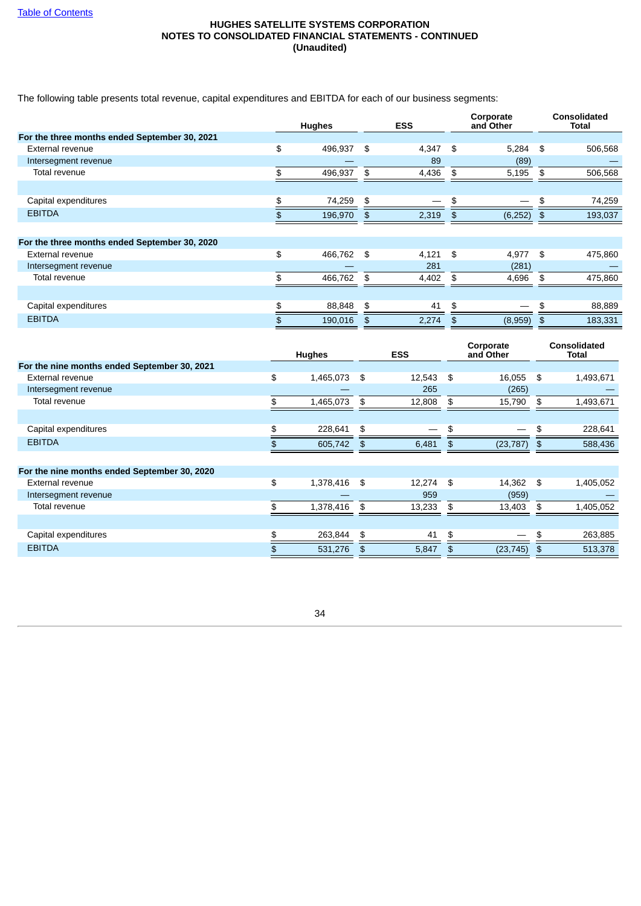HUGHES SATELLITE SYSTEMS CORPORATION
NOTES TO CONSOLIDATED FINANCIAL STATEMENTS - CONTINUED
(Unaudited)

The following table presents total revenue, capital expenditures and EBITDA for each of our business segments:

| | Hughes | ESS | Corporate and Other | Consolidated Total |
|---|---|---|---|---|
| **For the three months ended September 30, 2021** | | | | |
| External revenue | $ 496,937 | $ 4,347 | $ 5,284 | $ 506,568 |
| Intersegment revenue | — | 89 | (89) | — |
| Total revenue | $ 496,937 | $ 4,436 | $ 5,195 | $ 506,568 |
| | | | | |
| Capital expenditures | $ 74,259 | $ — | $ — | $ 74,259 |
| EBITDA | $ 196,970 | $ 2,319 | $ (6,252) | $ 193,037 |
| | | | | |
| **For the three months ended September 30, 2020** | | | | |
| External revenue | $ 466,762 | $ 4,121 | $ 4,977 | $ 475,860 |
| Intersegment revenue | — | 281 | (281) | — |
| Total revenue | $ 466,762 | $ 4,402 | $ 4,696 | $ 475,860 |
| | | | | |
| Capital expenditures | $ 88,848 | $ 41 | $ — | $ 88,889 |
| EBITDA | $ 190,016 | $ 2,274 | $ (8,959) | $ 183,331 |

| | Hughes | ESS | Corporate and Other | Consolidated Total |
|---|---|---|---|---|
| **For the nine months ended September 30, 2021** | | | | |
| External revenue | $ 1,465,073 | $ 12,543 | $ 16,055 | $ 1,493,671 |
| Intersegment revenue | — | 265 | (265) | — |
| Total revenue | $ 1,465,073 | $ 12,808 | $ 15,790 | $ 1,493,671 |
| | | | | |
| Capital expenditures | $ 228,641 | $ — | $ — | $ 228,641 |
| EBITDA | $ 605,742 | $ 6,481 | $ (23,787) | $ 588,436 |
| | | | | |
| **For the nine months ended September 30, 2020** | | | | |
| External revenue | $ 1,378,416 | $ 12,274 | $ 14,362 | $ 1,405,052 |
| Intersegment revenue | — | 959 | (959) | — |
| Total revenue | $ 1,378,416 | $ 13,233 | $ 13,403 | $ 1,405,052 |
| | | | | |
| Capital expenditures | $ 263,844 | $ 41 | $ — | $ 263,885 |
| EBITDA | $ 531,276 | $ 5,847 | $ (23,745) | $ 513,378 |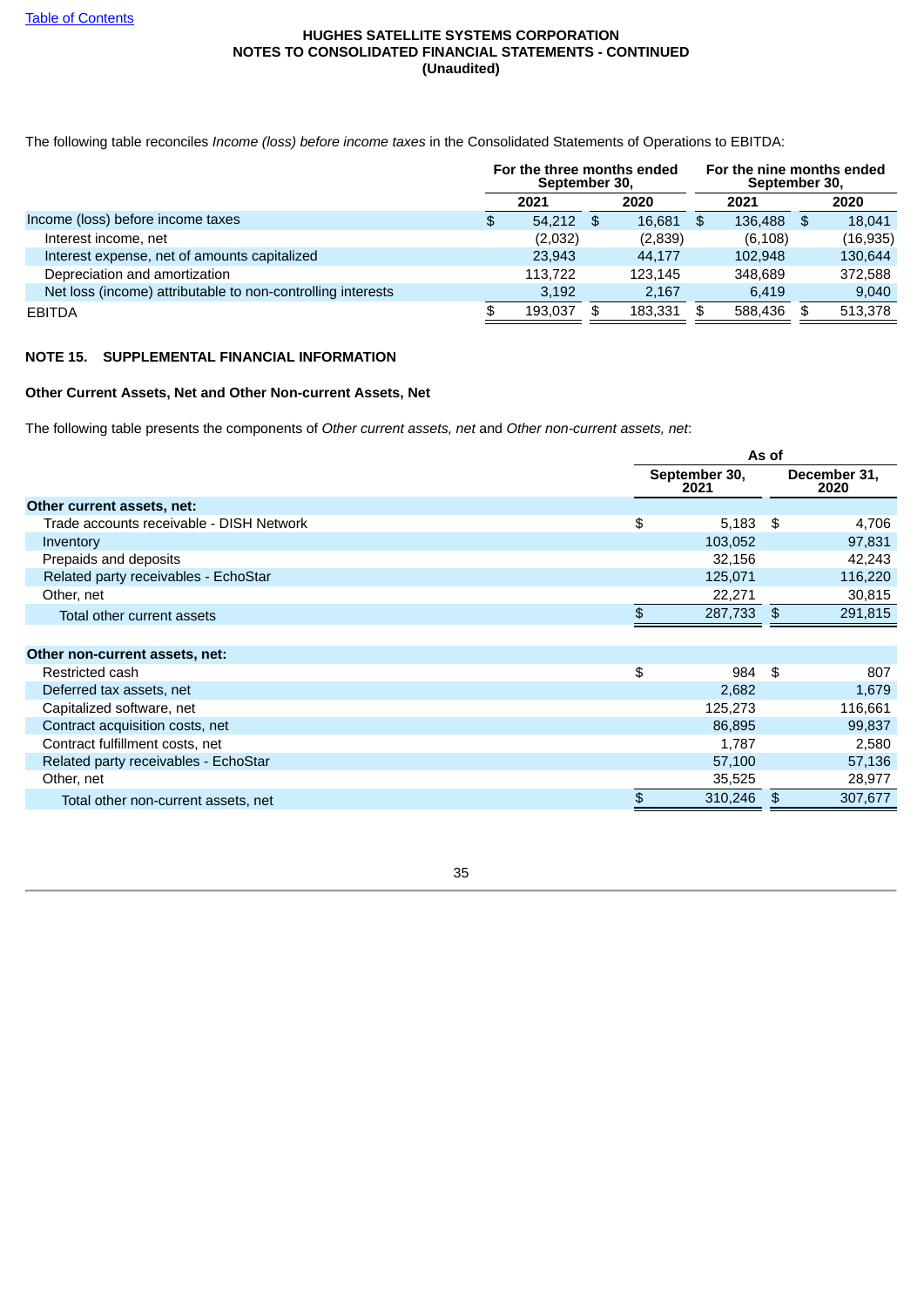HUGHES SATELLITE SYSTEMS CORPORATION
NOTES TO CONSOLIDATED FINANCIAL STATEMENTS - CONTINUED
(Unaudited)

The following table reconciles *Income (loss) before income taxes* in the Consolidated Statements of Operations to EBITDA:

| | For the three months ended September 30, | | For the nine months ended September 30, | |
|---|---|---|---|---|
| | 2021 | 2020 | 2021 | 2020 |
| Income (loss) before income taxes | $ 54,212 | $ 16,681 | $ 136,488 | $ 18,041 |
| Interest income, net | (2,032) | (2,839) | (6,108) | (16,935) |
| Interest expense, net of amounts capitalized | 23,943 | 44,177 | 102,948 | 130,644 |
| Depreciation and amortization | 113,722 | 123,145 | 348,689 | 372,588 |
| Net loss (income) attributable to non-controlling interests | 3,192 | 2,167 | 6,419 | 9,040 |
| EBITDA | $ 193,037 | $ 183,331 | $ 588,436 | $ 513,378 |

## NOTE 15. SUPPLEMENTAL FINANCIAL INFORMATION

### Other Current Assets, Net and Other Non-current Assets, Net

The following table presents the components of *Other current assets, net* and *Other non-current assets, net*:

| | As of | |
|---|---|---|
| | September 30, 2021 | December 31, 2020 |
| **Other current assets, net:** | | |
| Trade accounts receivable - DISH Network | $ 5,183 | $ 4,706 |
| Inventory | 103,052 | 97,831 |
| Prepaids and deposits | 32,156 | 42,243 |
| Related party receivables - EchoStar | 125,071 | 116,220 |
| Other, net | 22,271 | 30,815 |
| Total other current assets | $ 287,733 | $ 291,815 |
| | | |
| **Other non-current assets, net:** | | |
| Restricted cash | $ 984 | $ 807 |
| Deferred tax assets, net | 2,682 | 1,679 |
| Capitalized software, net | 125,273 | 116,661 |
| Contract acquisition costs, net | 86,895 | 99,837 |
| Contract fulfillment costs, net | 1,787 | 2,580 |
| Related party receivables - EchoStar | 57,100 | 57,136 |
| Other, net | 35,525 | 28,977 |
| Total other non-current assets, net | $ 310,246 | $ 307,677 |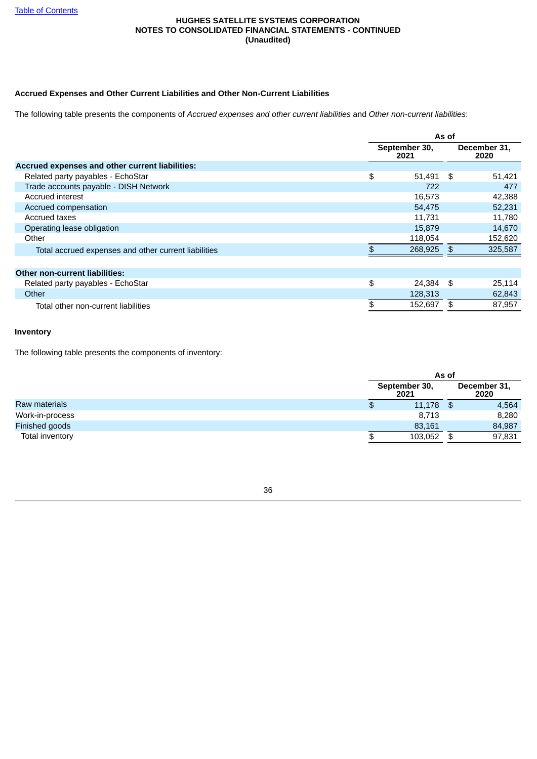HUGHES SATELLITE SYSTEMS CORPORATION
NOTES TO CONSOLIDATED FINANCIAL STATEMENTS - CONTINUED
(Unaudited)

### Accrued Expenses and Other Current Liabilities and Other Non-Current Liabilities

The following table presents the components of *Accrued expenses and other current liabilities* and *Other non-current liabilities*:

| | As of | |
|---|---|---|
| | September 30, 2021 | December 31, 2020 |
| **Accrued expenses and other current liabilities:** | | |
| Related party payables - EchoStar | $ 51,491 | $ 51,421 |
| Trade accounts payable - DISH Network | 722 | 477 |
| Accrued interest | 16,573 | 42,388 |
| Accrued compensation | 54,475 | 52,231 |
| Accrued taxes | 11,731 | 11,780 |
| Operating lease obligation | 15,879 | 14,670 |
| Other | 118,054 | 152,620 |
| Total accrued expenses and other current liabilities | $ 268,925 | $ 325,587 |
| | | |
| **Other non-current liabilities:** | | |
| Related party payables - EchoStar | $ 24,384 | $ 25,114 |
| Other | 128,313 | 62,843 |
| Total other non-current liabilities | $ 152,697 | $ 87,957 |

### Inventory

The following table presents the components of inventory:

| | As of | |
|---|---|---|
| | September 30, 2021 | December 31, 2020 |
| Raw materials | $ 11,178 | $ 4,564 |
| Work-in-process | 8,713 | 8,280 |
| Finished goods | 83,161 | 84,987 |
| Total inventory | $ 103,052 | $ 97,831 |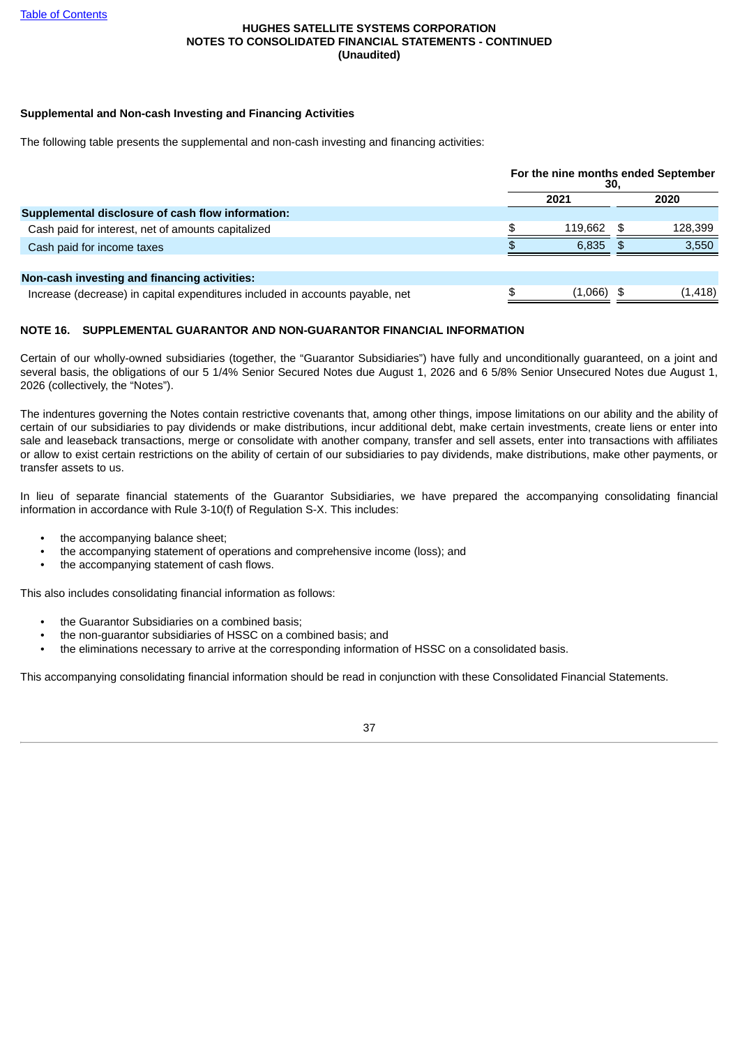HUGHES SATELLITE SYSTEMS CORPORATION
NOTES TO CONSOLIDATED FINANCIAL STATEMENTS - CONTINUED
(Unaudited)

### Supplemental and Non-cash Investing and Financing Activities

The following table presents the supplemental and non-cash investing and financing activities:

| | For the nine months ended September 30, | |
|---|---|---|
| | 2021 | 2020 |
| **Supplemental disclosure of cash flow information:** | | |
| Cash paid for interest, net of amounts capitalized | $ 119,662 | $ 128,399 |
| Cash paid for income taxes | $ 6,835 | $ 3,550 |
| **Non-cash investing and financing activities:** | | |
| Increase (decrease) in capital expenditures included in accounts payable, net | $ (1,066) | $ (1,418) |

## NOTE 16. SUPPLEMENTAL GUARANTOR AND NON-GUARANTOR FINANCIAL INFORMATION

Certain of our wholly-owned subsidiaries (together, the "Guarantor Subsidiaries") have fully and unconditionally guaranteed, on a joint and several basis, the obligations of our 5 1/4% Senior Secured Notes due August 1, 2026 and 6 5/8% Senior Unsecured Notes due August 1, 2026 (collectively, the "Notes").

The indentures governing the Notes contain restrictive covenants that, among other things, impose limitations on our ability and the ability of certain of our subsidiaries to pay dividends or make distributions, incur additional debt, make certain investments, create liens or enter into sale and leaseback transactions, merge or consolidate with another company, transfer and sell assets, enter into transactions with affiliates or allow to exist certain restrictions on the ability of certain of our subsidiaries to pay dividends, make distributions, make other payments, or transfer assets to us.

In lieu of separate financial statements of the Guarantor Subsidiaries, we have prepared the accompanying consolidating financial information in accordance with Rule 3-10(f) of Regulation S-X. This includes:

- the accompanying balance sheet;
- the accompanying statement of operations and comprehensive income (loss); and
- the accompanying statement of cash flows.

This also includes consolidating financial information as follows:

- the Guarantor Subsidiaries on a combined basis;
- the non-guarantor subsidiaries of HSSC on a combined basis; and
- the eliminations necessary to arrive at the corresponding information of HSSC on a consolidated basis.

This accompanying consolidating financial information should be read in conjunction with these Consolidated Financial Statements.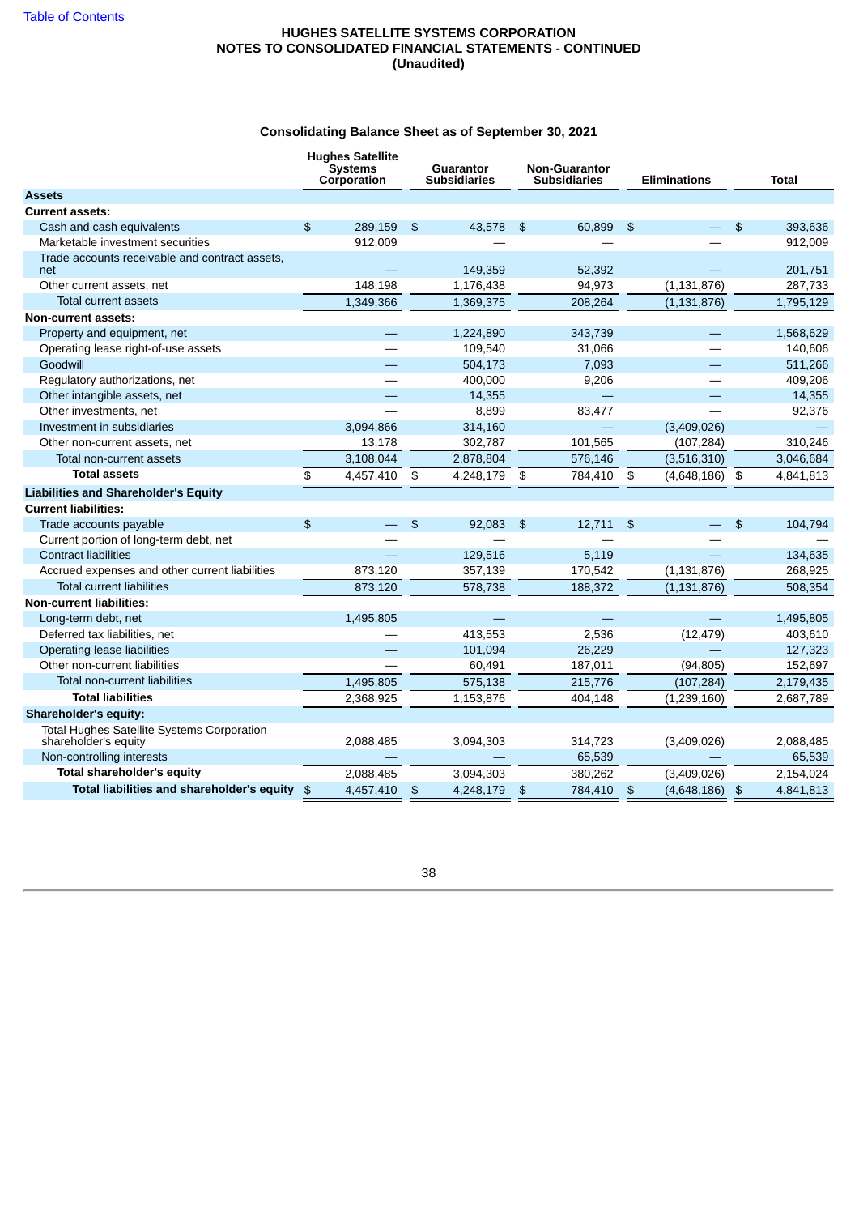**HUGHES SATELLITE SYSTEMS CORPORATION**
**NOTES TO CONSOLIDATED FINANCIAL STATEMENTS - CONTINUED**
**(Unaudited)**

**Consolidating Balance Sheet as of September 30, 2021**

| | Hughes Satellite Systems Corporation | Guarantor Subsidiaries | Non-Guarantor Subsidiaries | Eliminations | Total |
|---|---|---|---|---|---|
| **Assets** | | | | | |
| **Current assets:** | | | | | |
| Cash and cash equivalents | $ 289,159 | $ 43,578 | $ 60,899 | $ — | $ 393,636 |
| Marketable investment securities | 912,009 | — | — | — | 912,009 |
| Trade accounts receivable and contract assets, net | — | 149,359 | 52,392 | — | 201,751 |
| Other current assets, net | 148,198 | 1,176,438 | 94,973 | (1,131,876) | 287,733 |
| Total current assets | 1,349,366 | 1,369,375 | 208,264 | (1,131,876) | 1,795,129 |
| **Non-current assets:** | | | | | |
| Property and equipment, net | — | 1,224,890 | 343,739 | — | 1,568,629 |
| Operating lease right-of-use assets | — | 109,540 | 31,066 | — | 140,606 |
| Goodwill | — | 504,173 | 7,093 | — | 511,266 |
| Regulatory authorizations, net | — | 400,000 | 9,206 | — | 409,206 |
| Other intangible assets, net | — | 14,355 | — | — | 14,355 |
| Other investments, net | — | 8,899 | 83,477 | — | 92,376 |
| Investment in subsidiaries | 3,094,866 | 314,160 | — | (3,409,026) | — |
| Other non-current assets, net | 13,178 | 302,787 | 101,565 | (107,284) | 310,246 |
| Total non-current assets | 3,108,044 | 2,878,804 | 576,146 | (3,516,310) | 3,046,684 |
| **Total assets** | $ 4,457,410 | $ 4,248,179 | $ 784,410 | $ (4,648,186) | $ 4,841,813 |
| **Liabilities and Shareholder's Equity** | | | | | |
| **Current liabilities:** | | | | | |
| Trade accounts payable | $ — | $ 92,083 | $ 12,711 | $ — | $ 104,794 |
| Current portion of long-term debt, net | — | — | — | — | — |
| Contract liabilities | — | 129,516 | 5,119 | — | 134,635 |
| Accrued expenses and other current liabilities | 873,120 | 357,139 | 170,542 | (1,131,876) | 268,925 |
| Total current liabilities | 873,120 | 578,738 | 188,372 | (1,131,876) | 508,354 |
| **Non-current liabilities:** | | | | | |
| Long-term debt, net | 1,495,805 | — | — | — | 1,495,805 |
| Deferred tax liabilities, net | — | 413,553 | 2,536 | (12,479) | 403,610 |
| Operating lease liabilities | — | 101,094 | 26,229 | — | 127,323 |
| Other non-current liabilities | — | 60,491 | 187,011 | (94,805) | 152,697 |
| Total non-current liabilities | 1,495,805 | 575,138 | 215,776 | (107,284) | 2,179,435 |
| **Total liabilities** | 2,368,925 | 1,153,876 | 404,148 | (1,239,160) | 2,687,789 |
| **Shareholder's equity:** | | | | | |
| Total Hughes Satellite Systems Corporation shareholder's equity | 2,088,485 | 3,094,303 | 314,723 | (3,409,026) | 2,088,485 |
| Non-controlling interests | — | — | 65,539 | — | 65,539 |
| **Total shareholder's equity** | 2,088,485 | 3,094,303 | 380,262 | (3,409,026) | 2,154,024 |
| **Total liabilities and shareholder's equity** | $ 4,457,410 | $ 4,248,179 | $ 784,410 | $ (4,648,186) | $ 4,841,813 |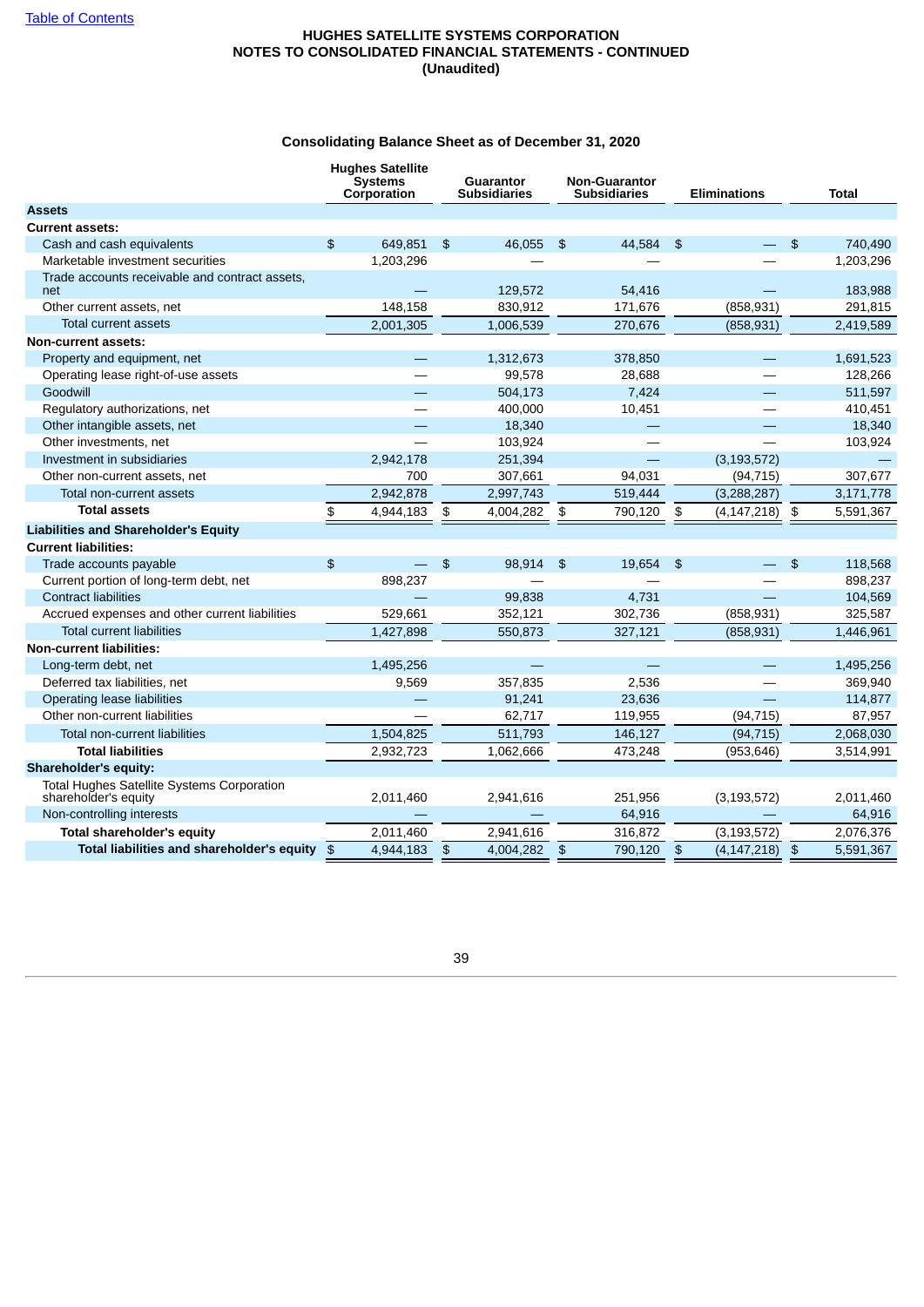HUGHES SATELLITE SYSTEMS CORPORATION
NOTES TO CONSOLIDATED FINANCIAL STATEMENTS - CONTINUED
(Unaudited)

### Consolidating Balance Sheet as of December 31, 2020

| | Hughes Satellite Systems Corporation | Guarantor Subsidiaries | Non-Guarantor Subsidiaries | Eliminations | Total |
|---|---|---|---|---|---|
| **Assets** | | | | | |
| **Current assets:** | | | | | |
| Cash and cash equivalents | $ 649,851 | $ 46,055 | $ 44,584 | $ — | $ 740,490 |
| Marketable investment securities | 1,203,296 | — | — | — | 1,203,296 |
| Trade accounts receivable and contract assets, net | — | 129,572 | 54,416 | — | 183,988 |
| Other current assets, net | 148,158 | 830,912 | 171,676 | (858,931) | 291,815 |
| Total current assets | 2,001,305 | 1,006,539 | 270,676 | (858,931) | 2,419,589 |
| **Non-current assets:** | | | | | |
| Property and equipment, net | — | 1,312,673 | 378,850 | — | 1,691,523 |
| Operating lease right-of-use assets | — | 99,578 | 28,688 | — | 128,266 |
| Goodwill | — | 504,173 | 7,424 | — | 511,597 |
| Regulatory authorizations, net | — | 400,000 | 10,451 | — | 410,451 |
| Other intangible assets, net | — | 18,340 | — | — | 18,340 |
| Other investments, net | — | 103,924 | — | — | 103,924 |
| Investment in subsidiaries | 2,942,178 | 251,394 | — | (3,193,572) | — |
| Other non-current assets, net | 700 | 307,661 | 94,031 | (94,715) | 307,677 |
| Total non-current assets | 2,942,878 | 2,997,743 | 519,444 | (3,288,287) | 3,171,778 |
| **Total assets** | $ 4,944,183 | $ 4,004,282 | $ 790,120 | $ (4,147,218) | $ 5,591,367 |
| **Liabilities and Shareholder's Equity** | | | | | |
| **Current liabilities:** | | | | | |
| Trade accounts payable | $ — | $ 98,914 | $ 19,654 | $ — | $ 118,568 |
| Current portion of long-term debt, net | 898,237 | — | — | — | 898,237 |
| Contract liabilities | — | 99,838 | 4,731 | — | 104,569 |
| Accrued expenses and other current liabilities | 529,661 | 352,121 | 302,736 | (858,931) | 325,587 |
| Total current liabilities | 1,427,898 | 550,873 | 327,121 | (858,931) | 1,446,961 |
| **Non-current liabilities:** | | | | | |
| Long-term debt, net | 1,495,256 | — | — | — | 1,495,256 |
| Deferred tax liabilities, net | 9,569 | 357,835 | 2,536 | — | 369,940 |
| Operating lease liabilities | — | 91,241 | 23,636 | — | 114,877 |
| Other non-current liabilities | — | 62,717 | 119,955 | (94,715) | 87,957 |
| Total non-current liabilities | 1,504,825 | 511,793 | 146,127 | (94,715) | 2,068,030 |
| **Total liabilities** | 2,932,723 | 1,062,666 | 473,248 | (953,646) | 3,514,991 |
| **Shareholder's equity:** | | | | | |
| Total Hughes Satellite Systems Corporation shareholder's equity | 2,011,460 | 2,941,616 | 251,956 | (3,193,572) | 2,011,460 |
| Non-controlling interests | — | — | 64,916 | — | 64,916 |
| **Total shareholder's equity** | 2,011,460 | 2,941,616 | 316,872 | (3,193,572) | 2,076,376 |
| **Total liabilities and shareholder's equity** | $ 4,944,183 | $ 4,004,282 | $ 790,120 | $ (4,147,218) | $ 5,591,367 |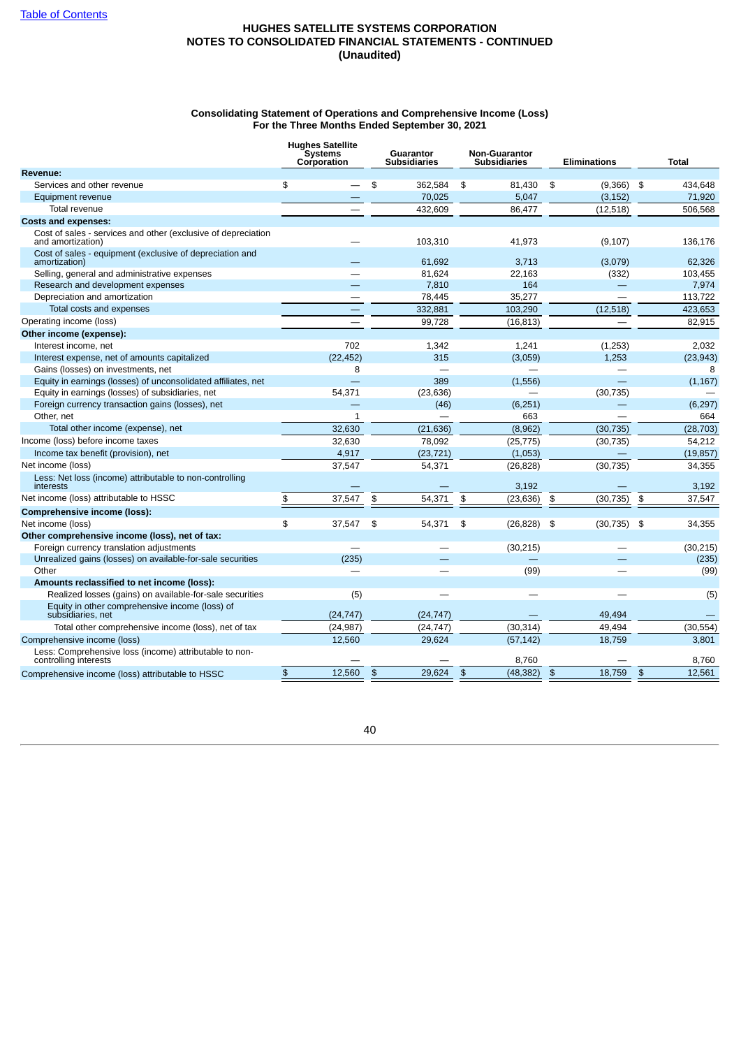[Table of Contents](#)

# HUGHES SATELLITE SYSTEMS CORPORATION
## NOTES TO CONSOLIDATED FINANCIAL STATEMENTS - CONTINUED
## (Unaudited)

### Consolidating Statement of Operations and Comprehensive Income (Loss)
### For the Three Months Ended September 30, 2021

| | Hughes Satellite Systems Corporation | Guarantor Subsidiaries | Non-Guarantor Subsidiaries | Eliminations | Total |
|---|---|---|---|---|---|
| **Revenue:** | | | | | |
| Services and other revenue | $ — | $ 362,584 | $ 81,430 | $ (9,366) | $ 434,648 |
| Equipment revenue | — | 70,025 | 5,047 | (3,152) | 71,920 |
| Total revenue | — | 432,609 | 86,477 | (12,518) | 506,568 |
| **Costs and expenses:** | | | | | |
| Cost of sales - services and other (exclusive of depreciation and amortization) | — | 103,310 | 41,973 | (9,107) | 136,176 |
| Cost of sales - equipment (exclusive of depreciation and amortization) | — | 61,692 | 3,713 | (3,079) | 62,326 |
| Selling, general and administrative expenses | — | 81,624 | 22,163 | (332) | 103,455 |
| Research and development expenses | — | 7,810 | 164 | — | 7,974 |
| Depreciation and amortization | — | 78,445 | 35,277 | — | 113,722 |
| Total costs and expenses | — | 332,881 | 103,290 | (12,518) | 423,653 |
| Operating income (loss) | — | 99,728 | (16,813) | — | 82,915 |
| **Other income (expense):** | | | | | |
| Interest income, net | 702 | 1,342 | 1,241 | (1,253) | 2,032 |
| Interest expense, net of amounts capitalized | (22,452) | 315 | (3,059) | 1,253 | (23,943) |
| Gains (losses) on investments, net | 8 | — | — | — | 8 |
| Equity in earnings (losses) of unconsolidated affiliates, net | — | 389 | (1,556) | — | (1,167) |
| Equity in earnings (losses) of subsidiaries, net | 54,371 | (23,636) | — | (30,735) | — |
| Foreign currency transaction gains (losses), net | — | (46) | (6,251) | — | (6,297) |
| Other, net | 1 | — | 663 | — | 664 |
| Total other income (expense), net | 32,630 | (21,636) | (8,962) | (30,735) | (28,703) |
| Income (loss) before income taxes | 32,630 | 78,092 | (25,775) | (30,735) | 54,212 |
| Income tax benefit (provision), net | 4,917 | (23,721) | (1,053) | — | (19,857) |
| Net income (loss) | 37,547 | 54,371 | (26,828) | (30,735) | 34,355 |
| Less: Net loss (income) attributable to non-controlling interests | — | — | 3,192 | — | 3,192 |
| Net income (loss) attributable to HSSC | $ 37,547 | $ 54,371 | $ (23,636) | $ (30,735) | $ 37,547 |
| **Comprehensive income (loss):** | | | | | |
| Net income (loss) | $ 37,547 | $ 54,371 | $ (26,828) | $ (30,735) | $ 34,355 |
| **Other comprehensive income (loss), net of tax:** | | | | | |
| Foreign currency translation adjustments | — | — | (30,215) | — | (30,215) |
| Unrealized gains (losses) on available-for-sale securities | (235) | — | — | — | (235) |
| Other | — | — | (99) | — | (99) |
| **Amounts reclassified to net income (loss):** | | | | | |
| Realized losses (gains) on available-for-sale securities | (5) | — | — | — | (5) |
| Equity in other comprehensive income (loss) of subsidiaries, net | (24,747) | (24,747) | — | 49,494 | — |
| Total other comprehensive income (loss), net of tax | (24,987) | (24,747) | (30,314) | 49,494 | (30,554) |
| Comprehensive income (loss) | 12,560 | 29,624 | (57,142) | 18,759 | 3,801 |
| Less: Comprehensive loss (income) attributable to non-controlling interests | — | — | 8,760 | — | 8,760 |
| Comprehensive income (loss) attributable to HSSC | $ 12,560 | $ 29,624 | $ (48,382) | $ 18,759 | $ 12,561 |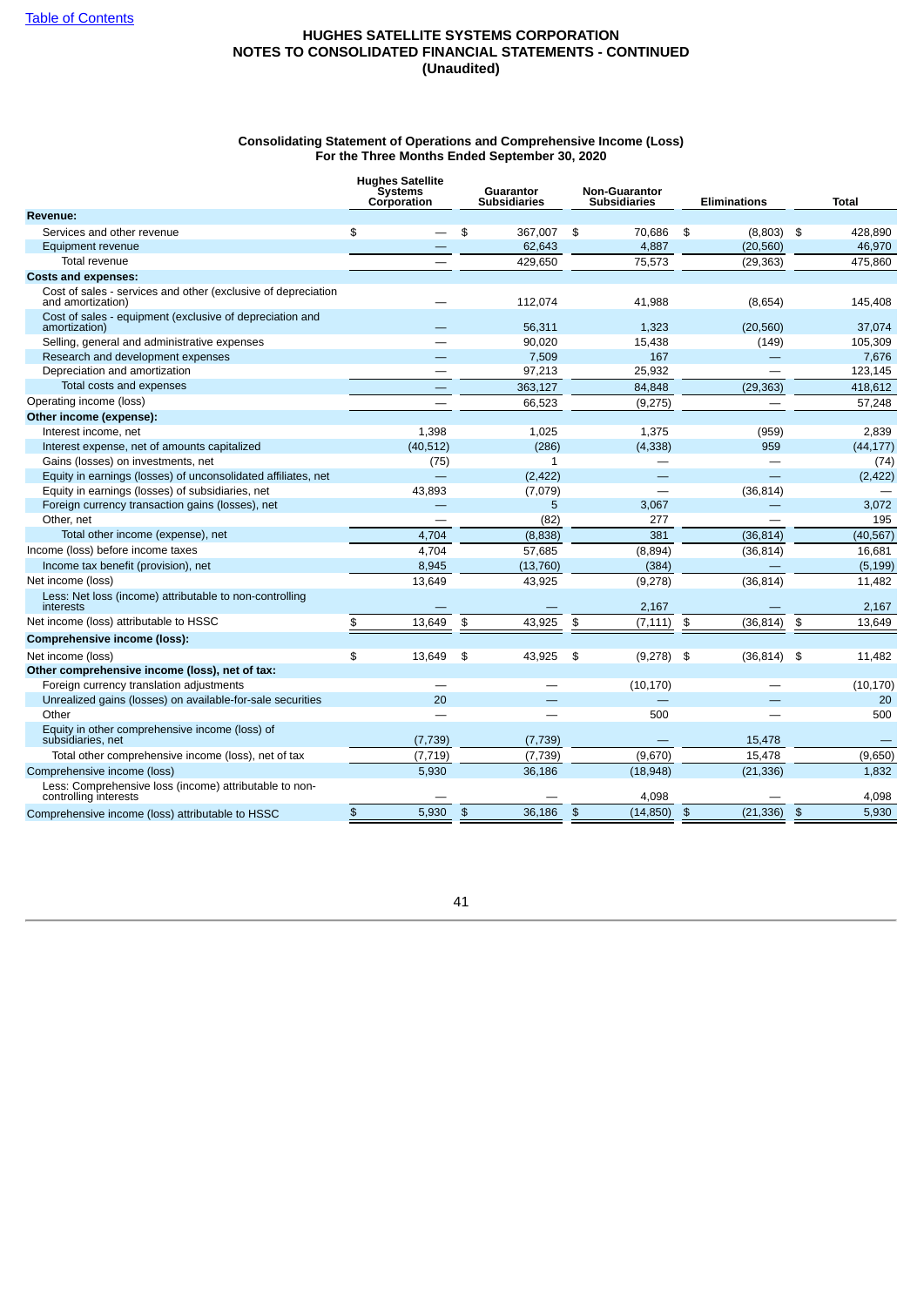Table of Contents

# HUGHES SATELLITE SYSTEMS CORPORATION
## NOTES TO CONSOLIDATED FINANCIAL STATEMENTS - CONTINUED
### (Unaudited)

**Consolidating Statement of Operations and Comprehensive Income (Loss)**
**For the Three Months Ended September 30, 2020**

| | Hughes Satellite Systems Corporation | Guarantor Subsidiaries | Non-Guarantor Subsidiaries | Eliminations | Total |
|---|---|---|---|---|---|
| **Revenue:** | | | | | |
| Services and other revenue | $ — | $ 367,007 | $ 70,686 | $ (8,803) | $ 428,890 |
| Equipment revenue | — | 62,643 | 4,887 | (20,560) | 46,970 |
| Total revenue | — | 429,650 | 75,573 | (29,363) | 475,860 |
| **Costs and expenses:** | | | | | |
| Cost of sales - services and other (exclusive of depreciation and amortization) | — | 112,074 | 41,988 | (8,654) | 145,408 |
| Cost of sales - equipment (exclusive of depreciation and amortization) | — | 56,311 | 1,323 | (20,560) | 37,074 |
| Selling, general and administrative expenses | — | 90,020 | 15,438 | (149) | 105,309 |
| Research and development expenses | — | 7,509 | 167 | — | 7,676 |
| Depreciation and amortization | — | 97,213 | 25,932 | — | 123,145 |
| Total costs and expenses | — | 363,127 | 84,848 | (29,363) | 418,612 |
| Operating income (loss) | — | 66,523 | (9,275) | — | 57,248 |
| **Other income (expense):** | | | | | |
| Interest income, net | 1,398 | 1,025 | 1,375 | (959) | 2,839 |
| Interest expense, net of amounts capitalized | (40,512) | (286) | (4,338) | 959 | (44,177) |
| Gains (losses) on investments, net | (75) | 1 | — | — | (74) |
| Equity in earnings (losses) of unconsolidated affiliates, net | — | (2,422) | — | — | (2,422) |
| Equity in earnings (losses) of subsidiaries, net | 43,893 | (7,079) | — | (36,814) | — |
| Foreign currency transaction gains (losses), net | — | 5 | 3,067 | — | 3,072 |
| Other, net | — | (82) | 277 | — | 195 |
| Total other income (expense), net | 4,704 | (8,838) | 381 | (36,814) | (40,567) |
| Income (loss) before income taxes | 4,704 | 57,685 | (8,894) | (36,814) | 16,681 |
| Income tax benefit (provision), net | 8,945 | (13,760) | (384) | — | (5,199) |
| Net income (loss) | 13,649 | 43,925 | (9,278) | (36,814) | 11,482 |
| Less: Net loss (income) attributable to non-controlling interests | — | — | 2,167 | — | 2,167 |
| Net income (loss) attributable to HSSC | $ 13,649 | $ 43,925 | $ (7,111) | $ (36,814) | $ 13,649 |
| **Comprehensive income (loss):** | | | | | |
| Net income (loss) | $ 13,649 | $ 43,925 | $ (9,278) | $ (36,814) | $ 11,482 |
| **Other comprehensive income (loss), net of tax:** | | | | | |
| Foreign currency translation adjustments | — | — | (10,170) | — | (10,170) |
| Unrealized gains (losses) on available-for-sale securities | 20 | — | — | — | 20 |
| Other | — | — | 500 | — | 500 |
| Equity in other comprehensive income (loss) of subsidiaries, net | (7,739) | (7,739) | — | 15,478 | — |
| Total other comprehensive income (loss), net of tax | (7,719) | (7,739) | (9,670) | 15,478 | (9,650) |
| Comprehensive income (loss) | 5,930 | 36,186 | (18,948) | (21,336) | 1,832 |
| Less: Comprehensive loss (income) attributable to non-controlling interests | — | — | 4,098 | — | 4,098 |
| Comprehensive income (loss) attributable to HSSC | $ 5,930 | $ 36,186 | $ (14,850) | $ (21,336) | $ 5,930 |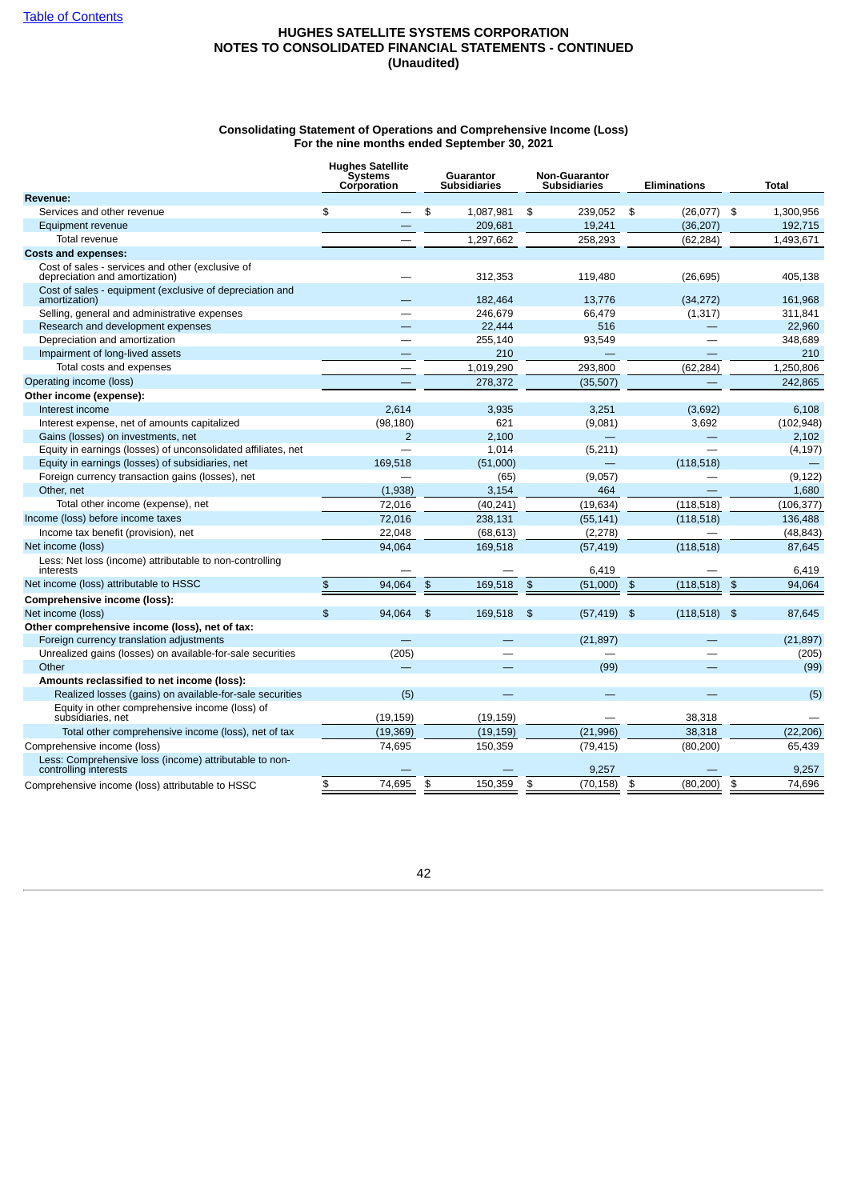Table of Contents

# HUGHES SATELLITE SYSTEMS CORPORATION
## NOTES TO CONSOLIDATED FINANCIAL STATEMENTS - CONTINUED
### (Unaudited)

**Consolidating Statement of Operations and Comprehensive Income (Loss)**
**For the nine months ended September 30, 2021**

| | Hughes Satellite Systems Corporation | Guarantor Subsidiaries | Non-Guarantor Subsidiaries | Eliminations | Total |
|---|---|---|---|---|---|
| **Revenue:** | | | | | |
| Services and other revenue | $ — | $ 1,087,981 | $ 239,052 | $ (26,077) | $ 1,300,956 |
| Equipment revenue | — | 209,681 | 19,241 | (36,207) | 192,715 |
| Total revenue | — | 1,297,662 | 258,293 | (62,284) | 1,493,671 |
| **Costs and expenses:** | | | | | |
| Cost of sales - services and other (exclusive of depreciation and amortization) | — | 312,353 | 119,480 | (26,695) | 405,138 |
| Cost of sales - equipment (exclusive of depreciation and amortization) | — | 182,464 | 13,776 | (34,272) | 161,968 |
| Selling, general and administrative expenses | — | 246,679 | 66,479 | (1,317) | 311,841 |
| Research and development expenses | — | 22,444 | 516 | — | 22,960 |
| Depreciation and amortization | — | 255,140 | 93,549 | — | 348,689 |
| Impairment of long-lived assets | — | 210 | — | — | 210 |
| Total costs and expenses | — | 1,019,290 | 293,800 | (62,284) | 1,250,806 |
| Operating income (loss) | — | 278,372 | (35,507) | — | 242,865 |
| **Other income (expense):** | | | | | |
| Interest income | 2,614 | 3,935 | 3,251 | (3,692) | 6,108 |
| Interest expense, net of amounts capitalized | (98,180) | 621 | (9,081) | 3,692 | (102,948) |
| Gains (losses) on investments, net | 2 | 2,100 | — | — | 2,102 |
| Equity in earnings (losses) of unconsolidated affiliates, net | — | 1,014 | (5,211) | — | (4,197) |
| Equity in earnings (losses) of subsidiaries, net | 169,518 | (51,000) | — | (118,518) | — |
| Foreign currency transaction gains (losses), net | — | (65) | (9,057) | — | (9,122) |
| Other, net | (1,938) | 3,154 | 464 | — | 1,680 |
| Total other income (expense), net | 72,016 | (40,241) | (19,634) | (118,518) | (106,377) |
| Income (loss) before income taxes | 72,016 | 238,131 | (55,141) | (118,518) | 136,488 |
| Income tax benefit (provision), net | 22,048 | (68,613) | (2,278) | — | (48,843) |
| Net income (loss) | 94,064 | 169,518 | (57,419) | (118,518) | 87,645 |
| Less: Net loss (income) attributable to non-controlling interests | — | — | 6,419 | — | 6,419 |
| Net income (loss) attributable to HSSC | $ 94,064 | $ 169,518 | $ (51,000) | $ (118,518) | $ 94,064 |
| **Comprehensive income (loss):** | | | | | |
| Net income (loss) | $ 94,064 | $ 169,518 | $ (57,419) | $ (118,518) | $ 87,645 |
| **Other comprehensive income (loss), net of tax:** | | | | | |
| Foreign currency translation adjustments | — | — | (21,897) | — | (21,897) |
| Unrealized gains (losses) on available-for-sale securities | (205) | — | — | — | (205) |
| Other | — | — | (99) | — | (99) |
| **Amounts reclassified to net income (loss):** | | | | | |
| Realized losses (gains) on available-for-sale securities | (5) | — | — | — | (5) |
| Equity in other comprehensive income (loss) of subsidiaries, net | (19,159) | (19,159) | — | 38,318 | — |
| Total other comprehensive income (loss), net of tax | (19,369) | (19,159) | (21,996) | 38,318 | (22,206) |
| Comprehensive income (loss) | 74,695 | 150,359 | (79,415) | (80,200) | 65,439 |
| Less: Comprehensive loss (income) attributable to non-controlling interests | — | — | 9,257 | — | 9,257 |
| Comprehensive income (loss) attributable to HSSC | $ 74,695 | $ 150,359 | $ (70,158) | $ (80,200) | $ 74,696 |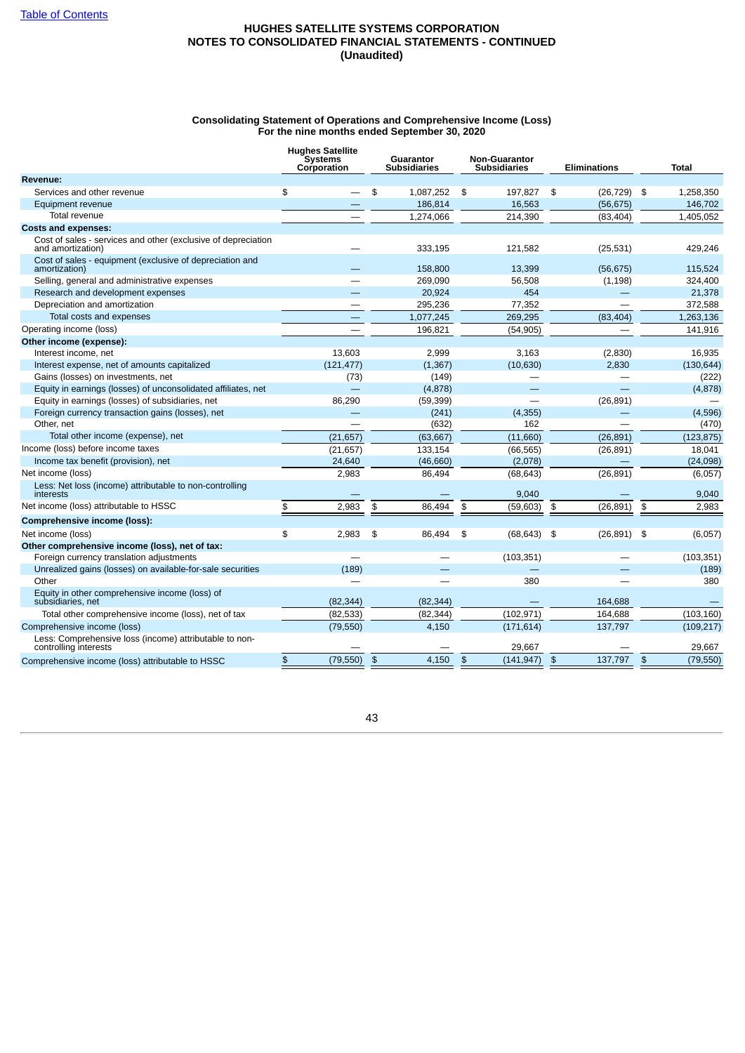[Table of Contents](#)

**HUGHES SATELLITE SYSTEMS CORPORATION**
**NOTES TO CONSOLIDATED FINANCIAL STATEMENTS - CONTINUED**
**(Unaudited)**

**Consolidating Statement of Operations and Comprehensive Income (Loss)**
**For the nine months ended September 30, 2020**

| | Hughes Satellite Systems Corporation | Guarantor Subsidiaries | Non-Guarantor Subsidiaries | Eliminations | Total |
|---|---|---|---|---|---|
| **Revenue:** | | | | | |
| Services and other revenue | $ — | $ 1,087,252 | $ 197,827 | $ (26,729) | $ 1,258,350 |
| Equipment revenue | — | 186,814 | 16,563 | (56,675) | 146,702 |
| Total revenue | — | 1,274,066 | 214,390 | (83,404) | 1,405,052 |
| **Costs and expenses:** | | | | | |
| Cost of sales - services and other (exclusive of depreciation and amortization) | — | 333,195 | 121,582 | (25,531) | 429,246 |
| Cost of sales - equipment (exclusive of depreciation and amortization) | — | 158,800 | 13,399 | (56,675) | 115,524 |
| Selling, general and administrative expenses | — | 269,090 | 56,508 | (1,198) | 324,400 |
| Research and development expenses | — | 20,924 | 454 | — | 21,378 |
| Depreciation and amortization | — | 295,236 | 77,352 | — | 372,588 |
| Total costs and expenses | — | 1,077,245 | 269,295 | (83,404) | 1,263,136 |
| Operating income (loss) | — | 196,821 | (54,905) | — | 141,916 |
| **Other income (expense):** | | | | | |
| Interest income, net | 13,603 | 2,999 | 3,163 | (2,830) | 16,935 |
| Interest expense, net of amounts capitalized | (121,477) | (1,367) | (10,630) | 2,830 | (130,644) |
| Gains (losses) on investments, net | (73) | (149) | — | — | (222) |
| Equity in earnings (losses) of unconsolidated affiliates, net | — | (4,878) | — | — | (4,878) |
| Equity in earnings (losses) of subsidiaries, net | 86,290 | (59,399) | — | (26,891) | — |
| Foreign currency transaction gains (losses), net | — | (241) | (4,355) | — | (4,596) |
| Other, net | — | (632) | 162 | — | (470) |
| Total other income (expense), net | (21,657) | (63,667) | (11,660) | (26,891) | (123,875) |
| Income (loss) before income taxes | (21,657) | 133,154 | (66,565) | (26,891) | 18,041 |
| Income tax benefit (provision), net | 24,640 | (46,660) | (2,078) | — | (24,098) |
| Net income (loss) | 2,983 | 86,494 | (68,643) | (26,891) | (6,057) |
| Less: Net loss (income) attributable to non-controlling interests | — | — | 9,040 | — | 9,040 |
| Net income (loss) attributable to HSSC | $ 2,983 | $ 86,494 | $ (59,603) | $ (26,891) | $ 2,983 |
| **Comprehensive income (loss):** | | | | | |
| Net income (loss) | $ 2,983 | $ 86,494 | $ (68,643) | $ (26,891) | $ (6,057) |
| **Other comprehensive income (loss), net of tax:** | | | | | |
| Foreign currency translation adjustments | — | — | (103,351) | — | (103,351) |
| Unrealized gains (losses) on available-for-sale securities | (189) | — | — | — | (189) |
| Other | — | — | 380 | — | 380 |
| Equity in other comprehensive income (loss) of subsidiaries, net | (82,344) | (82,344) | — | 164,688 | — |
| Total other comprehensive income (loss), net of tax | (82,533) | (82,344) | (102,971) | 164,688 | (103,160) |
| Comprehensive income (loss) | (79,550) | 4,150 | (171,614) | 137,797 | (109,217) |
| Less: Comprehensive loss (income) attributable to non-controlling interests | — | — | 29,667 | — | 29,667 |
| Comprehensive income (loss) attributable to HSSC | $ (79,550) | $ 4,150 | $ (141,947) | $ 137,797 | $ (79,550) |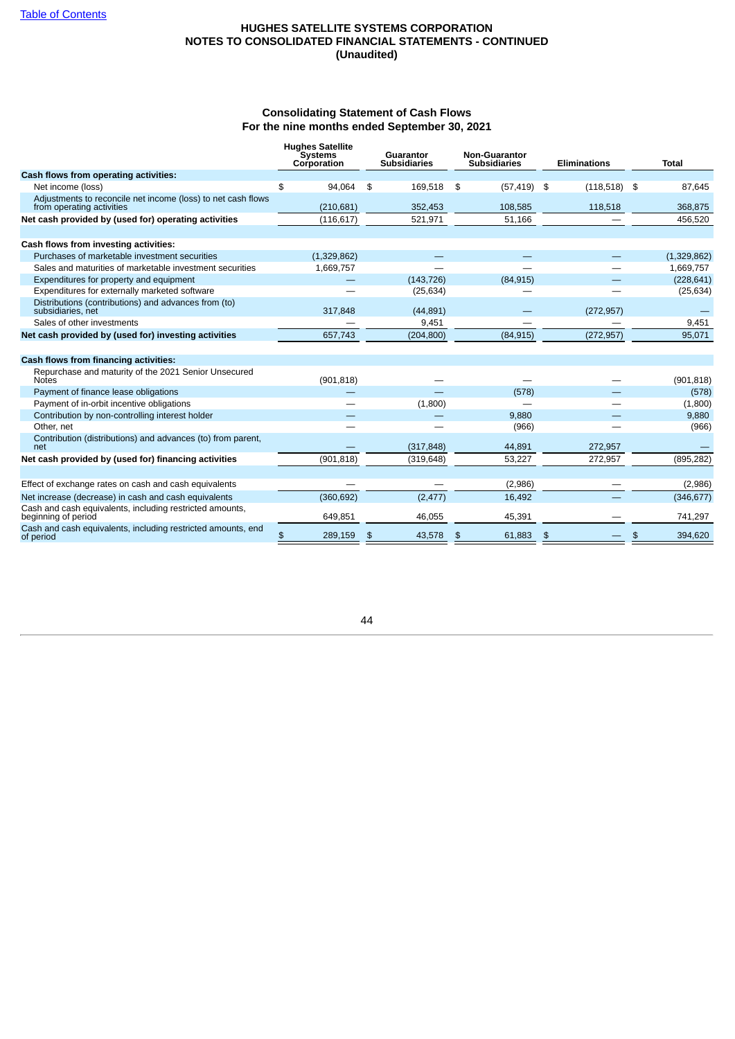# HUGHES SATELLITE SYSTEMS CORPORATION
## NOTES TO CONSOLIDATED FINANCIAL STATEMENTS - CONTINUED
### (Unaudited)

### Consolidating Statement of Cash Flows
### For the nine months ended September 30, 2021

| | Hughes Satellite Systems Corporation | Guarantor Subsidiaries | Non-Guarantor Subsidiaries | Eliminations | Total |
|---|---|---|---|---|---|
| **Cash flows from operating activities:** | | | | | |
| Net income (loss) | $ 94,064 | $ 169,518 | $ (57,419) | $ (118,518) | $ 87,645 |
| Adjustments to reconcile net income (loss) to net cash flows from operating activities | (210,681) | 352,453 | 108,585 | 118,518 | 368,875 |
| **Net cash provided by (used for) operating activities** | (116,617) | 521,971 | 51,166 | — | 456,520 |
| | | | | | |
| **Cash flows from investing activities:** | | | | | |
| Purchases of marketable investment securities | (1,329,862) | — | — | — | (1,329,862) |
| Sales and maturities of marketable investment securities | 1,669,757 | — | — | — | 1,669,757 |
| Expenditures for property and equipment | — | (143,726) | (84,915) | — | (228,641) |
| Expenditures for externally marketed software | — | (25,634) | — | — | (25,634) |
| Distributions (contributions) and advances from (to) subsidiaries, net | 317,848 | (44,891) | — | (272,957) | — |
| Sales of other investments | — | 9,451 | — | — | 9,451 |
| **Net cash provided by (used for) investing activities** | 657,743 | (204,800) | (84,915) | (272,957) | 95,071 |
| | | | | | |
| **Cash flows from financing activities:** | | | | | |
| Repurchase and maturity of the 2021 Senior Unsecured Notes | (901,818) | — | — | — | (901,818) |
| Payment of finance lease obligations | — | — | (578) | — | (578) |
| Payment of in-orbit incentive obligations | — | (1,800) | — | — | (1,800) |
| Contribution by non-controlling interest holder | — | — | 9,880 | — | 9,880 |
| Other, net | — | — | (966) | — | (966) |
| Contribution (distributions) and advances (to) from parent, net | — | (317,848) | 44,891 | 272,957 | — |
| **Net cash provided by (used for) financing activities** | (901,818) | (319,648) | 53,227 | 272,957 | (895,282) |
| | | | | | |
| Effect of exchange rates on cash and cash equivalents | — | — | (2,986) | — | (2,986) |
| Net increase (decrease) in cash and cash equivalents | (360,692) | (2,477) | 16,492 | — | (346,677) |
| Cash and cash equivalents, including restricted amounts, beginning of period | 649,851 | 46,055 | 45,391 | — | 741,297 |
| Cash and cash equivalents, including restricted amounts, end of period | $ 289,159 | $ 43,578 | $ 61,883 | $ — | $ 394,620 |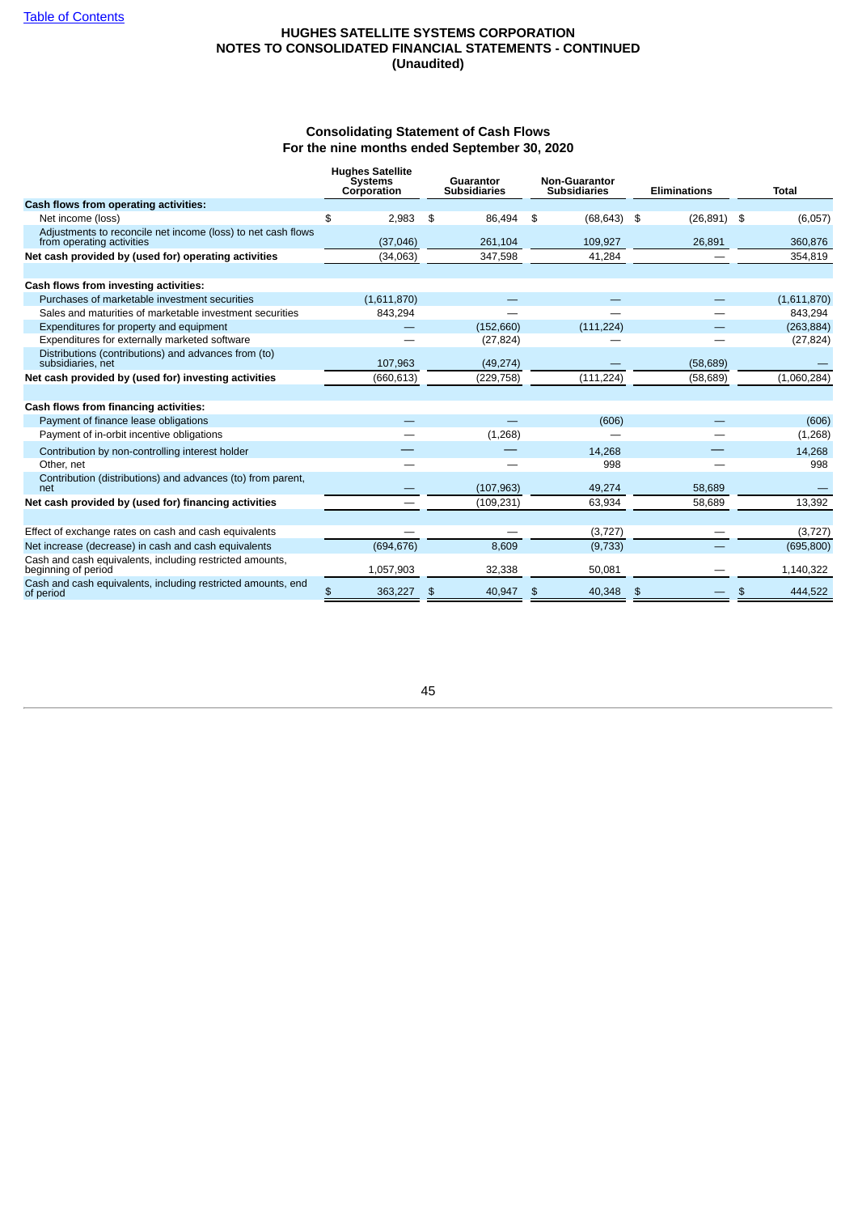Table of Contents

**HUGHES SATELLITE SYSTEMS CORPORATION**
**NOTES TO CONSOLIDATED FINANCIAL STATEMENTS - CONTINUED**
**(Unaudited)**

**Consolidating Statement of Cash Flows**
**For the nine months ended September 30, 2020**

| | Hughes Satellite Systems Corporation | Guarantor Subsidiaries | Non-Guarantor Subsidiaries | Eliminations | Total |
|---|---|---|---|---|---|
| **Cash flows from operating activities:** | | | | | |
| Net income (loss) | $ 2,983 | $ 86,494 | $ (68,643) | $ (26,891) | $ (6,057) |
| Adjustments to reconcile net income (loss) to net cash flows from operating activities | (37,046) | 261,104 | 109,927 | 26,891 | 360,876 |
| **Net cash provided by (used for) operating activities** | (34,063) | 347,598 | 41,284 | — | 354,819 |
| | | | | | |
| **Cash flows from investing activities:** | | | | | |
| Purchases of marketable investment securities | (1,611,870) | — | — | — | (1,611,870) |
| Sales and maturities of marketable investment securities | 843,294 | — | — | — | 843,294 |
| Expenditures for property and equipment | — | (152,660) | (111,224) | — | (263,884) |
| Expenditures for externally marketed software | — | (27,824) | — | — | (27,824) |
| Distributions (contributions) and advances from (to) subsidiaries, net | 107,963 | (49,274) | — | (58,689) | — |
| **Net cash provided by (used for) investing activities** | (660,613) | (229,758) | (111,224) | (58,689) | (1,060,284) |
| | | | | | |
| **Cash flows from financing activities:** | | | | | |
| Payment of finance lease obligations | — | — | (606) | — | (606) |
| Payment of in-orbit incentive obligations | — | (1,268) | — | — | (1,268) |
| Contribution by non-controlling interest holder | — | — | 14,268 | — | 14,268 |
| Other, net | — | — | 998 | — | 998 |
| Contribution (distributions) and advances (to) from parent, net | — | (107,963) | 49,274 | 58,689 | — |
| **Net cash provided by (used for) financing activities** | — | (109,231) | 63,934 | 58,689 | 13,392 |
| | | | | | |
| Effect of exchange rates on cash and cash equivalents | — | — | (3,727) | — | (3,727) |
| Net increase (decrease) in cash and cash equivalents | (694,676) | 8,609 | (9,733) | — | (695,800) |
| Cash and cash equivalents, including restricted amounts, beginning of period | 1,057,903 | 32,338 | 50,081 | — | 1,140,322 |
| Cash and cash equivalents, including restricted amounts, end of period | $ 363,227 | $ 40,947 | $ 40,348 | $ — | $ 444,522 |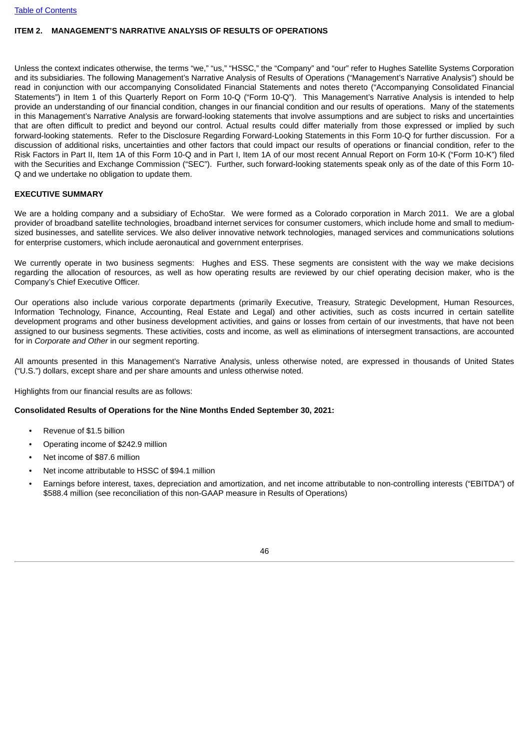## ITEM 2. MANAGEMENT'S NARRATIVE ANALYSIS OF RESULTS OF OPERATIONS

Unless the context indicates otherwise, the terms "we," "us," "HSSC," the "Company" and "our" refer to Hughes Satellite Systems Corporation and its subsidiaries. The following Management's Narrative Analysis of Results of Operations ("Management's Narrative Analysis") should be read in conjunction with our accompanying Consolidated Financial Statements and notes thereto ("Accompanying Consolidated Financial Statements") in Item 1 of this Quarterly Report on Form 10-Q ("Form 10-Q"). This Management's Narrative Analysis is intended to help provide an understanding of our financial condition, changes in our financial condition and our results of operations. Many of the statements in this Management's Narrative Analysis are forward-looking statements that involve assumptions and are subject to risks and uncertainties that are often difficult to predict and beyond our control. Actual results could differ materially from those expressed or implied by such forward-looking statements. Refer to the Disclosure Regarding Forward-Looking Statements in this Form 10-Q for further discussion. For a discussion of additional risks, uncertainties and other factors that could impact our results of operations or financial condition, refer to the Risk Factors in Part II, Item 1A of this Form 10-Q and in Part I, Item 1A of our most recent Annual Report on Form 10-K ("Form 10-K") filed with the Securities and Exchange Commission ("SEC"). Further, such forward-looking statements speak only as of the date of this Form 10-Q and we undertake no obligation to update them.

### EXECUTIVE SUMMARY

We are a holding company and a subsidiary of EchoStar. We were formed as a Colorado corporation in March 2011. We are a global provider of broadband satellite technologies, broadband internet services for consumer customers, which include home and small to medium-sized businesses, and satellite services. We also deliver innovative network technologies, managed services and communications solutions for enterprise customers, which include aeronautical and government enterprises.

We currently operate in two business segments: Hughes and ESS. These segments are consistent with the way we make decisions regarding the allocation of resources, as well as how operating results are reviewed by our chief operating decision maker, who is the Company's Chief Executive Officer.

Our operations also include various corporate departments (primarily Executive, Treasury, Strategic Development, Human Resources, Information Technology, Finance, Accounting, Real Estate and Legal) and other activities, such as costs incurred in certain satellite development programs and other business development activities, and gains or losses from certain of our investments, that have not been assigned to our business segments. These activities, costs and income, as well as eliminations of intersegment transactions, are accounted for in *Corporate and Other* in our segment reporting.

All amounts presented in this Management's Narrative Analysis, unless otherwise noted, are expressed in thousands of United States ("U.S.") dollars, except share and per share amounts and unless otherwise noted.

Highlights from our financial results are as follows:

**Consolidated Results of Operations for the Nine Months Ended September 30, 2021:**

- Revenue of $1.5 billion
- Operating income of $242.9 million
- Net income of $87.6 million
- Net income attributable to HSSC of $94.1 million
- Earnings before interest, taxes, depreciation and amortization, and net income attributable to non-controlling interests ("EBITDA") of $588.4 million (see reconciliation of this non-GAAP measure in Results of Operations)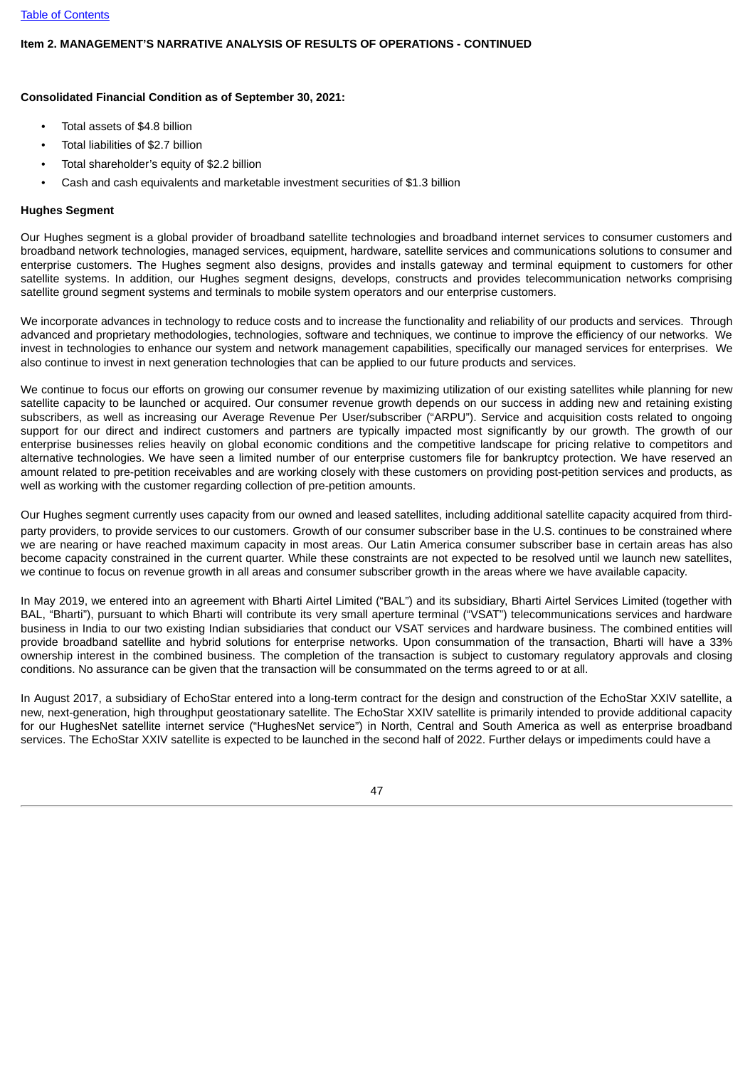**Item 2. MANAGEMENT’S NARRATIVE ANALYSIS OF RESULTS OF OPERATIONS - CONTINUED**

**Consolidated Financial Condition as of September 30, 2021:**

- Total assets of $4.8 billion
- Total liabilities of $2.7 billion
- Total shareholder’s equity of $2.2 billion
- Cash and cash equivalents and marketable investment securities of $1.3 billion

**Hughes Segment**

Our Hughes segment is a global provider of broadband satellite technologies and broadband internet services to consumer customers and broadband network technologies, managed services, equipment, hardware, satellite services and communications solutions to consumer and enterprise customers. The Hughes segment also designs, provides and installs gateway and terminal equipment to customers for other satellite systems. In addition, our Hughes segment designs, develops, constructs and provides telecommunication networks comprising satellite ground segment systems and terminals to mobile system operators and our enterprise customers.

We incorporate advances in technology to reduce costs and to increase the functionality and reliability of our products and services. Through advanced and proprietary methodologies, technologies, software and techniques, we continue to improve the efficiency of our networks. We invest in technologies to enhance our system and network management capabilities, specifically our managed services for enterprises. We also continue to invest in next generation technologies that can be applied to our future products and services.

We continue to focus our efforts on growing our consumer revenue by maximizing utilization of our existing satellites while planning for new satellite capacity to be launched or acquired. Our consumer revenue growth depends on our success in adding new and retaining existing subscribers, as well as increasing our Average Revenue Per User/subscriber (“ARPU”). Service and acquisition costs related to ongoing support for our direct and indirect customers and partners are typically impacted most significantly by our growth. The growth of our enterprise businesses relies heavily on global economic conditions and the competitive landscape for pricing relative to competitors and alternative technologies. We have seen a limited number of our enterprise customers file for bankruptcy protection. We have reserved an amount related to pre-petition receivables and are working closely with these customers on providing post-petition services and products, as well as working with the customer regarding collection of pre-petition amounts.

Our Hughes segment currently uses capacity from our owned and leased satellites, including additional satellite capacity acquired from third-party providers, to provide services to our customers. Growth of our consumer subscriber base in the U.S. continues to be constrained where we are nearing or have reached maximum capacity in most areas. Our Latin America consumer subscriber base in certain areas has also become capacity constrained in the current quarter. While these constraints are not expected to be resolved until we launch new satellites, we continue to focus on revenue growth in all areas and consumer subscriber growth in the areas where we have available capacity.

In May 2019, we entered into an agreement with Bharti Airtel Limited (“BAL”) and its subsidiary, Bharti Airtel Services Limited (together with BAL, “Bharti”), pursuant to which Bharti will contribute its very small aperture terminal (“VSAT”) telecommunications services and hardware business in India to our two existing Indian subsidiaries that conduct our VSAT services and hardware business. The combined entities will provide broadband satellite and hybrid solutions for enterprise networks. Upon consummation of the transaction, Bharti will have a 33% ownership interest in the combined business. The completion of the transaction is subject to customary regulatory approvals and closing conditions. No assurance can be given that the transaction will be consummated on the terms agreed to or at all.

In August 2017, a subsidiary of EchoStar entered into a long-term contract for the design and construction of the EchoStar XXIV satellite, a new, next-generation, high throughput geostationary satellite. The EchoStar XXIV satellite is primarily intended to provide additional capacity for our HughesNet satellite internet service (“HughesNet service”) in North, Central and South America as well as enterprise broadband services. The EchoStar XXIV satellite is expected to be launched in the second half of 2022. Further delays or impediments could have a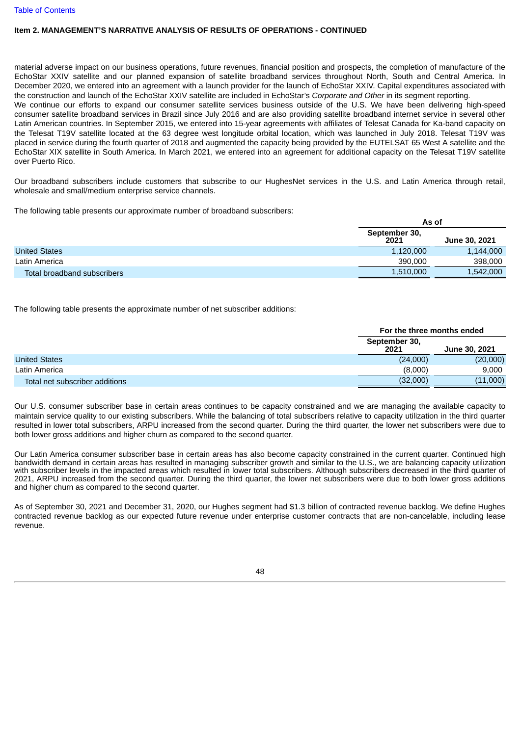**Item 2. MANAGEMENT'S NARRATIVE ANALYSIS OF RESULTS OF OPERATIONS - CONTINUED**

material adverse impact on our business operations, future revenues, financial position and prospects, the completion of manufacture of the EchoStar XXIV satellite and our planned expansion of satellite broadband services throughout North, South and Central America. In December 2020, we entered into an agreement with a launch provider for the launch of EchoStar XXIV. Capital expenditures associated with the construction and launch of the EchoStar XXIV satellite are included in EchoStar's *Corporate and Other* in its segment reporting.

We continue our efforts to expand our consumer satellite services business outside of the U.S. We have been delivering high-speed consumer satellite broadband services in Brazil since July 2016 and are also providing satellite broadband internet service in several other Latin American countries. In September 2015, we entered into 15-year agreements with affiliates of Telesat Canada for Ka-band capacity on the Telesat T19V satellite located at the 63 degree west longitude orbital location, which was launched in July 2018. Telesat T19V was placed in service during the fourth quarter of 2018 and augmented the capacity being provided by the EUTELSAT 65 West A satellite and the EchoStar XIX satellite in South America. In March 2021, we entered into an agreement for additional capacity on the Telesat T19V satellite over Puerto Rico.

Our broadband subscribers include customers that subscribe to our HughesNet services in the U.S. and Latin America through retail, wholesale and small/medium enterprise service channels.

The following table presents our approximate number of broadband subscribers:

| | As of | |
|---|---|---|
| | September 30, 2021 | June 30, 2021 |
| United States | 1,120,000 | 1,144,000 |
| Latin America | 390,000 | 398,000 |
| Total broadband subscribers | 1,510,000 | 1,542,000 |

The following table presents the approximate number of net subscriber additions:

| | For the three months ended | |
|---|---|---|
| | September 30, 2021 | June 30, 2021 |
| United States | (24,000) | (20,000) |
| Latin America | (8,000) | 9,000 |
| Total net subscriber additions | (32,000) | (11,000) |

Our U.S. consumer subscriber base in certain areas continues to be capacity constrained and we are managing the available capacity to maintain service quality to our existing subscribers. While the balancing of total subscribers relative to capacity utilization in the third quarter resulted in lower total subscribers, ARPU increased from the second quarter. During the third quarter, the lower net subscribers were due to both lower gross additions and higher churn as compared to the second quarter.

Our Latin America consumer subscriber base in certain areas has also become capacity constrained in the current quarter. Continued high bandwidth demand in certain areas has resulted in managing subscriber growth and similar to the U.S., we are balancing capacity utilization with subscriber levels in the impacted areas which resulted in lower total subscribers. Although subscribers decreased in the third quarter of 2021, ARPU increased from the second quarter. During the third quarter, the lower net subscribers were due to both lower gross additions and higher churn as compared to the second quarter.

As of September 30, 2021 and December 31, 2020, our Hughes segment had $1.3 billion of contracted revenue backlog. We define Hughes contracted revenue backlog as our expected future revenue under enterprise customer contracts that are non-cancelable, including lease revenue.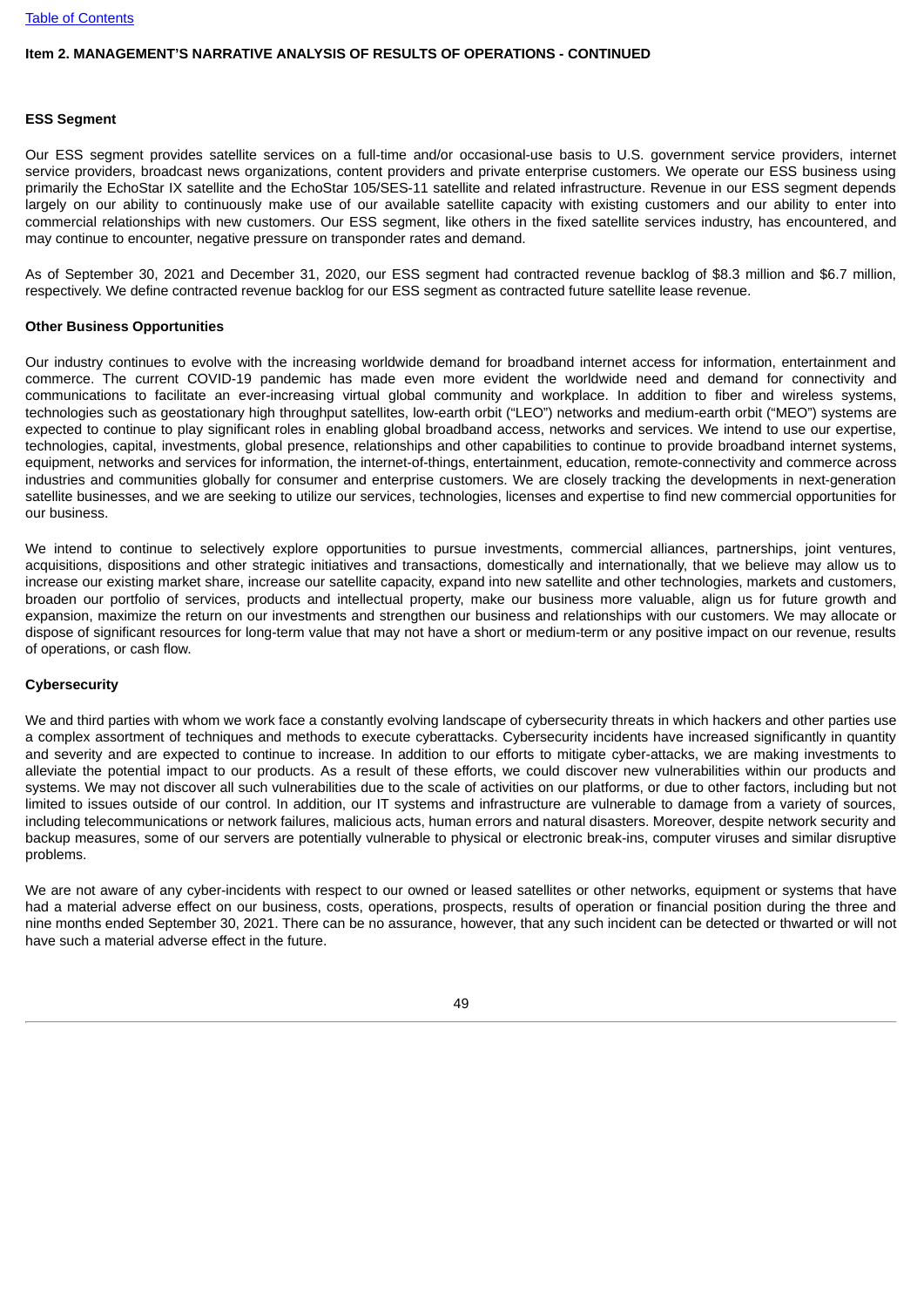**Item 2. MANAGEMENT'S NARRATIVE ANALYSIS OF RESULTS OF OPERATIONS - CONTINUED**

**ESS Segment**

Our ESS segment provides satellite services on a full-time and/or occasional-use basis to U.S. government service providers, internet service providers, broadcast news organizations, content providers and private enterprise customers. We operate our ESS business using primarily the EchoStar IX satellite and the EchoStar 105/SES-11 satellite and related infrastructure. Revenue in our ESS segment depends largely on our ability to continuously make use of our available satellite capacity with existing customers and our ability to enter into commercial relationships with new customers. Our ESS segment, like others in the fixed satellite services industry, has encountered, and may continue to encounter, negative pressure on transponder rates and demand.

As of September 30, 2021 and December 31, 2020, our ESS segment had contracted revenue backlog of $8.3 million and $6.7 million, respectively. We define contracted revenue backlog for our ESS segment as contracted future satellite lease revenue.

**Other Business Opportunities**

Our industry continues to evolve with the increasing worldwide demand for broadband internet access for information, entertainment and commerce. The current COVID-19 pandemic has made even more evident the worldwide need and demand for connectivity and communications to facilitate an ever-increasing virtual global community and workplace. In addition to fiber and wireless systems, technologies such as geostationary high throughput satellites, low-earth orbit ("LEO") networks and medium-earth orbit ("MEO") systems are expected to continue to play significant roles in enabling global broadband access, networks and services. We intend to use our expertise, technologies, capital, investments, global presence, relationships and other capabilities to continue to provide broadband internet systems, equipment, networks and services for information, the internet-of-things, entertainment, education, remote-connectivity and commerce across industries and communities globally for consumer and enterprise customers. We are closely tracking the developments in next-generation satellite businesses, and we are seeking to utilize our services, technologies, licenses and expertise to find new commercial opportunities for our business.

We intend to continue to selectively explore opportunities to pursue investments, commercial alliances, partnerships, joint ventures, acquisitions, dispositions and other strategic initiatives and transactions, domestically and internationally, that we believe may allow us to increase our existing market share, increase our satellite capacity, expand into new satellite and other technologies, markets and customers, broaden our portfolio of services, products and intellectual property, make our business more valuable, align us for future growth and expansion, maximize the return on our investments and strengthen our business and relationships with our customers. We may allocate or dispose of significant resources for long-term value that may not have a short or medium-term or any positive impact on our revenue, results of operations, or cash flow.

**Cybersecurity**

We and third parties with whom we work face a constantly evolving landscape of cybersecurity threats in which hackers and other parties use a complex assortment of techniques and methods to execute cyberattacks. Cybersecurity incidents have increased significantly in quantity and severity and are expected to continue to increase. In addition to our efforts to mitigate cyber-attacks, we are making investments to alleviate the potential impact to our products. As a result of these efforts, we could discover new vulnerabilities within our products and systems. We may not discover all such vulnerabilities due to the scale of activities on our platforms, or due to other factors, including but not limited to issues outside of our control. In addition, our IT systems and infrastructure are vulnerable to damage from a variety of sources, including telecommunications or network failures, malicious acts, human errors and natural disasters. Moreover, despite network security and backup measures, some of our servers are potentially vulnerable to physical or electronic break-ins, computer viruses and similar disruptive problems.

We are not aware of any cyber-incidents with respect to our owned or leased satellites or other networks, equipment or systems that have had a material adverse effect on our business, costs, operations, prospects, results of operation or financial position during the three and nine months ended September 30, 2021. There can be no assurance, however, that any such incident can be detected or thwarted or will not have such a material adverse effect in the future.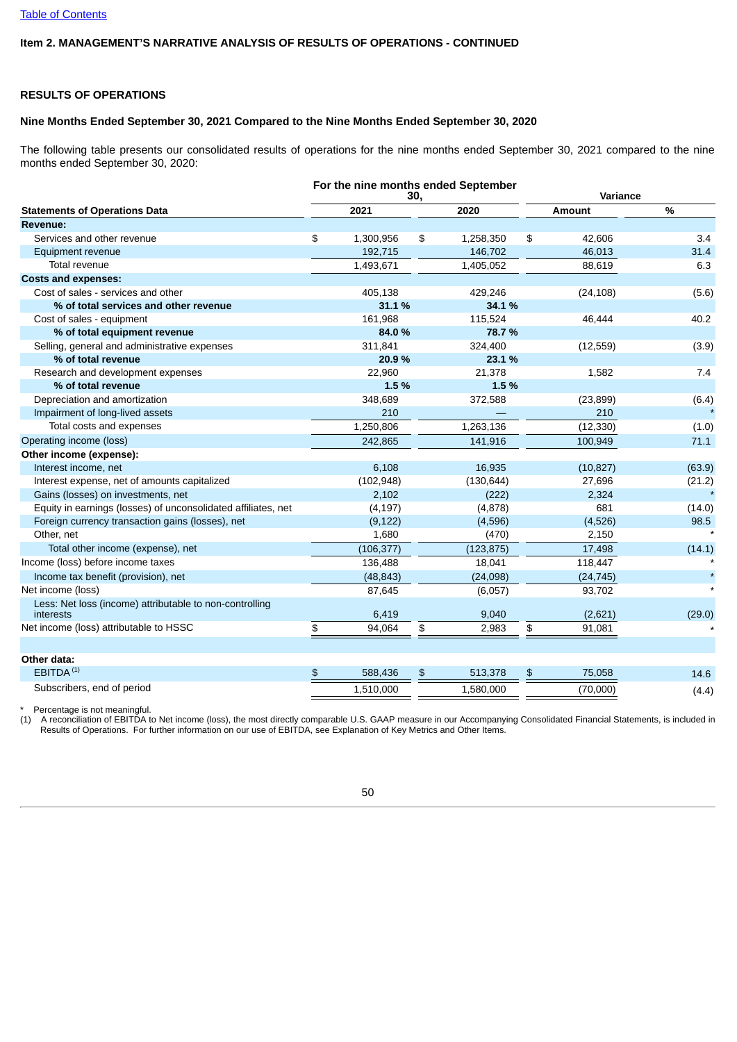Table of Contents

**Item 2. MANAGEMENT'S NARRATIVE ANALYSIS OF RESULTS OF OPERATIONS - CONTINUED**

## RESULTS OF OPERATIONS

### Nine Months Ended September 30, 2021 Compared to the Nine Months Ended September 30, 2020

The following table presents our consolidated results of operations for the nine months ended September 30, 2021 compared to the nine months ended September 30, 2020:

| | For the nine months ended September 30, | | Variance | |
|---|---|---|---|---|
| **Statements of Operations Data** | **2021** | **2020** | **Amount** | **%** |
| **Revenue:** | | | | |
| Services and other revenue | $ 1,300,956 | $ 1,258,350 | $ 42,606 | 3.4 |
| Equipment revenue | 192,715 | 146,702 | 46,013 | 31.4 |
| Total revenue | 1,493,671 | 1,405,052 | 88,619 | 6.3 |
| **Costs and expenses:** | | | | |
| Cost of sales - services and other | 405,138 | 429,246 | (24,108) | (5.6) |
| **% of total services and other revenue** | **31.1 %** | **34.1 %** | | |
| Cost of sales - equipment | 161,968 | 115,524 | 46,444 | 40.2 |
| **% of total equipment revenue** | **84.0 %** | **78.7 %** | | |
| Selling, general and administrative expenses | 311,841 | 324,400 | (12,559) | (3.9) |
| **% of total revenue** | **20.9 %** | **23.1 %** | | |
| Research and development expenses | 22,960 | 21,378 | 1,582 | 7.4 |
| **% of total revenue** | **1.5 %** | **1.5 %** | | |
| Depreciation and amortization | 348,689 | 372,588 | (23,899) | (6.4) |
| Impairment of long-lived assets | 210 | — | 210 | * |
| Total costs and expenses | 1,250,806 | 1,263,136 | (12,330) | (1.0) |
| Operating income (loss) | 242,865 | 141,916 | 100,949 | 71.1 |
| **Other income (expense):** | | | | |
| Interest income, net | 6,108 | 16,935 | (10,827) | (63.9) |
| Interest expense, net of amounts capitalized | (102,948) | (130,644) | 27,696 | (21.2) |
| Gains (losses) on investments, net | 2,102 | (222) | 2,324 | * |
| Equity in earnings (losses) of unconsolidated affiliates, net | (4,197) | (4,878) | 681 | (14.0) |
| Foreign currency transaction gains (losses), net | (9,122) | (4,596) | (4,526) | 98.5 |
| Other, net | 1,680 | (470) | 2,150 | * |
| Total other income (expense), net | (106,377) | (123,875) | 17,498 | (14.1) |
| Income (loss) before income taxes | 136,488 | 18,041 | 118,447 | * |
| Income tax benefit (provision), net | (48,843) | (24,098) | (24,745) | * |
| Net income (loss) | 87,645 | (6,057) | 93,702 | * |
| Less: Net loss (income) attributable to non-controlling interests | 6,419 | 9,040 | (2,621) | (29.0) |
| Net income (loss) attributable to HSSC | $ 94,064 | $ 2,983 | $ 91,081 | * |
| | | | | |
| **Other data:** | | | | |
| EBITDA [(1)] | $ 588,436 | $ 513,378 | $ 75,058 | 14.6 |
| Subscribers, end of period | 1,510,000 | 1,580,000 | (70,000) | (4.4) |

\* Percentage is not meaningful.

(1) A reconciliation of EBITDA to Net income (loss), the most directly comparable U.S. GAAP measure in our Accompanying Consolidated Financial Statements, is included in Results of Operations. For further information on our use of EBITDA, see Explanation of Key Metrics and Other Items.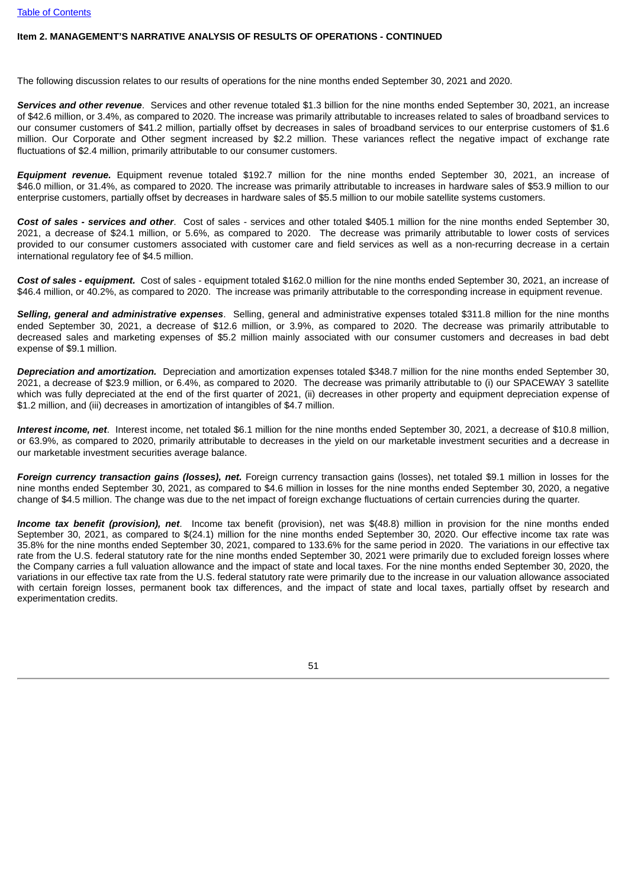**Item 2. MANAGEMENT'S NARRATIVE ANALYSIS OF RESULTS OF OPERATIONS - CONTINUED**

The following discussion relates to our results of operations for the nine months ended September 30, 2021 and 2020.

***Services and other revenue***. Services and other revenue totaled $1.3 billion for the nine months ended September 30, 2021, an increase of $42.6 million, or 3.4%, as compared to 2020. The increase was primarily attributable to increases related to sales of broadband services to our consumer customers of $41.2 million, partially offset by decreases in sales of broadband services to our enterprise customers of $1.6 million. Our Corporate and Other segment increased by $2.2 million. These variances reflect the negative impact of exchange rate fluctuations of $2.4 million, primarily attributable to our consumer customers.

***Equipment revenue.*** Equipment revenue totaled $192.7 million for the nine months ended September 30, 2021, an increase of $46.0 million, or 31.4%, as compared to 2020. The increase was primarily attributable to increases in hardware sales of $53.9 million to our enterprise customers, partially offset by decreases in hardware sales of $5.5 million to our mobile satellite systems customers.

***Cost of sales - services and other***. Cost of sales - services and other totaled $405.1 million for the nine months ended September 30, 2021, a decrease of $24.1 million, or 5.6%, as compared to 2020. The decrease was primarily attributable to lower costs of services provided to our consumer customers associated with customer care and field services as well as a non-recurring decrease in a certain international regulatory fee of $4.5 million.

***Cost of sales - equipment.*** Cost of sales - equipment totaled $162.0 million for the nine months ended September 30, 2021, an increase of $46.4 million, or 40.2%, as compared to 2020. The increase was primarily attributable to the corresponding increase in equipment revenue.

***Selling, general and administrative expenses***. Selling, general and administrative expenses totaled $311.8 million for the nine months ended September 30, 2021, a decrease of $12.6 million, or 3.9%, as compared to 2020. The decrease was primarily attributable to decreased sales and marketing expenses of $5.2 million mainly associated with our consumer customers and decreases in bad debt expense of $9.1 million.

***Depreciation and amortization.*** Depreciation and amortization expenses totaled $348.7 million for the nine months ended September 30, 2021, a decrease of $23.9 million, or 6.4%, as compared to 2020. The decrease was primarily attributable to (i) our SPACEWAY 3 satellite which was fully depreciated at the end of the first quarter of 2021, (ii) decreases in other property and equipment depreciation expense of $1.2 million, and (iii) decreases in amortization of intangibles of $4.7 million.

***Interest income, net***. Interest income, net totaled $6.1 million for the nine months ended September 30, 2021, a decrease of $10.8 million, or 63.9%, as compared to 2020, primarily attributable to decreases in the yield on our marketable investment securities and a decrease in our marketable investment securities average balance.

***Foreign currency transaction gains (losses), net.*** Foreign currency transaction gains (losses), net totaled $9.1 million in losses for the nine months ended September 30, 2021, as compared to $4.6 million in losses for the nine months ended September 30, 2020, a negative change of $4.5 million. The change was due to the net impact of foreign exchange fluctuations of certain currencies during the quarter.

***Income tax benefit (provision), net***. Income tax benefit (provision), net was $(48.8) million in provision for the nine months ended September 30, 2021, as compared to $(24.1) million for the nine months ended September 30, 2020. Our effective income tax rate was 35.8% for the nine months ended September 30, 2021, compared to 133.6% for the same period in 2020. The variations in our effective tax rate from the U.S. federal statutory rate for the nine months ended September 30, 2021 were primarily due to excluded foreign losses where the Company carries a full valuation allowance and the impact of state and local taxes. For the nine months ended September 30, 2020, the variations in our effective tax rate from the U.S. federal statutory rate were primarily due to the increase in our valuation allowance associated with certain foreign losses, permanent book tax differences, and the impact of state and local taxes, partially offset by research and experimentation credits.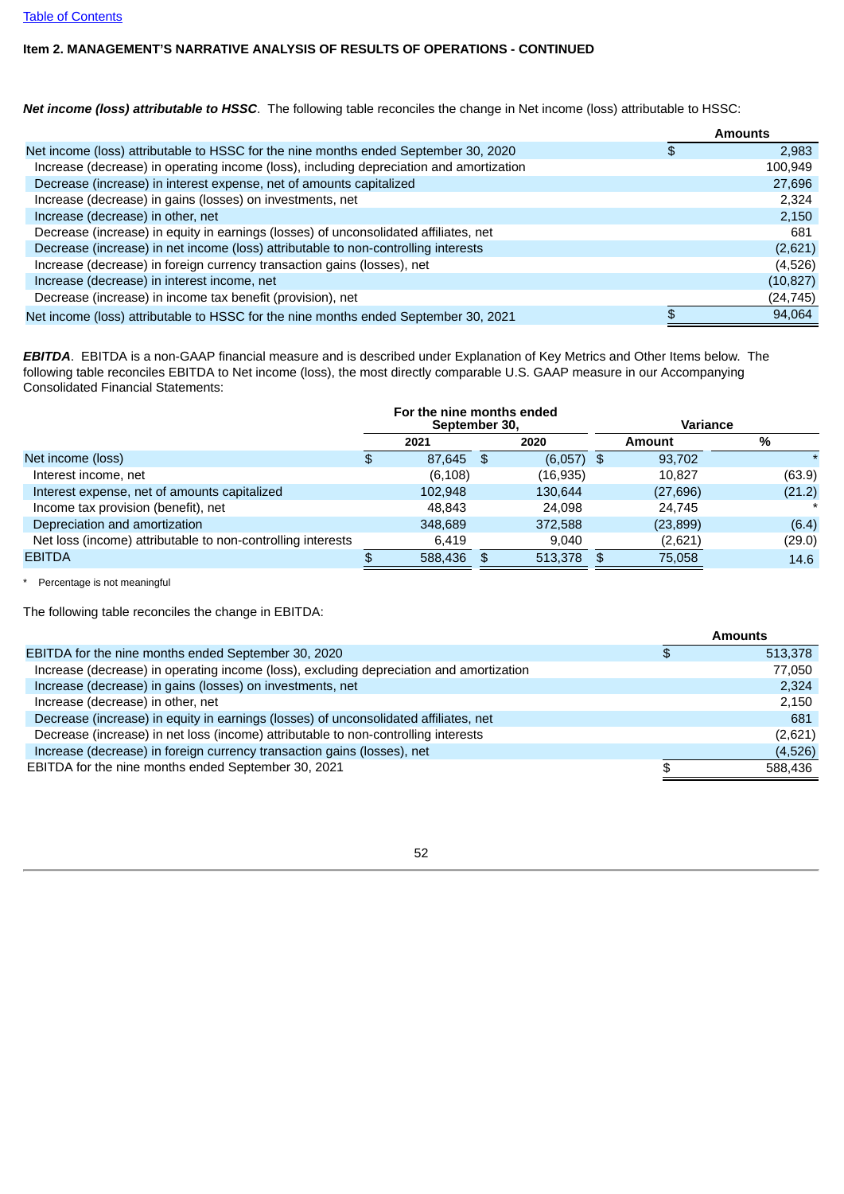Table of Contents

**Item 2. MANAGEMENT'S NARRATIVE ANALYSIS OF RESULTS OF OPERATIONS - CONTINUED**

***Net income (loss) attributable to HSSC***. The following table reconciles the change in Net income (loss) attributable to HSSC:

| | Amounts |
|---|---|
| Net income (loss) attributable to HSSC for the nine months ended September 30, 2020 | $ 2,983 |
| Increase (decrease) in operating income (loss), including depreciation and amortization | 100,949 |
| Decrease (increase) in interest expense, net of amounts capitalized | 27,696 |
| Increase (decrease) in gains (losses) on investments, net | 2,324 |
| Increase (decrease) in other, net | 2,150 |
| Decrease (increase) in equity in earnings (losses) of unconsolidated affiliates, net | 681 |
| Decrease (increase) in net income (loss) attributable to non-controlling interests | (2,621) |
| Increase (decrease) in foreign currency transaction gains (losses), net | (4,526) |
| Increase (decrease) in interest income, net | (10,827) |
| Decrease (increase) in income tax benefit (provision), net | (24,745) |
| Net income (loss) attributable to HSSC for the nine months ended September 30, 2021 | $ 94,064 |

***EBITDA***. EBITDA is a non-GAAP financial measure and is described under Explanation of Key Metrics and Other Items below. The following table reconciles EBITDA to Net income (loss), the most directly comparable U.S. GAAP measure in our Accompanying Consolidated Financial Statements:

| | For the nine months ended September 30, | | Variance | |
|---|---|---|---|---|
| | 2021 | 2020 | Amount | % |
| Net income (loss) | $ 87,645 | $ (6,057) | $ 93,702 | * |
| Interest income, net | (6,108) | (16,935) | 10,827 | (63.9) |
| Interest expense, net of amounts capitalized | 102,948 | 130,644 | (27,696) | (21.2) |
| Income tax provision (benefit), net | 48,843 | 24,098 | 24,745 | * |
| Depreciation and amortization | 348,689 | 372,588 | (23,899) | (6.4) |
| Net loss (income) attributable to non-controlling interests | 6,419 | 9,040 | (2,621) | (29.0) |
| EBITDA | $ 588,436 | $ 513,378 | $ 75,058 | 14.6 |

\* Percentage is not meaningful

The following table reconciles the change in EBITDA:

| | Amounts |
|---|---|
| EBITDA for the nine months ended September 30, 2020 | $ 513,378 |
| Increase (decrease) in operating income (loss), excluding depreciation and amortization | 77,050 |
| Increase (decrease) in gains (losses) on investments, net | 2,324 |
| Increase (decrease) in other, net | 2,150 |
| Decrease (increase) in equity in earnings (losses) of unconsolidated affiliates, net | 681 |
| Decrease (increase) in net loss (income) attributable to non-controlling interests | (2,621) |
| Increase (decrease) in foreign currency transaction gains (losses), net | (4,526) |
| EBITDA for the nine months ended September 30, 2021 | $ 588,436 |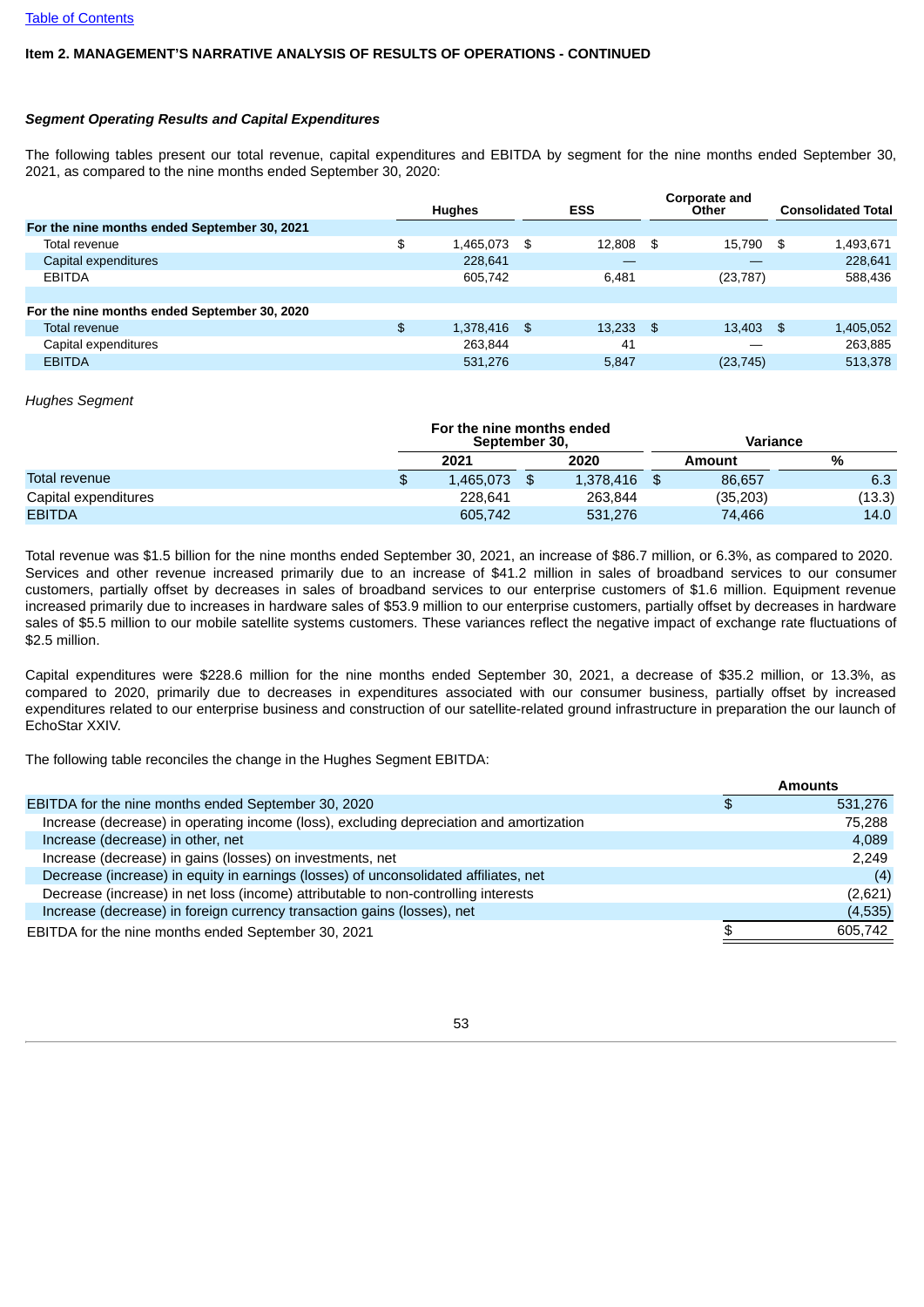**Item 2. MANAGEMENT'S NARRATIVE ANALYSIS OF RESULTS OF OPERATIONS - CONTINUED**

***Segment Operating Results and Capital Expenditures***

The following tables present our total revenue, capital expenditures and EBITDA by segment for the nine months ended September 30, 2021, as compared to the nine months ended September 30, 2020:

| | Hughes | ESS | Corporate and Other | Consolidated Total |
|---|---|---|---|---|
| **For the nine months ended September 30, 2021** | | | | |
| Total revenue | $ 1,465,073 | $ 12,808 | $ 15,790 | $ 1,493,671 |
| Capital expenditures | 228,641 | — | — | 228,641 |
| EBITDA | 605,742 | 6,481 | (23,787) | 588,436 |
| | | | | |
| **For the nine months ended September 30, 2020** | | | | |
| Total revenue | $ 1,378,416 | $ 13,233 | $ 13,403 | $ 1,405,052 |
| Capital expenditures | 263,844 | 41 | — | 263,885 |
| EBITDA | 531,276 | 5,847 | (23,745) | 513,378 |

*Hughes Segment*

| | For the nine months ended September 30, | | Variance | |
|---|---|---|---|---|
| | 2021 | 2020 | Amount | % |
| Total revenue | $ 1,465,073 | $ 1,378,416 | $ 86,657 | 6.3 |
| Capital expenditures | 228,641 | 263,844 | (35,203) | (13.3) |
| EBITDA | 605,742 | 531,276 | 74,466 | 14.0 |

Total revenue was $1.5 billion for the nine months ended September 30, 2021, an increase of $86.7 million, or 6.3%, as compared to 2020. Services and other revenue increased primarily due to an increase of $41.2 million in sales of broadband services to our consumer customers, partially offset by decreases in sales of broadband services to our enterprise customers of $1.6 million. Equipment revenue increased primarily due to increases in hardware sales of $53.9 million to our enterprise customers, partially offset by decreases in hardware sales of $5.5 million to our mobile satellite systems customers. These variances reflect the negative impact of exchange rate fluctuations of $2.5 million.

Capital expenditures were $228.6 million for the nine months ended September 30, 2021, a decrease of $35.2 million, or 13.3%, as compared to 2020, primarily due to decreases in expenditures associated with our consumer business, partially offset by increased expenditures related to our enterprise business and construction of our satellite-related ground infrastructure in preparation the our launch of EchoStar XXIV.

The following table reconciles the change in the Hughes Segment EBITDA:

| | Amounts |
|---|---|
| EBITDA for the nine months ended September 30, 2020 | $ 531,276 |
| Increase (decrease) in operating income (loss), excluding depreciation and amortization | 75,288 |
| Increase (decrease) in other, net | 4,089 |
| Increase (decrease) in gains (losses) on investments, net | 2,249 |
| Decrease (increase) in equity in earnings (losses) of unconsolidated affiliates, net | (4) |
| Decrease (increase) in net loss (income) attributable to non-controlling interests | (2,621) |
| Increase (decrease) in foreign currency transaction gains (losses), net | (4,535) |
| EBITDA for the nine months ended September 30, 2021 | $ 605,742 |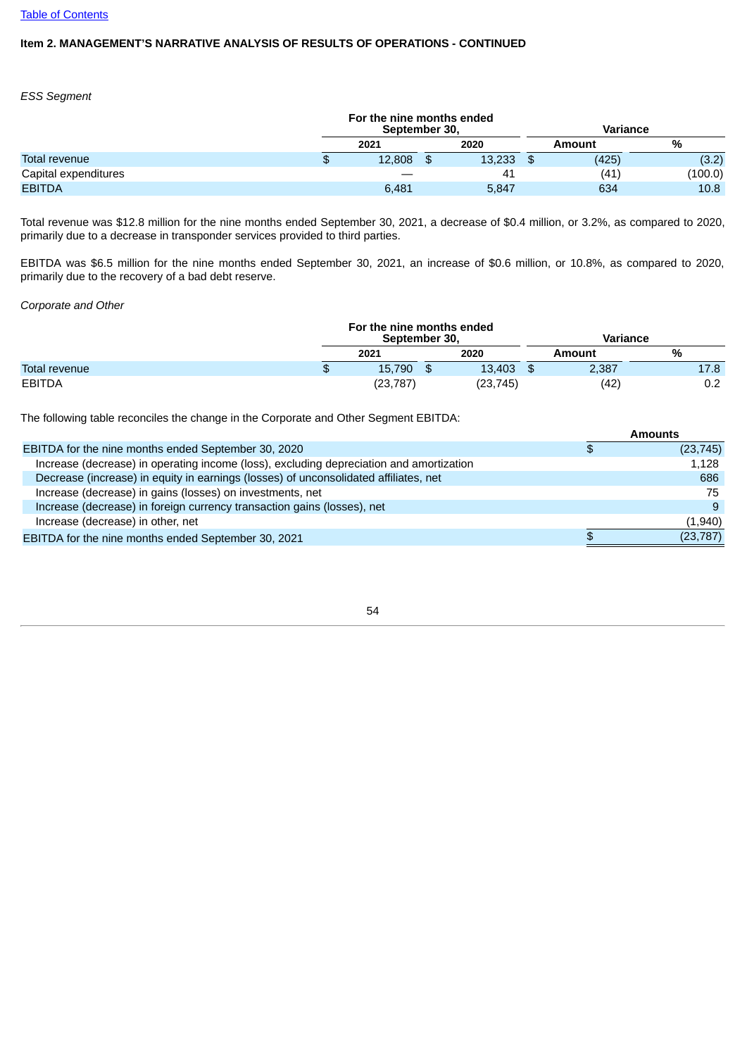Table of Contents

**Item 2. MANAGEMENT'S NARRATIVE ANALYSIS OF RESULTS OF OPERATIONS - CONTINUED**

*ESS Segment*

| | For the nine months ended September 30, | | Variance | |
|---|---|---|---|---|
| | 2021 | 2020 | Amount | % |
| Total revenue | $ 12,808 | $ 13,233 | $ (425) | (3.2) |
| Capital expenditures | — | 41 | (41) | (100.0) |
| EBITDA | 6,481 | 5,847 | 634 | 10.8 |

Total revenue was $12.8 million for the nine months ended September 30, 2021, a decrease of $0.4 million, or 3.2%, as compared to 2020, primarily due to a decrease in transponder services provided to third parties.

EBITDA was $6.5 million for the nine months ended September 30, 2021, an increase of $0.6 million, or 10.8%, as compared to 2020, primarily due to the recovery of a bad debt reserve.

*Corporate and Other*

| | For the nine months ended September 30, | | Variance | |
|---|---|---|---|---|
| | 2021 | 2020 | Amount | % |
| Total revenue | $ 15,790 | $ 13,403 | $ 2,387 | 17.8 |
| EBITDA | (23,787) | (23,745) | (42) | 0.2 |

The following table reconciles the change in the Corporate and Other Segment EBITDA:

| | Amounts |
|---|---|
| EBITDA for the nine months ended September 30, 2020 | $ (23,745) |
| Increase (decrease) in operating income (loss), excluding depreciation and amortization | 1,128 |
| Decrease (increase) in equity in earnings (losses) of unconsolidated affiliates, net | 686 |
| Increase (decrease) in gains (losses) on investments, net | 75 |
| Increase (decrease) in foreign currency transaction gains (losses), net | 9 |
| Increase (decrease) in other, net | (1,940) |
| EBITDA for the nine months ended September 30, 2021 | $ (23,787) |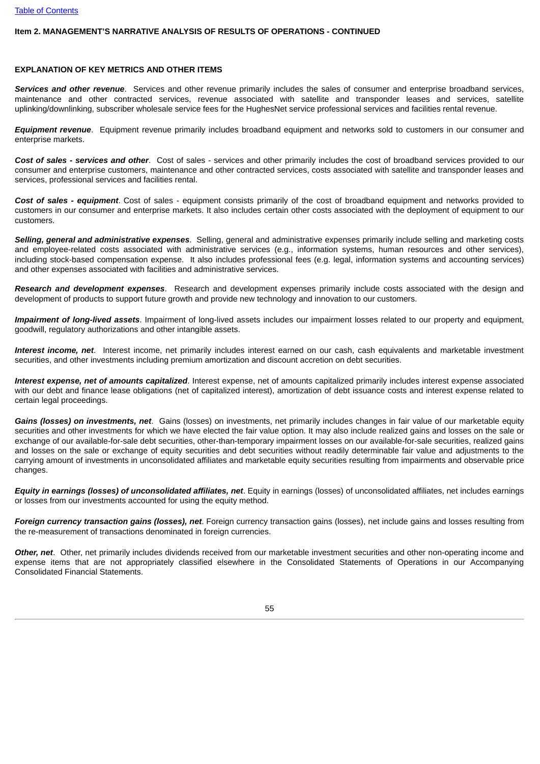**Item 2. MANAGEMENT'S NARRATIVE ANALYSIS OF RESULTS OF OPERATIONS - CONTINUED**

**EXPLANATION OF KEY METRICS AND OTHER ITEMS**

***Services and other revenue***. Services and other revenue primarily includes the sales of consumer and enterprise broadband services, maintenance and other contracted services, revenue associated with satellite and transponder leases and services, satellite uplinking/downlinking, subscriber wholesale service fees for the HughesNet service professional services and facilities rental revenue.

***Equipment revenue***. Equipment revenue primarily includes broadband equipment and networks sold to customers in our consumer and enterprise markets.

***Cost of sales - services and other***. Cost of sales - services and other primarily includes the cost of broadband services provided to our consumer and enterprise customers, maintenance and other contracted services, costs associated with satellite and transponder leases and services, professional services and facilities rental.

***Cost of sales - equipment***. Cost of sales - equipment consists primarily of the cost of broadband equipment and networks provided to customers in our consumer and enterprise markets. It also includes certain other costs associated with the deployment of equipment to our customers.

***Selling, general and administrative expenses***. Selling, general and administrative expenses primarily include selling and marketing costs and employee-related costs associated with administrative services (e.g., information systems, human resources and other services), including stock-based compensation expense. It also includes professional fees (e.g. legal, information systems and accounting services) and other expenses associated with facilities and administrative services.

***Research and development expenses***. Research and development expenses primarily include costs associated with the design and development of products to support future growth and provide new technology and innovation to our customers.

***Impairment of long-lived assets***. Impairment of long-lived assets includes our impairment losses related to our property and equipment, goodwill, regulatory authorizations and other intangible assets.

***Interest income, net***. Interest income, net primarily includes interest earned on our cash, cash equivalents and marketable investment securities, and other investments including premium amortization and discount accretion on debt securities.

***Interest expense, net of amounts capitalized***. Interest expense, net of amounts capitalized primarily includes interest expense associated with our debt and finance lease obligations (net of capitalized interest), amortization of debt issuance costs and interest expense related to certain legal proceedings.

***Gains (losses) on investments, net***. Gains (losses) on investments, net primarily includes changes in fair value of our marketable equity securities and other investments for which we have elected the fair value option. It may also include realized gains and losses on the sale or exchange of our available-for-sale debt securities, other-than-temporary impairment losses on our available-for-sale securities, realized gains and losses on the sale or exchange of equity securities and debt securities without readily determinable fair value and adjustments to the carrying amount of investments in unconsolidated affiliates and marketable equity securities resulting from impairments and observable price changes.

***Equity in earnings (losses) of unconsolidated affiliates, net***. Equity in earnings (losses) of unconsolidated affiliates, net includes earnings or losses from our investments accounted for using the equity method.

***Foreign currency transaction gains (losses), net***. Foreign currency transaction gains (losses), net include gains and losses resulting from the re-measurement of transactions denominated in foreign currencies.

***Other, net***. Other, net primarily includes dividends received from our marketable investment securities and other non-operating income and expense items that are not appropriately classified elsewhere in the Consolidated Statements of Operations in our Accompanying Consolidated Financial Statements.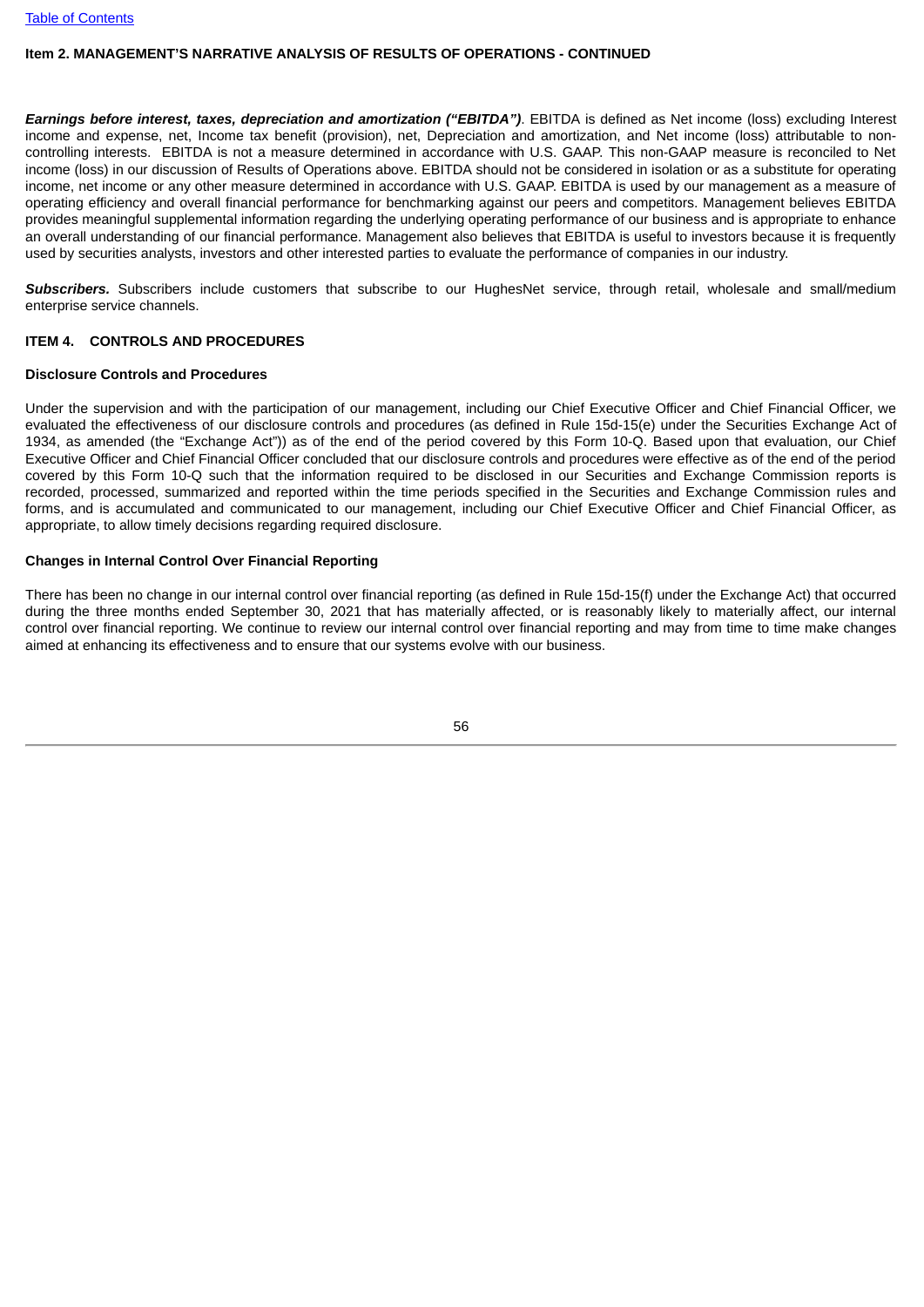Item 2. MANAGEMENT'S NARRATIVE ANALYSIS OF RESULTS OF OPERATIONS - CONTINUED

***Earnings before interest, taxes, depreciation and amortization ("EBITDA")***. EBITDA is defined as Net income (loss) excluding Interest income and expense, net, Income tax benefit (provision), net, Depreciation and amortization, and Net income (loss) attributable to non-controlling interests. EBITDA is not a measure determined in accordance with U.S. GAAP. This non-GAAP measure is reconciled to Net income (loss) in our discussion of Results of Operations above. EBITDA should not be considered in isolation or as a substitute for operating income, net income or any other measure determined in accordance with U.S. GAAP. EBITDA is used by our management as a measure of operating efficiency and overall financial performance for benchmarking against our peers and competitors. Management believes EBITDA provides meaningful supplemental information regarding the underlying operating performance of our business and is appropriate to enhance an overall understanding of our financial performance. Management also believes that EBITDA is useful to investors because it is frequently used by securities analysts, investors and other interested parties to evaluate the performance of companies in our industry.

***Subscribers.*** Subscribers include customers that subscribe to our HughesNet service, through retail, wholesale and small/medium enterprise service channels.

## ITEM 4. CONTROLS AND PROCEDURES

### Disclosure Controls and Procedures

Under the supervision and with the participation of our management, including our Chief Executive Officer and Chief Financial Officer, we evaluated the effectiveness of our disclosure controls and procedures (as defined in Rule 15d-15(e) under the Securities Exchange Act of 1934, as amended (the "Exchange Act")) as of the end of the period covered by this Form 10-Q. Based upon that evaluation, our Chief Executive Officer and Chief Financial Officer concluded that our disclosure controls and procedures were effective as of the end of the period covered by this Form 10-Q such that the information required to be disclosed in our Securities and Exchange Commission reports is recorded, processed, summarized and reported within the time periods specified in the Securities and Exchange Commission rules and forms, and is accumulated and communicated to our management, including our Chief Executive Officer and Chief Financial Officer, as appropriate, to allow timely decisions regarding required disclosure.

### Changes in Internal Control Over Financial Reporting

There has been no change in our internal control over financial reporting (as defined in Rule 15d-15(f) under the Exchange Act) that occurred during the three months ended September 30, 2021 that has materially affected, or is reasonably likely to materially affect, our internal control over financial reporting. We continue to review our internal control over financial reporting and may from time to time make changes aimed at enhancing its effectiveness and to ensure that our systems evolve with our business.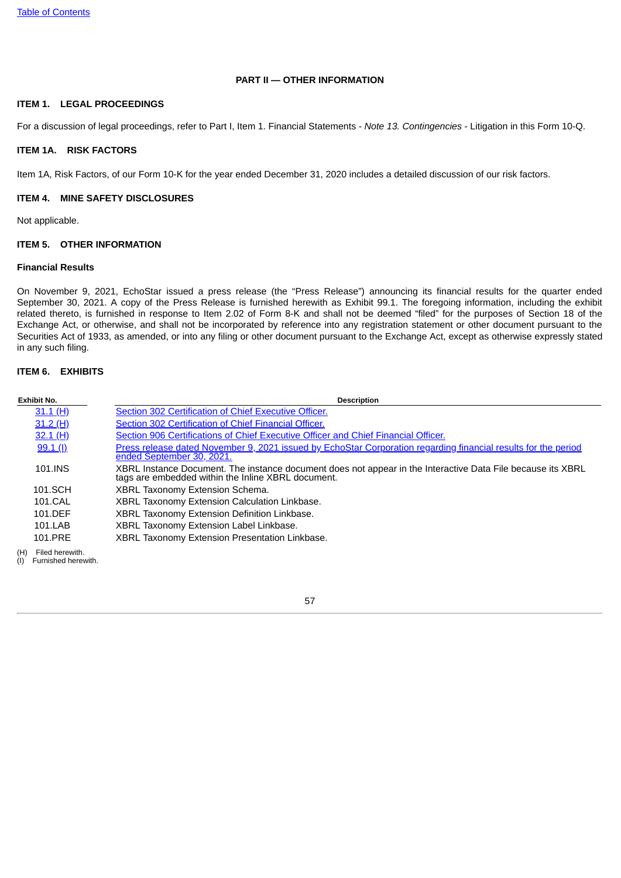## PART II — OTHER INFORMATION

### ITEM 1. LEGAL PROCEEDINGS

For a discussion of legal proceedings, refer to Part I, Item 1. Financial Statements - *Note 13. Contingencies* - Litigation in this Form 10-Q.

### ITEM 1A. RISK FACTORS

Item 1A, Risk Factors, of our Form 10-K for the year ended December 31, 2020 includes a detailed discussion of our risk factors.

### ITEM 4. MINE SAFETY DISCLOSURES

Not applicable.

### ITEM 5. OTHER INFORMATION

**Financial Results**

On November 9, 2021, EchoStar issued a press release (the "Press Release") announcing its financial results for the quarter ended September 30, 2021. A copy of the Press Release is furnished herewith as Exhibit 99.1. The foregoing information, including the exhibit related thereto, is furnished in response to Item 2.02 of Form 8-K and shall not be deemed "filed" for the purposes of Section 18 of the Exchange Act, or otherwise, and shall not be incorporated by reference into any registration statement or other document pursuant to the Securities Act of 1933, as amended, or into any filing or other document pursuant to the Exchange Act, except as otherwise expressly stated in any such filing.

### ITEM 6. EXHIBITS

| Exhibit No. | Description |
|---|---|
| 31.1 (H) | Section 302 Certification of Chief Executive Officer. |
| 31.2 (H) | Section 302 Certification of Chief Financial Officer. |
| 32.1 (H) | Section 906 Certifications of Chief Executive Officer and Chief Financial Officer. |
| 99.1 (I) | Press release dated November 9, 2021 issued by EchoStar Corporation regarding financial results for the period ended September 30, 2021. |
| 101.INS | XBRL Instance Document. The instance document does not appear in the Interactive Data File because its XBRL tags are embedded within the Inline XBRL document. |
| 101.SCH | XBRL Taxonomy Extension Schema. |
| 101.CAL | XBRL Taxonomy Extension Calculation Linkbase. |
| 101.DEF | XBRL Taxonomy Extension Definition Linkbase. |
| 101.LAB | XBRL Taxonomy Extension Label Linkbase. |
| 101.PRE | XBRL Taxonomy Extension Presentation Linkbase. |

(H) Filed herewith.
(I) Furnished herewith.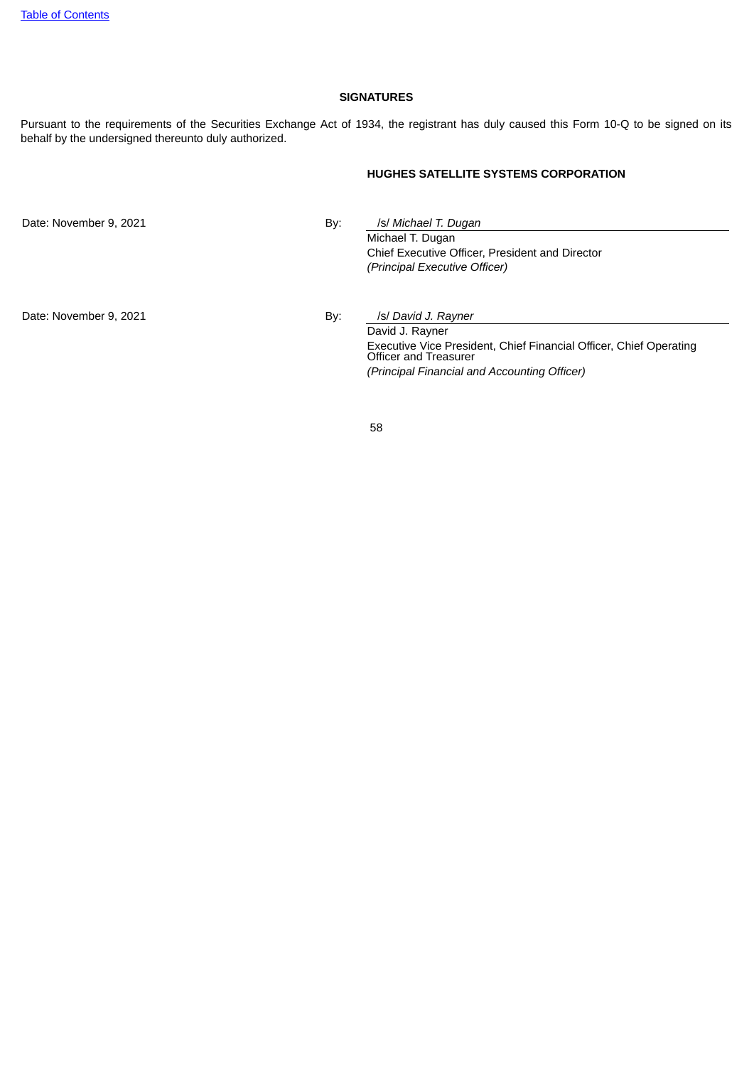## SIGNATURES

Pursuant to the requirements of the Securities Exchange Act of 1934, the registrant has duly caused this Form 10-Q to be signed on its behalf by the undersigned thereunto duly authorized.

**HUGHES SATELLITE SYSTEMS CORPORATION**

| | | |
|---|---|---|
| Date: November 9, 2021 | By: | /s/ *Michael T. Dugan* |
| | | Michael T. Dugan |
| | | Chief Executive Officer, President and Director |
| | | *(Principal Executive Officer)* |
| | | |
| Date: November 9, 2021 | By: | /s/ *David J. Rayner* |
| | | David J. Rayner |
| | | Executive Vice President, Chief Financial Officer, Chief Operating Officer and Treasurer |
| | | *(Principal Financial and Accounting Officer)* |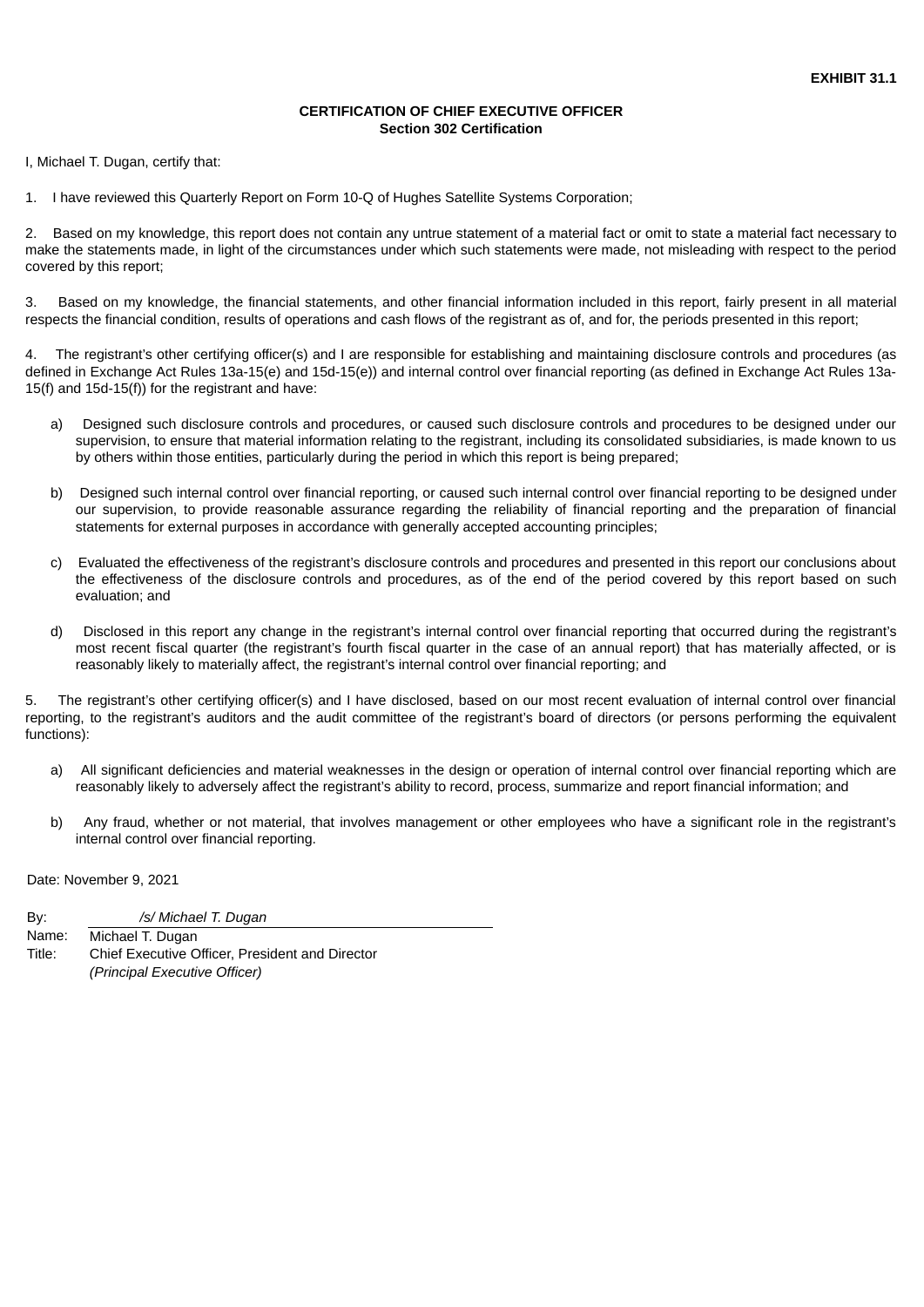**EXHIBIT 31.1**

**CERTIFICATION OF CHIEF EXECUTIVE OFFICER**
**Section 302 Certification**

I, Michael T. Dugan, certify that:

1. I have reviewed this Quarterly Report on Form 10-Q of Hughes Satellite Systems Corporation;

2. Based on my knowledge, this report does not contain any untrue statement of a material fact or omit to state a material fact necessary to make the statements made, in light of the circumstances under which such statements were made, not misleading with respect to the period covered by this report;

3. Based on my knowledge, the financial statements, and other financial information included in this report, fairly present in all material respects the financial condition, results of operations and cash flows of the registrant as of, and for, the periods presented in this report;

4. The registrant's other certifying officer(s) and I are responsible for establishing and maintaining disclosure controls and procedures (as defined in Exchange Act Rules 13a-15(e) and 15d-15(e)) and internal control over financial reporting (as defined in Exchange Act Rules 13a-15(f) and 15d-15(f)) for the registrant and have:

   a) Designed such disclosure controls and procedures, or caused such disclosure controls and procedures to be designed under our supervision, to ensure that material information relating to the registrant, including its consolidated subsidiaries, is made known to us by others within those entities, particularly during the period in which this report is being prepared;

   b) Designed such internal control over financial reporting, or caused such internal control over financial reporting to be designed under our supervision, to provide reasonable assurance regarding the reliability of financial reporting and the preparation of financial statements for external purposes in accordance with generally accepted accounting principles;

   c) Evaluated the effectiveness of the registrant's disclosure controls and procedures and presented in this report our conclusions about the effectiveness of the disclosure controls and procedures, as of the end of the period covered by this report based on such evaluation; and

   d) Disclosed in this report any change in the registrant's internal control over financial reporting that occurred during the registrant's most recent fiscal quarter (the registrant's fourth fiscal quarter in the case of an annual report) that has materially affected, or is reasonably likely to materially affect, the registrant's internal control over financial reporting; and

5. The registrant's other certifying officer(s) and I have disclosed, based on our most recent evaluation of internal control over financial reporting, to the registrant's auditors and the audit committee of the registrant's board of directors (or persons performing the equivalent functions):

   a) All significant deficiencies and material weaknesses in the design or operation of internal control over financial reporting which are reasonably likely to adversely affect the registrant's ability to record, process, summarize and report financial information; and

   b) Any fraud, whether or not material, that involves management or other employees who have a significant role in the registrant's internal control over financial reporting.

Date: November 9, 2021

By: *_/s/ Michael T. Dugan_*
Name: Michael T. Dugan
Title: Chief Executive Officer, President and Director
*(Principal Executive Officer)*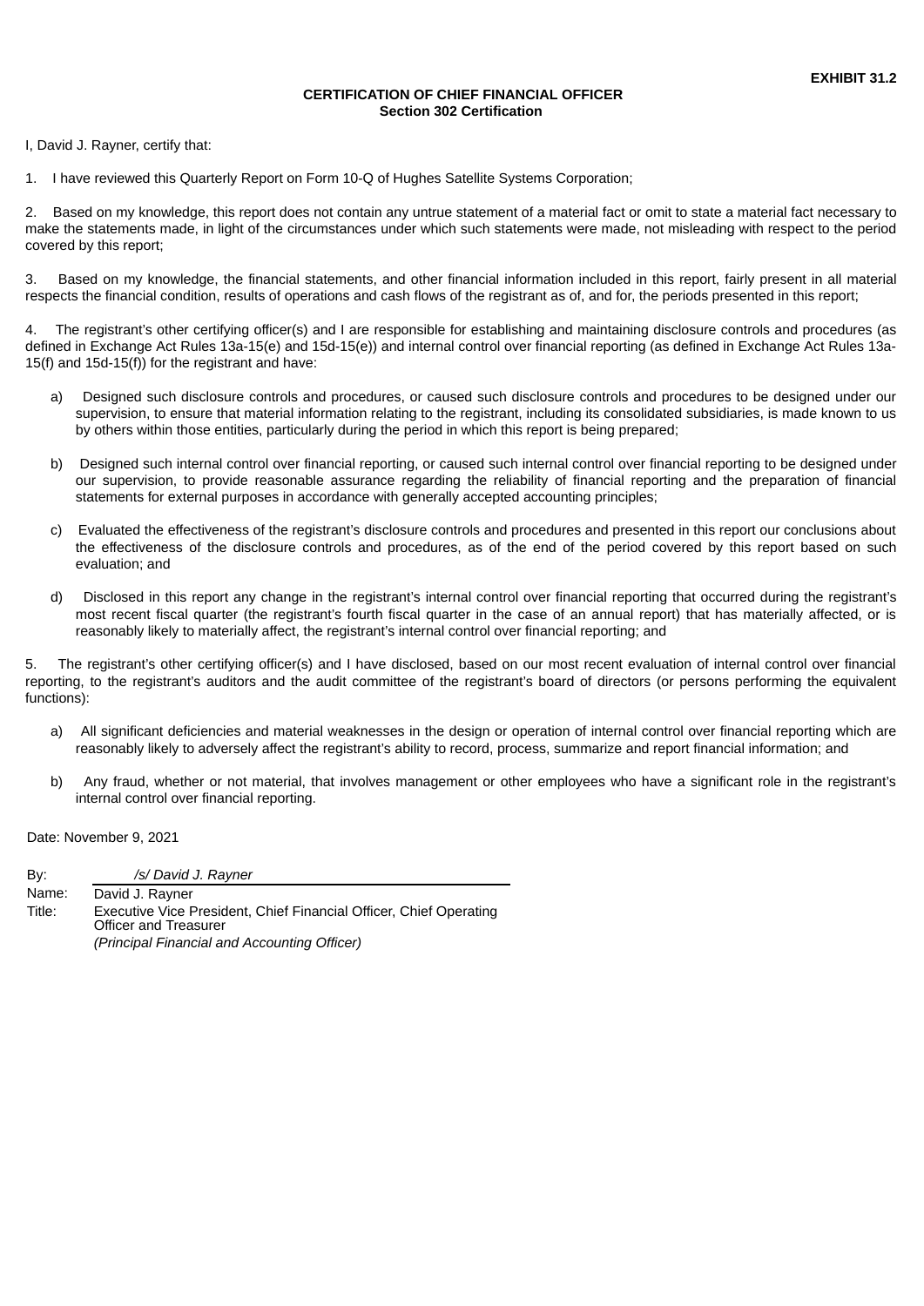**EXHIBIT 31.2**

**CERTIFICATION OF CHIEF FINANCIAL OFFICER**
**Section 302 Certification**

I, David J. Rayner, certify that:

1. I have reviewed this Quarterly Report on Form 10-Q of Hughes Satellite Systems Corporation;

2. Based on my knowledge, this report does not contain any untrue statement of a material fact or omit to state a material fact necessary to make the statements made, in light of the circumstances under which such statements were made, not misleading with respect to the period covered by this report;

3. Based on my knowledge, the financial statements, and other financial information included in this report, fairly present in all material respects the financial condition, results of operations and cash flows of the registrant as of, and for, the periods presented in this report;

4. The registrant's other certifying officer(s) and I are responsible for establishing and maintaining disclosure controls and procedures (as defined in Exchange Act Rules 13a-15(e) and 15d-15(e)) and internal control over financial reporting (as defined in Exchange Act Rules 13a-15(f) and 15d-15(f)) for the registrant and have:

   a) Designed such disclosure controls and procedures, or caused such disclosure controls and procedures to be designed under our supervision, to ensure that material information relating to the registrant, including its consolidated subsidiaries, is made known to us by others within those entities, particularly during the period in which this report is being prepared;

   b) Designed such internal control over financial reporting, or caused such internal control over financial reporting to be designed under our supervision, to provide reasonable assurance regarding the reliability of financial reporting and the preparation of financial statements for external purposes in accordance with generally accepted accounting principles;

   c) Evaluated the effectiveness of the registrant's disclosure controls and procedures and presented in this report our conclusions about the effectiveness of the disclosure controls and procedures, as of the end of the period covered by this report based on such evaluation; and

   d) Disclosed in this report any change in the registrant's internal control over financial reporting that occurred during the registrant's most recent fiscal quarter (the registrant's fourth fiscal quarter in the case of an annual report) that has materially affected, or is reasonably likely to materially affect, the registrant's internal control over financial reporting; and

5. The registrant's other certifying officer(s) and I have disclosed, based on our most recent evaluation of internal control over financial reporting, to the registrant's auditors and the audit committee of the registrant's board of directors (or persons performing the equivalent functions):

   a) All significant deficiencies and material weaknesses in the design or operation of internal control over financial reporting which are reasonably likely to adversely affect the registrant's ability to record, process, summarize and report financial information; and

   b) Any fraud, whether or not material, that involves management or other employees who have a significant role in the registrant's internal control over financial reporting.

Date: November 9, 2021

| | |
|---|---|
| By: | */s/ David J. Rayner* |
| Name: | David J. Rayner |
| Title: | Executive Vice President, Chief Financial Officer, Chief Operating Officer and Treasurer *(Principal Financial and Accounting Officer)* |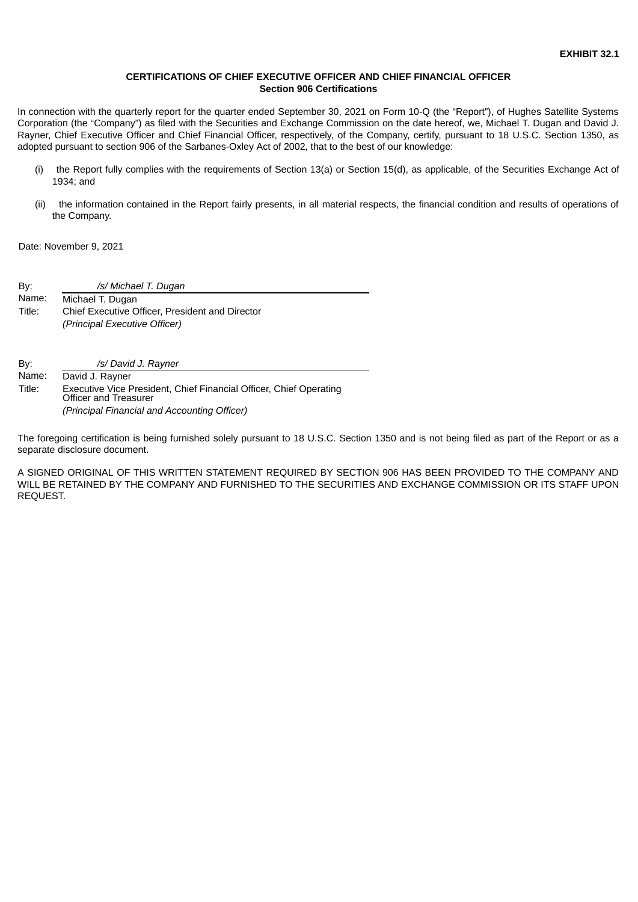**EXHIBIT 32.1**

**CERTIFICATIONS OF CHIEF EXECUTIVE OFFICER AND CHIEF FINANCIAL OFFICER**
**Section 906 Certifications**

In connection with the quarterly report for the quarter ended September 30, 2021 on Form 10-Q (the "Report"), of Hughes Satellite Systems Corporation (the "Company") as filed with the Securities and Exchange Commission on the date hereof, we, Michael T. Dugan and David J. Rayner, Chief Executive Officer and Chief Financial Officer, respectively, of the Company, certify, pursuant to 18 U.S.C. Section 1350, as adopted pursuant to section 906 of the Sarbanes-Oxley Act of 2002, that to the best of our knowledge:

(i) the Report fully complies with the requirements of Section 13(a) or Section 15(d), as applicable, of the Securities Exchange Act of 1934; and

(ii) the information contained in the Report fairly presents, in all material respects, the financial condition and results of operations of the Company.

Date: November 9, 2021

By: *_/s/ Michael T. Dugan_*
Name: Michael T. Dugan
Title: Chief Executive Officer, President and Director
*(Principal Executive Officer)*

By: *_/s/ David J. Rayner_*
Name: David J. Rayner
Title: Executive Vice President, Chief Financial Officer, Chief Operating Officer and Treasurer
*(Principal Financial and Accounting Officer)*

The foregoing certification is being furnished solely pursuant to 18 U.S.C. Section 1350 and is not being filed as part of the Report or as a separate disclosure document.

A SIGNED ORIGINAL OF THIS WRITTEN STATEMENT REQUIRED BY SECTION 906 HAS BEEN PROVIDED TO THE COMPANY AND WILL BE RETAINED BY THE COMPANY AND FURNISHED TO THE SECURITIES AND EXCHANGE COMMISSION OR ITS STAFF UPON REQUEST.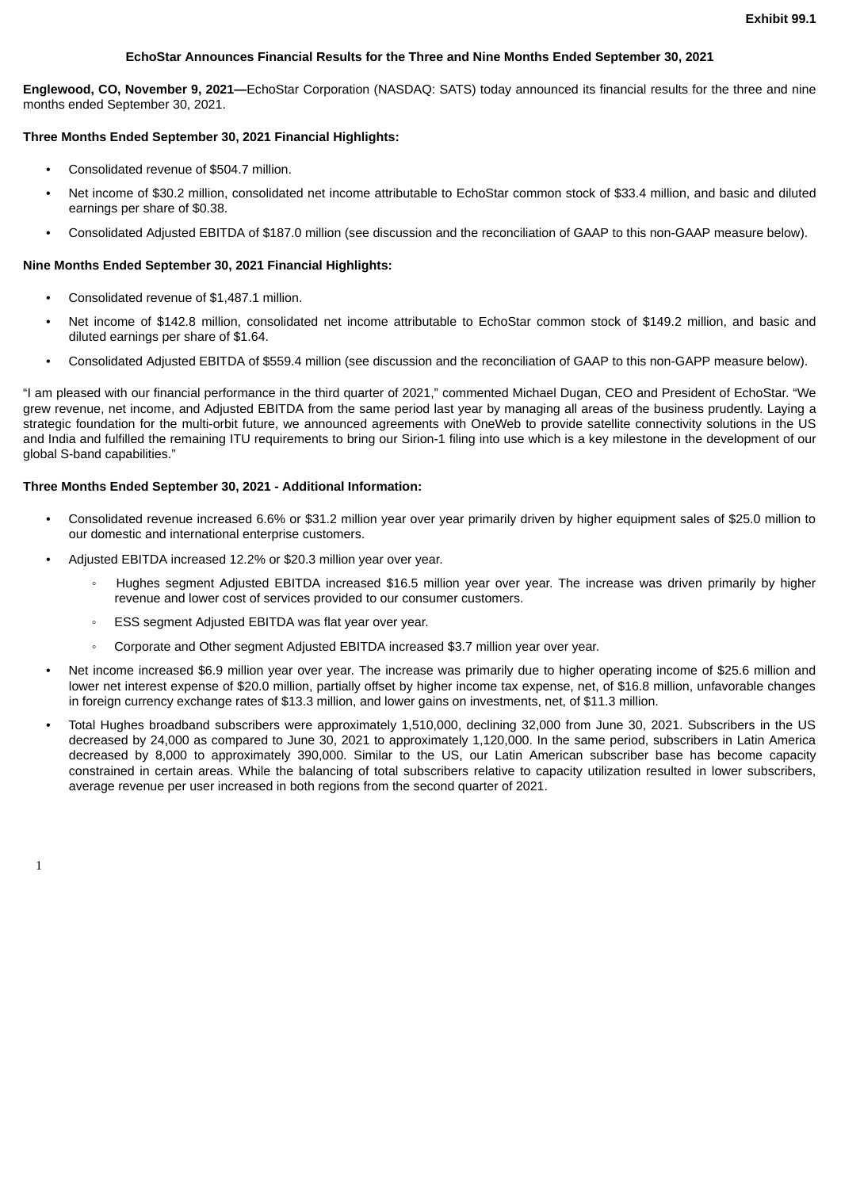**Exhibit 99.1**

**EchoStar Announces Financial Results for the Three and Nine Months Ended September 30, 2021**

**Englewood, CO, November 9, 2021—**EchoStar Corporation (NASDAQ: SATS) today announced its financial results for the three and nine months ended September 30, 2021.

**Three Months Ended September 30, 2021 Financial Highlights:**

- Consolidated revenue of $504.7 million.
- Net income of $30.2 million, consolidated net income attributable to EchoStar common stock of $33.4 million, and basic and diluted earnings per share of $0.38.
- Consolidated Adjusted EBITDA of $187.0 million (see discussion and the reconciliation of GAAP to this non-GAAP measure below).

**Nine Months Ended September 30, 2021 Financial Highlights:**

- Consolidated revenue of $1,487.1 million.
- Net income of $142.8 million, consolidated net income attributable to EchoStar common stock of $149.2 million, and basic and diluted earnings per share of $1.64.
- Consolidated Adjusted EBITDA of $559.4 million (see discussion and the reconciliation of GAAP to this non-GAPP measure below).

"I am pleased with our financial performance in the third quarter of 2021," commented Michael Dugan, CEO and President of EchoStar. "We grew revenue, net income, and Adjusted EBITDA from the same period last year by managing all areas of the business prudently. Laying a strategic foundation for the multi-orbit future, we announced agreements with OneWeb to provide satellite connectivity solutions in the US and India and fulfilled the remaining ITU requirements to bring our Sirion-1 filing into use which is a key milestone in the development of our global S-band capabilities."

**Three Months Ended September 30, 2021 - Additional Information:**

- Consolidated revenue increased 6.6% or $31.2 million year over year primarily driven by higher equipment sales of $25.0 million to our domestic and international enterprise customers.
- Adjusted EBITDA increased 12.2% or $20.3 million year over year.
  - Hughes segment Adjusted EBITDA increased $16.5 million year over year. The increase was driven primarily by higher revenue and lower cost of services provided to our consumer customers.
  - ESS segment Adjusted EBITDA was flat year over year.
  - Corporate and Other segment Adjusted EBITDA increased $3.7 million year over year.
- Net income increased $6.9 million year over year. The increase was primarily due to higher operating income of $25.6 million and lower net interest expense of $20.0 million, partially offset by higher income tax expense, net, of $16.8 million, unfavorable changes in foreign currency exchange rates of $13.3 million, and lower gains on investments, net, of $11.3 million.
- Total Hughes broadband subscribers were approximately 1,510,000, declining 32,000 from June 30, 2021. Subscribers in the US decreased by 24,000 as compared to June 30, 2021 to approximately 1,120,000. In the same period, subscribers in Latin America decreased by 8,000 to approximately 390,000. Similar to the US, our Latin American subscriber base has become capacity constrained in certain areas. While the balancing of total subscribers relative to capacity utilization resulted in lower subscribers, average revenue per user increased in both regions from the second quarter of 2021.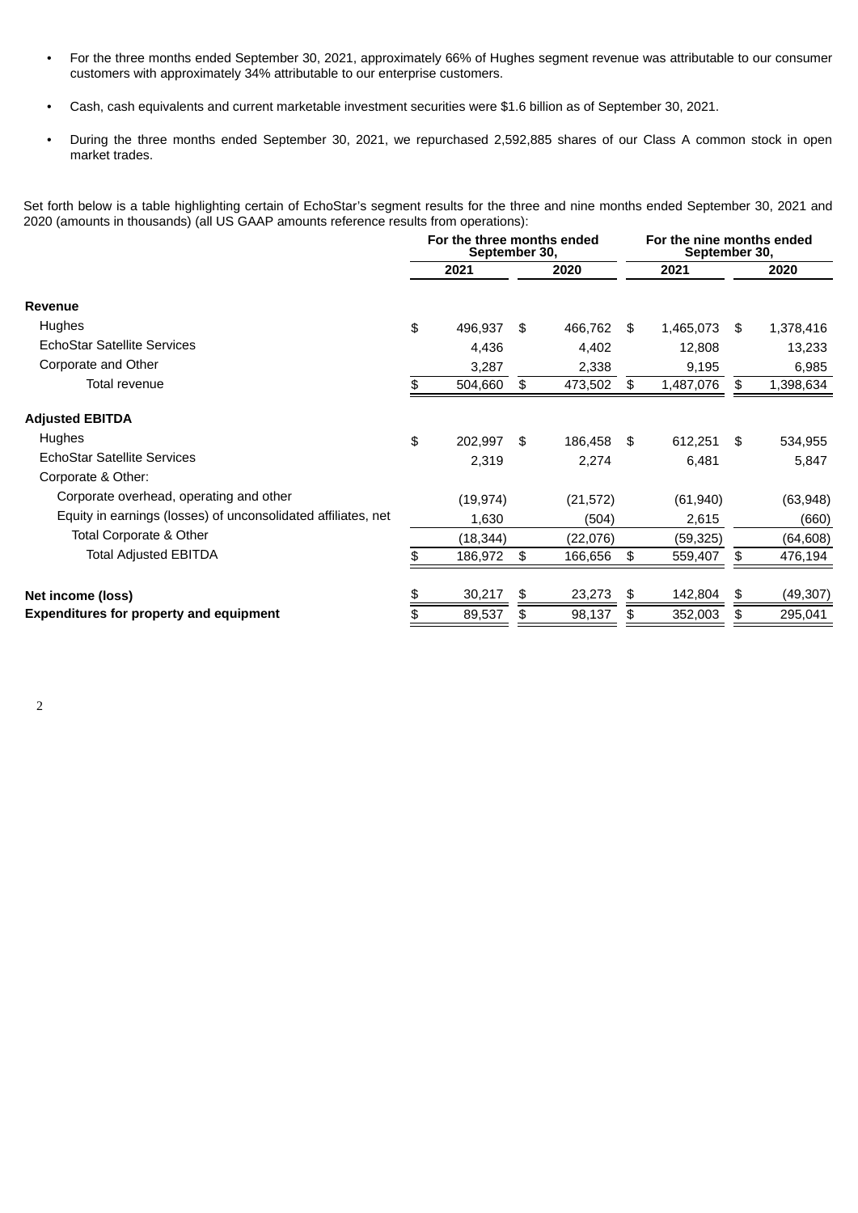- For the three months ended September 30, 2021, approximately 66% of Hughes segment revenue was attributable to our consumer customers with approximately 34% attributable to our enterprise customers.

- Cash, cash equivalents and current marketable investment securities were $1.6 billion as of September 30, 2021.

- During the three months ended September 30, 2021, we repurchased 2,592,885 shares of our Class A common stock in open market trades.

Set forth below is a table highlighting certain of EchoStar's segment results for the three and nine months ended September 30, 2021 and 2020 (amounts in thousands) (all US GAAP amounts reference results from operations):

| | For the three months ended September 30, | | For the nine months ended September 30, | |
|---|---|---|---|---|
| | 2021 | 2020 | 2021 | 2020 |
| **Revenue** | | | | |
| Hughes | $ 496,937 | $ 466,762 | $ 1,465,073 | $ 1,378,416 |
| EchoStar Satellite Services | 4,436 | 4,402 | 12,808 | 13,233 |
| Corporate and Other | 3,287 | 2,338 | 9,195 | 6,985 |
| Total revenue | $ 504,660 | $ 473,502 | $ 1,487,076 | $ 1,398,634 |
| **Adjusted EBITDA** | | | | |
| Hughes | $ 202,997 | $ 186,458 | $ 612,251 | $ 534,955 |
| EchoStar Satellite Services | 2,319 | 2,274 | 6,481 | 5,847 |
| Corporate & Other: | | | | |
| Corporate overhead, operating and other | (19,974) | (21,572) | (61,940) | (63,948) |
| Equity in earnings (losses) of unconsolidated affiliates, net | 1,630 | (504) | 2,615 | (660) |
| Total Corporate & Other | (18,344) | (22,076) | (59,325) | (64,608) |
| Total Adjusted EBITDA | $ 186,972 | $ 166,656 | $ 559,407 | $ 476,194 |
| **Net income (loss)** | $ 30,217 | $ 23,273 | $ 142,804 | $ (49,307) |
| **Expenditures for property and equipment** | $ 89,537 | $ 98,137 | $ 352,003 | $ 295,041 |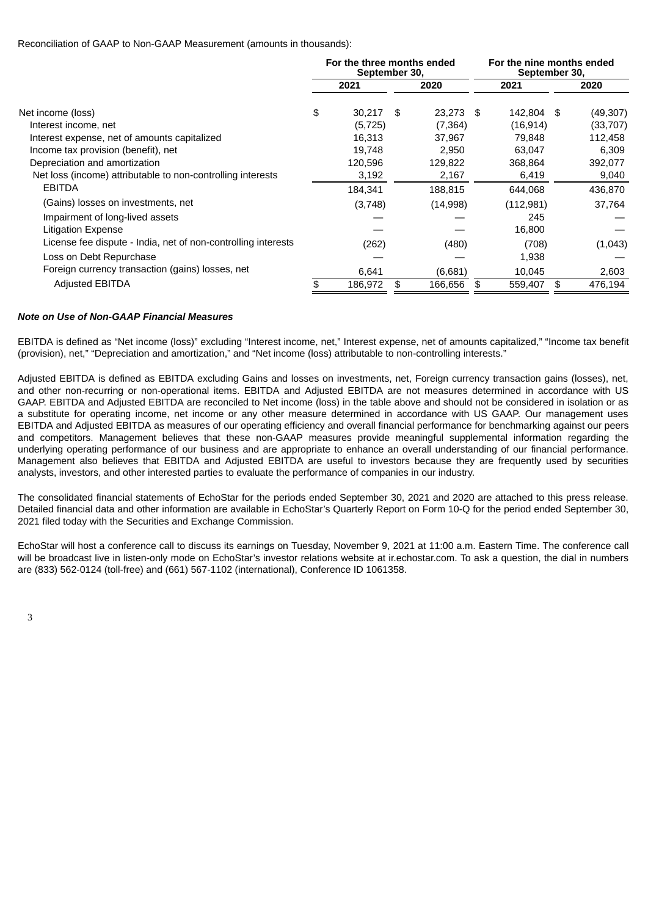Reconciliation of GAAP to Non-GAAP Measurement (amounts in thousands):

| | For the three months ended September 30, | | For the nine months ended September 30, | |
|---|---|---|---|---|
| | 2021 | 2020 | 2021 | 2020 |
| Net income (loss) | $ 30,217 | $ 23,273 | $ 142,804 | $ (49,307) |
| Interest income, net | (5,725) | (7,364) | (16,914) | (33,707) |
| Interest expense, net of amounts capitalized | 16,313 | 37,967 | 79,848 | 112,458 |
| Income tax provision (benefit), net | 19,748 | 2,950 | 63,047 | 6,309 |
| Depreciation and amortization | 120,596 | 129,822 | 368,864 | 392,077 |
| Net loss (income) attributable to non-controlling interests | 3,192 | 2,167 | 6,419 | 9,040 |
| EBITDA | 184,341 | 188,815 | 644,068 | 436,870 |
| (Gains) losses on investments, net | (3,748) | (14,998) | (112,981) | 37,764 |
| Impairment of long-lived assets | — | — | 245 | — |
| Litigation Expense | — | — | 16,800 | — |
| License fee dispute - India, net of non-controlling interests | (262) | (480) | (708) | (1,043) |
| Loss on Debt Repurchase | — | — | 1,938 | — |
| Foreign currency transaction (gains) losses, net | 6,641 | (6,681) | 10,045 | 2,603 |
| Adjusted EBITDA | $ 186,972 | $ 166,656 | $ 559,407 | $ 476,194 |

***Note on Use of Non-GAAP Financial Measures***

EBITDA is defined as "Net income (loss)" excluding "Interest income, net," Interest expense, net of amounts capitalized," "Income tax benefit (provision), net," "Depreciation and amortization," and "Net income (loss) attributable to non-controlling interests."

Adjusted EBITDA is defined as EBITDA excluding Gains and losses on investments, net, Foreign currency transaction gains (losses), net, and other non-recurring or non-operational items. EBITDA and Adjusted EBITDA are not measures determined in accordance with US GAAP. EBITDA and Adjusted EBITDA are reconciled to Net income (loss) in the table above and should not be considered in isolation or as a substitute for operating income, net income or any other measure determined in accordance with US GAAP. Our management uses EBITDA and Adjusted EBITDA as measures of our operating efficiency and overall financial performance for benchmarking against our peers and competitors. Management believes that these non-GAAP measures provide meaningful supplemental information regarding the underlying operating performance of our business and are appropriate to enhance an overall understanding of our financial performance. Management also believes that EBITDA and Adjusted EBITDA are useful to investors because they are frequently used by securities analysts, investors, and other interested parties to evaluate the performance of companies in our industry.

The consolidated financial statements of EchoStar for the periods ended September 30, 2021 and 2020 are attached to this press release. Detailed financial data and other information are available in EchoStar's Quarterly Report on Form 10-Q for the period ended September 30, 2021 filed today with the Securities and Exchange Commission.

EchoStar will host a conference call to discuss its earnings on Tuesday, November 9, 2021 at 11:00 a.m. Eastern Time. The conference call will be broadcast live in listen-only mode on EchoStar's investor relations website at ir.echostar.com. To ask a question, the dial in numbers are (833) 562-0124 (toll-free) and (661) 567-1102 (international), Conference ID 1061358.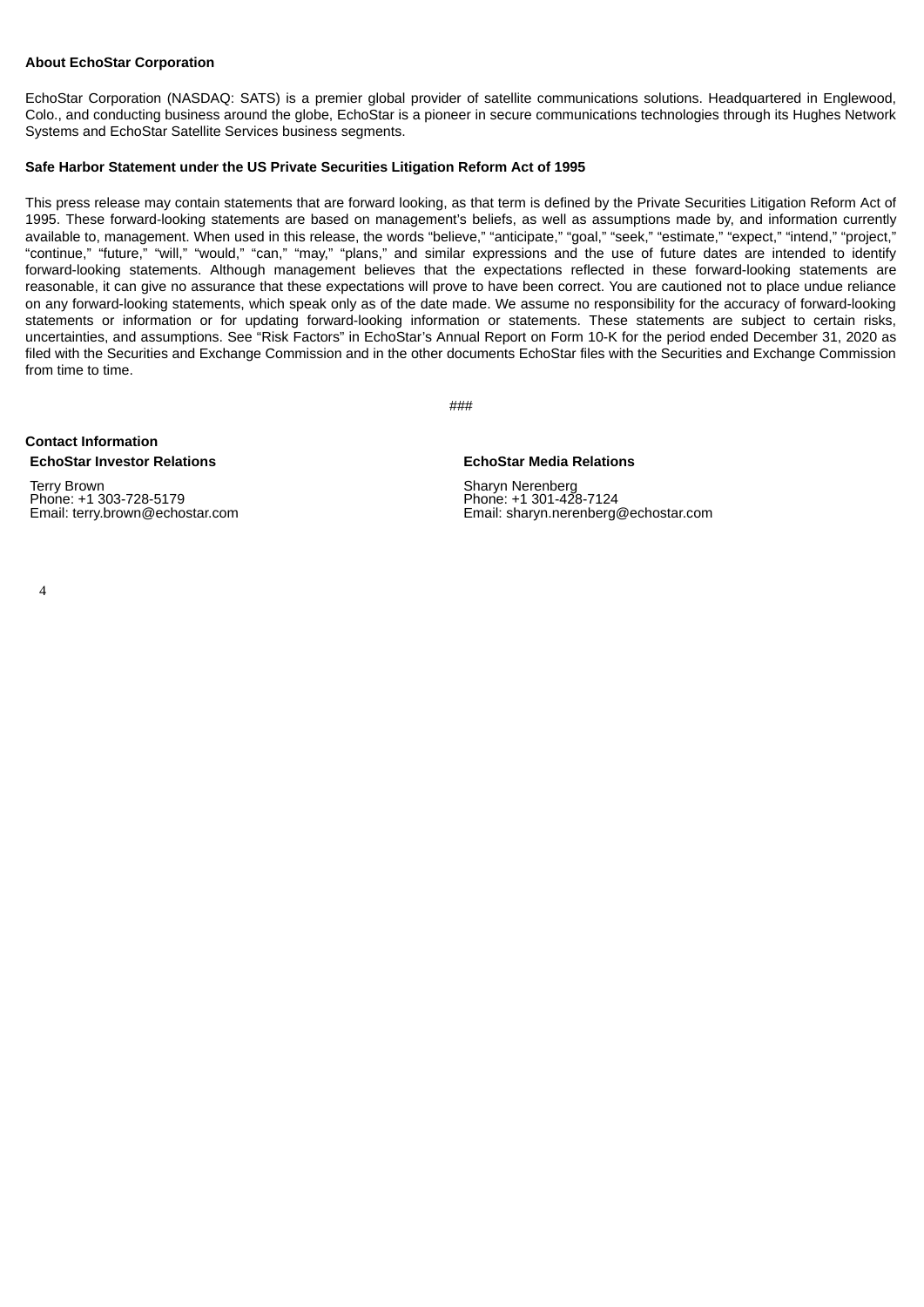**About EchoStar Corporation**

EchoStar Corporation (NASDAQ: SATS) is a premier global provider of satellite communications solutions. Headquartered in Englewood, Colo., and conducting business around the globe, EchoStar is a pioneer in secure communications technologies through its Hughes Network Systems and EchoStar Satellite Services business segments.

**Safe Harbor Statement under the US Private Securities Litigation Reform Act of 1995**

This press release may contain statements that are forward looking, as that term is defined by the Private Securities Litigation Reform Act of 1995. These forward-looking statements are based on management's beliefs, as well as assumptions made by, and information currently available to, management. When used in this release, the words "believe," "anticipate," "goal," "seek," "estimate," "expect," "intend," "project," "continue," "future," "will," "would," "can," "may," "plans," and similar expressions and the use of future dates are intended to identify forward-looking statements. Although management believes that the expectations reflected in these forward-looking statements are reasonable, it can give no assurance that these expectations will prove to have been correct. You are cautioned not to place undue reliance on any forward-looking statements, which speak only as of the date made. We assume no responsibility for the accuracy of forward-looking statements or information or for updating forward-looking information or statements. These statements are subject to certain risks, uncertainties, and assumptions. See "Risk Factors" in EchoStar's Annual Report on Form 10-K for the period ended December 31, 2020 as filed with the Securities and Exchange Commission and in the other documents EchoStar files with the Securities and Exchange Commission from time to time.

###

**Contact Information**

| **EchoStar Investor Relations** | **EchoStar Media Relations** |
|---|---|
| Terry Brown | Sharyn Nerenberg |
| Phone: +1 303-728-5179 | Phone: +1 301-428-7124 |
| Email: terry.brown@echostar.com | Email: sharyn.nerenberg@echostar.com |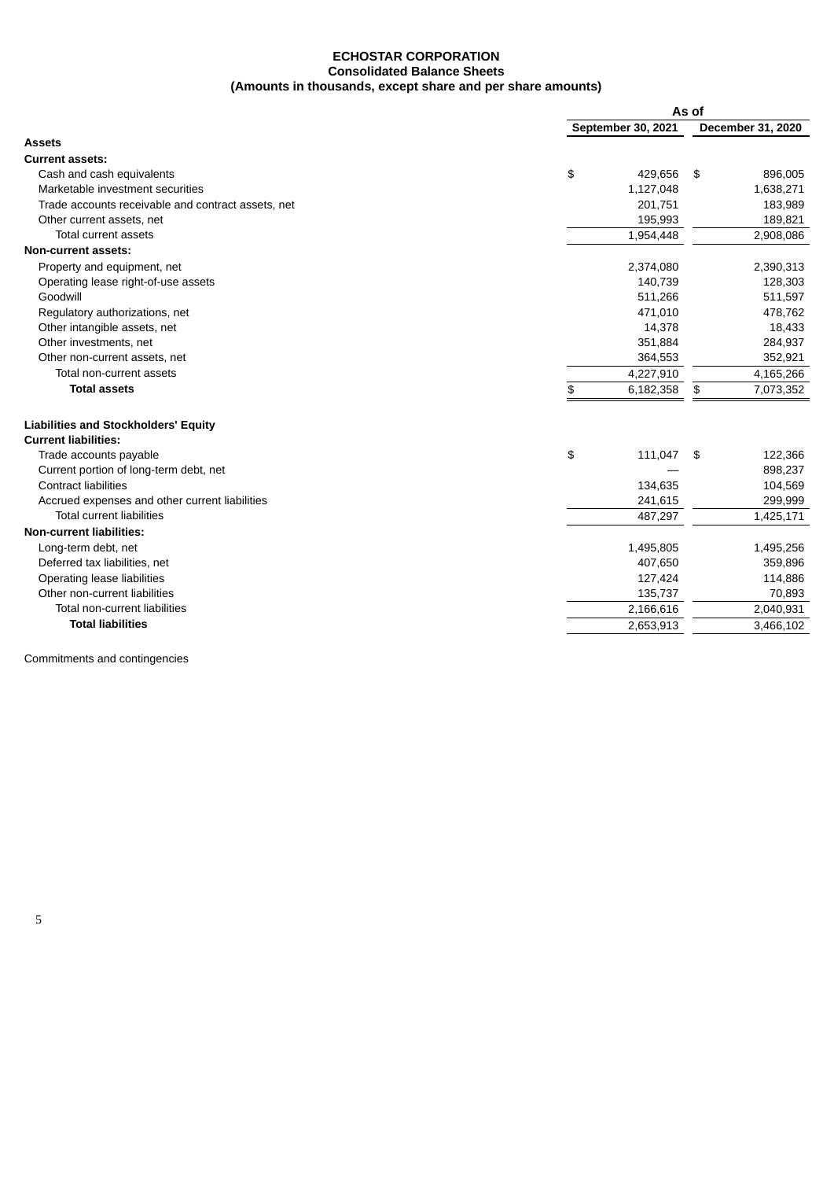# ECHOSTAR CORPORATION

## Consolidated Balance Sheets

### (Amounts in thousands, except share and per share amounts)

| | As of | |
|---|---|---|
| | September 30, 2021 | December 31, 2020 |
| **Assets** | | |
| **Current assets:** | | |
| Cash and cash equivalents | $ 429,656 | $ 896,005 |
| Marketable investment securities | 1,127,048 | 1,638,271 |
| Trade accounts receivable and contract assets, net | 201,751 | 183,989 |
| Other current assets, net | 195,993 | 189,821 |
| Total current assets | 1,954,448 | 2,908,086 |
| **Non-current assets:** | | |
| Property and equipment, net | 2,374,080 | 2,390,313 |
| Operating lease right-of-use assets | 140,739 | 128,303 |
| Goodwill | 511,266 | 511,597 |
| Regulatory authorizations, net | 471,010 | 478,762 |
| Other intangible assets, net | 14,378 | 18,433 |
| Other investments, net | 351,884 | 284,937 |
| Other non-current assets, net | 364,553 | 352,921 |
| Total non-current assets | 4,227,910 | 4,165,266 |
| **Total assets** | $ 6,182,358 | $ 7,073,352 |
| | | |
| **Liabilities and Stockholders' Equity** | | |
| **Current liabilities:** | | |
| Trade accounts payable | $ 111,047 | $ 122,366 |
| Current portion of long-term debt, net | — | 898,237 |
| Contract liabilities | 134,635 | 104,569 |
| Accrued expenses and other current liabilities | 241,615 | 299,999 |
| Total current liabilities | 487,297 | 1,425,171 |
| **Non-current liabilities:** | | |
| Long-term debt, net | 1,495,805 | 1,495,256 |
| Deferred tax liabilities, net | 407,650 | 359,896 |
| Operating lease liabilities | 127,424 | 114,886 |
| Other non-current liabilities | 135,737 | 70,893 |
| Total non-current liabilities | 2,166,616 | 2,040,931 |
| **Total liabilities** | 2,653,913 | 3,466,102 |

Commitments and contingencies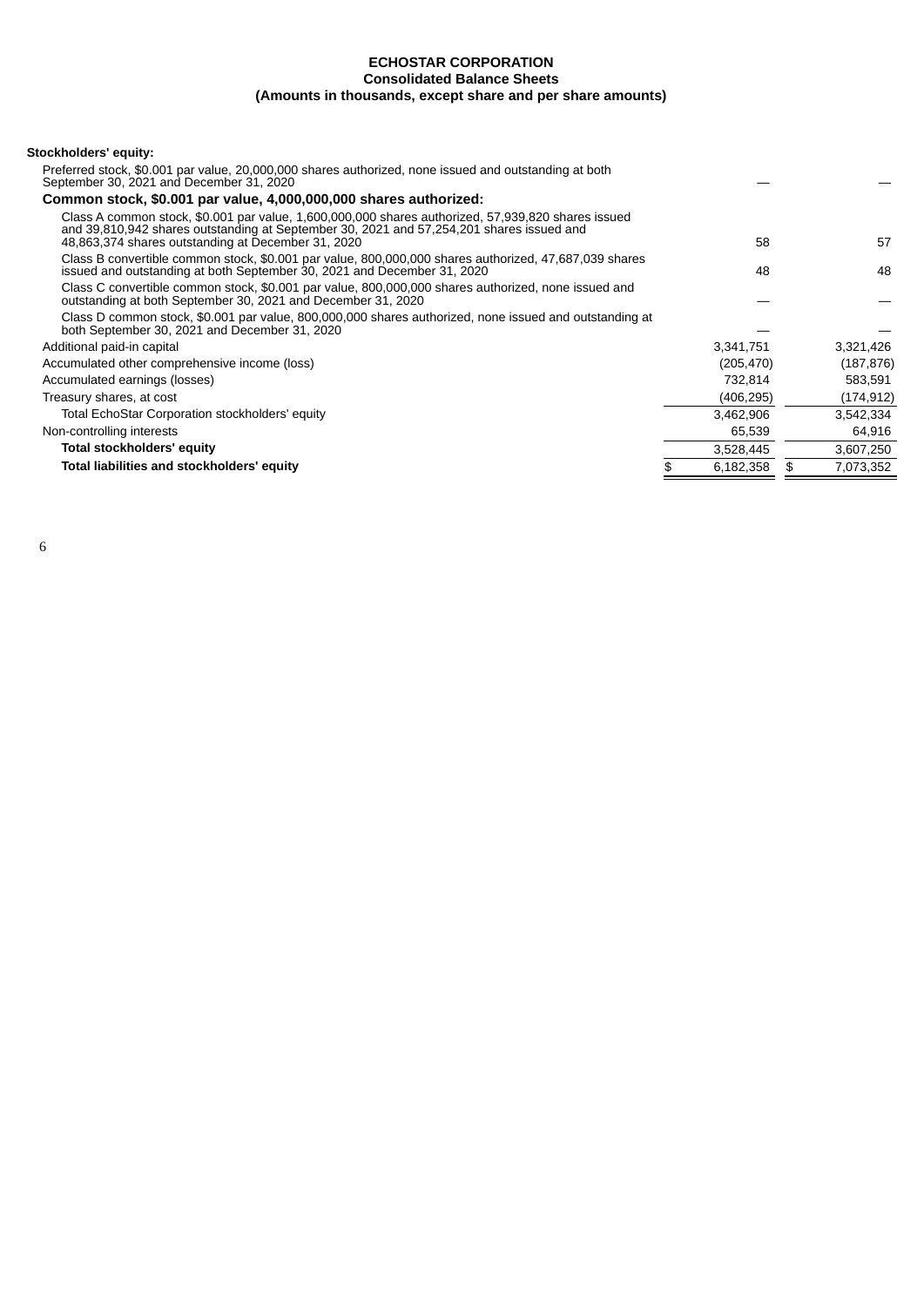**ECHOSTAR CORPORATION**
**Consolidated Balance Sheets**
**(Amounts in thousands, except share and per share amounts)**

| | | |
|---|---|---|
| **Stockholders' equity:** | | |
| Preferred stock, $0.001 par value, 20,000,000 shares authorized, none issued and outstanding at both September 30, 2021 and December 31, 2020 | — | — |
| **Common stock, $0.001 par value, 4,000,000,000 shares authorized:** | | |
| Class A common stock, $0.001 par value, 1,600,000,000 shares authorized, 57,939,820 shares issued and 39,810,942 shares outstanding at September 30, 2021 and 57,254,201 shares issued and 48,863,374 shares outstanding at December 31, 2020 | 58 | 57 |
| Class B convertible common stock, $0.001 par value, 800,000,000 shares authorized, 47,687,039 shares issued and outstanding at both September 30, 2021 and December 31, 2020 | 48 | 48 |
| Class C convertible common stock, $0.001 par value, 800,000,000 shares authorized, none issued and outstanding at both September 30, 2021 and December 31, 2020 | — | — |
| Class D common stock, $0.001 par value, 800,000,000 shares authorized, none issued and outstanding at both September 30, 2021 and December 31, 2020 | — | — |
| Additional paid-in capital | 3,341,751 | 3,321,426 |
| Accumulated other comprehensive income (loss) | (205,470) | (187,876) |
| Accumulated earnings (losses) | 732,814 | 583,591 |
| Treasury shares, at cost | (406,295) | (174,912) |
| Total EchoStar Corporation stockholders' equity | 3,462,906 | 3,542,334 |
| Non-controlling interests | 65,539 | 64,916 |
| **Total stockholders' equity** | 3,528,445 | 3,607,250 |
| **Total liabilities and stockholders' equity** | $ 6,182,358 | $ 7,073,352 |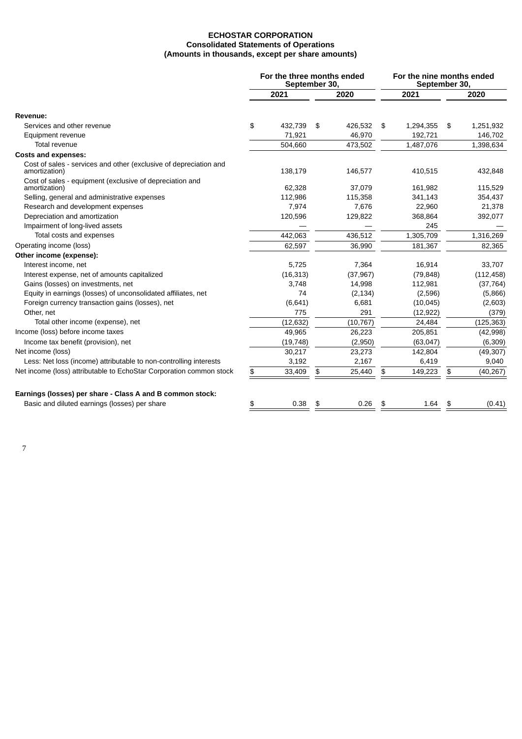**ECHOSTAR CORPORATION**
**Consolidated Statements of Operations**
**(Amounts in thousands, except per share amounts)**

| | For the three months ended September 30, | | For the nine months ended September 30, | |
|---|---|---|---|---|
| | 2021 | 2020 | 2021 | 2020 |
| **Revenue:** | | | | |
| Services and other revenue | $ 432,739 | $ 426,532 | $ 1,294,355 | $ 1,251,932 |
| Equipment revenue | 71,921 | 46,970 | 192,721 | 146,702 |
| Total revenue | 504,660 | 473,502 | 1,487,076 | 1,398,634 |
| **Costs and expenses:** | | | | |
| Cost of sales - services and other (exclusive of depreciation and amortization) | 138,179 | 146,577 | 410,515 | 432,848 |
| Cost of sales - equipment (exclusive of depreciation and amortization) | 62,328 | 37,079 | 161,982 | 115,529 |
| Selling, general and administrative expenses | 112,986 | 115,358 | 341,143 | 354,437 |
| Research and development expenses | 7,974 | 7,676 | 22,960 | 21,378 |
| Depreciation and amortization | 120,596 | 129,822 | 368,864 | 392,077 |
| Impairment of long-lived assets | — | — | 245 | — |
| Total costs and expenses | 442,063 | 436,512 | 1,305,709 | 1,316,269 |
| Operating income (loss) | 62,597 | 36,990 | 181,367 | 82,365 |
| **Other income (expense):** | | | | |
| Interest income, net | 5,725 | 7,364 | 16,914 | 33,707 |
| Interest expense, net of amounts capitalized | (16,313) | (37,967) | (79,848) | (112,458) |
| Gains (losses) on investments, net | 3,748 | 14,998 | 112,981 | (37,764) |
| Equity in earnings (losses) of unconsolidated affiliates, net | 74 | (2,134) | (2,596) | (5,866) |
| Foreign currency transaction gains (losses), net | (6,641) | 6,681 | (10,045) | (2,603) |
| Other, net | 775 | 291 | (12,922) | (379) |
| Total other income (expense), net | (12,632) | (10,767) | 24,484 | (125,363) |
| Income (loss) before income taxes | 49,965 | 26,223 | 205,851 | (42,998) |
| Income tax benefit (provision), net | (19,748) | (2,950) | (63,047) | (6,309) |
| Net income (loss) | 30,217 | 23,273 | 142,804 | (49,307) |
| Less: Net loss (income) attributable to non-controlling interests | 3,192 | 2,167 | 6,419 | 9,040 |
| Net income (loss) attributable to EchoStar Corporation common stock | $ 33,409 | $ 25,440 | $ 149,223 | $ (40,267) |
| **Earnings (losses) per share - Class A and B common stock:** | | | | |
| Basic and diluted earnings (losses) per share | $ 0.38 | $ 0.26 | $ 1.64 | $ (0.41) |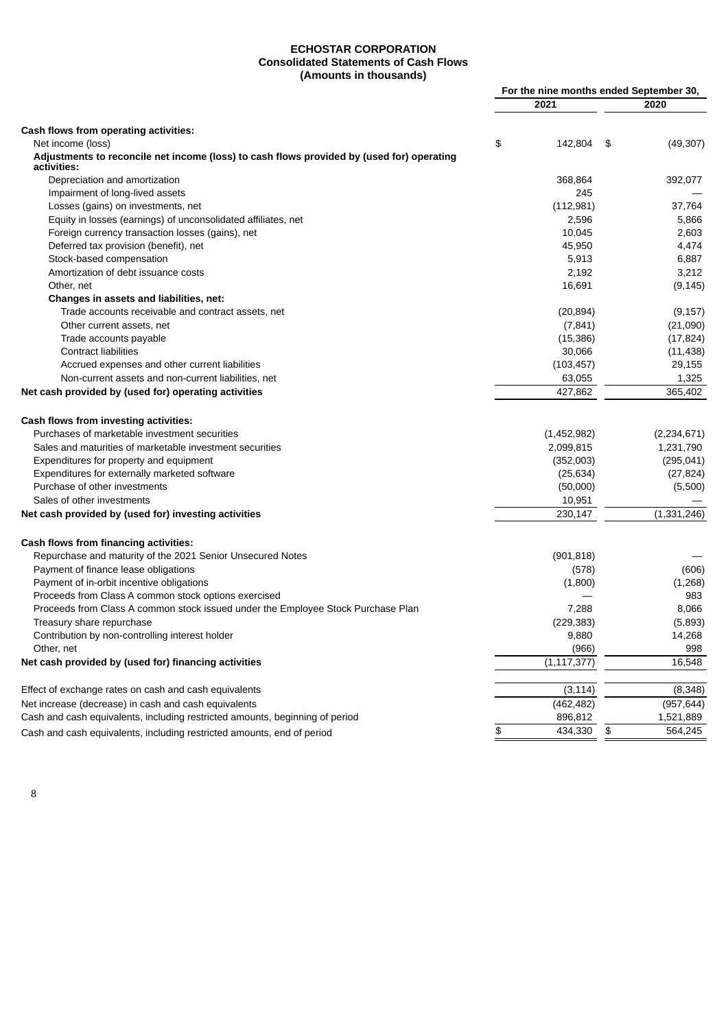**ECHOSTAR CORPORATION**
**Consolidated Statements of Cash Flows**
**(Amounts in thousands)**

| | For the nine months ended September 30, | |
|---|---|---|
| | 2021 | 2020 |
| **Cash flows from operating activities:** | | |
| Net income (loss) | $ 142,804 | $ (49,307) |
| **Adjustments to reconcile net income (loss) to cash flows provided by (used for) operating activities:** | | |
| Depreciation and amortization | 368,864 | 392,077 |
| Impairment of long-lived assets | 245 | — |
| Losses (gains) on investments, net | (112,981) | 37,764 |
| Equity in losses (earnings) of unconsolidated affiliates, net | 2,596 | 5,866 |
| Foreign currency transaction losses (gains), net | 10,045 | 2,603 |
| Deferred tax provision (benefit), net | 45,950 | 4,474 |
| Stock-based compensation | 5,913 | 6,887 |
| Amortization of debt issuance costs | 2,192 | 3,212 |
| Other, net | 16,691 | (9,145) |
| **Changes in assets and liabilities, net:** | | |
| Trade accounts receivable and contract assets, net | (20,894) | (9,157) |
| Other current assets, net | (7,841) | (21,090) |
| Trade accounts payable | (15,386) | (17,824) |
| Contract liabilities | 30,066 | (11,438) |
| Accrued expenses and other current liabilities | (103,457) | 29,155 |
| Non-current assets and non-current liabilities, net | 63,055 | 1,325 |
| **Net cash provided by (used for) operating activities** | 427,862 | 365,402 |
| **Cash flows from investing activities:** | | |
| Purchases of marketable investment securities | (1,452,982) | (2,234,671) |
| Sales and maturities of marketable investment securities | 2,099,815 | 1,231,790 |
| Expenditures for property and equipment | (352,003) | (295,041) |
| Expenditures for externally marketed software | (25,634) | (27,824) |
| Purchase of other investments | (50,000) | (5,500) |
| Sales of other investments | 10,951 | — |
| **Net cash provided by (used for) investing activities** | 230,147 | (1,331,246) |
| **Cash flows from financing activities:** | | |
| Repurchase and maturity of the 2021 Senior Unsecured Notes | (901,818) | — |
| Payment of finance lease obligations | (578) | (606) |
| Payment of in-orbit incentive obligations | (1,800) | (1,268) |
| Proceeds from Class A common stock options exercised | — | 983 |
| Proceeds from Class A common stock issued under the Employee Stock Purchase Plan | 7,288 | 8,066 |
| Treasury share repurchase | (229,383) | (5,893) |
| Contribution by non-controlling interest holder | 9,880 | 14,268 |
| Other, net | (966) | 998 |
| **Net cash provided by (used for) financing activities** | (1,117,377) | 16,548 |
| Effect of exchange rates on cash and cash equivalents | (3,114) | (8,348) |
| Net increase (decrease) in cash and cash equivalents | (462,482) | (957,644) |
| Cash and cash equivalents, including restricted amounts, beginning of period | 896,812 | 1,521,889 |
| Cash and cash equivalents, including restricted amounts, end of period | $ 434,330 | $ 564,245 |